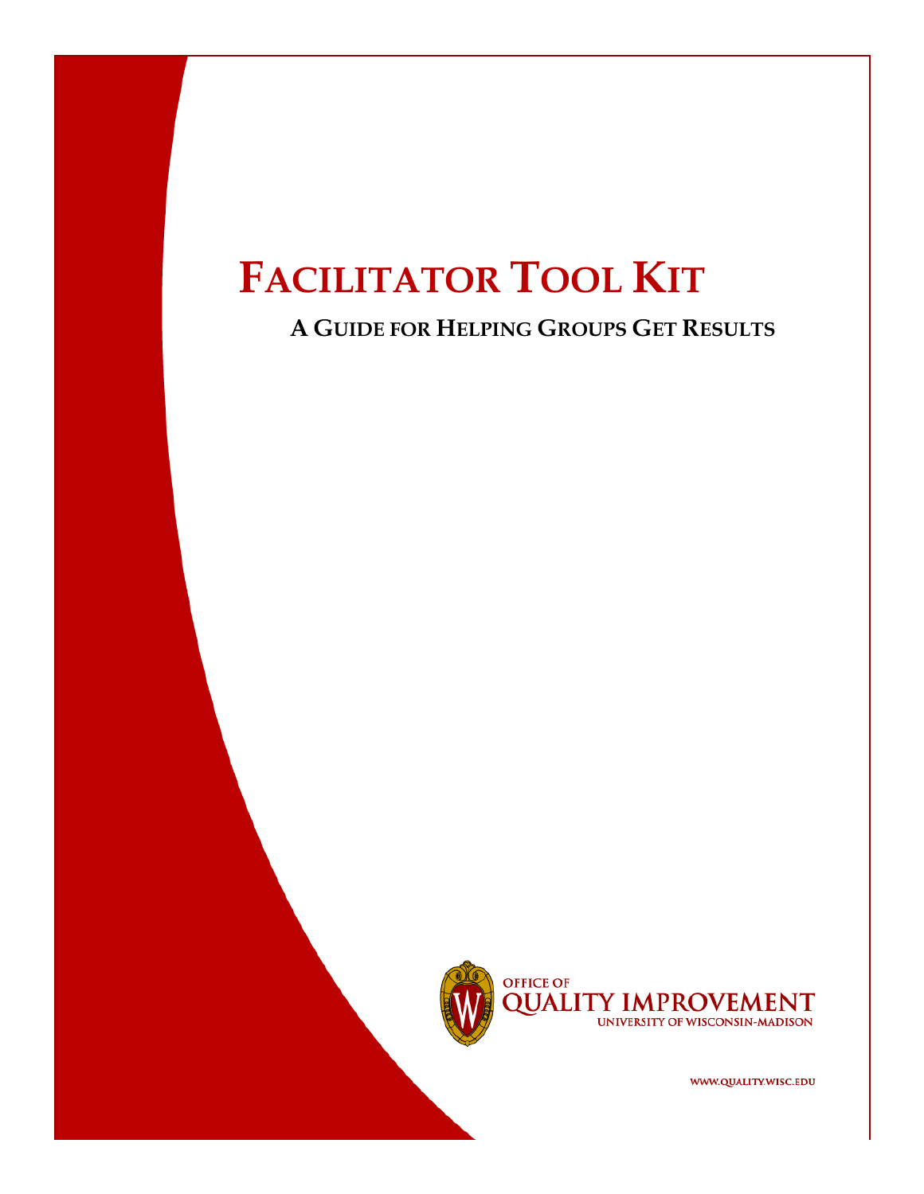# FACILITATOR TOOL KIT

## A GUIDE FOR HELPING GROUPS GET RESULTS

OFFICE OF
QUALITY IMPROVEMENT
UNIVERSITY OF WISCONSIN-MADISON

WWW.QUALITY.WISC.EDU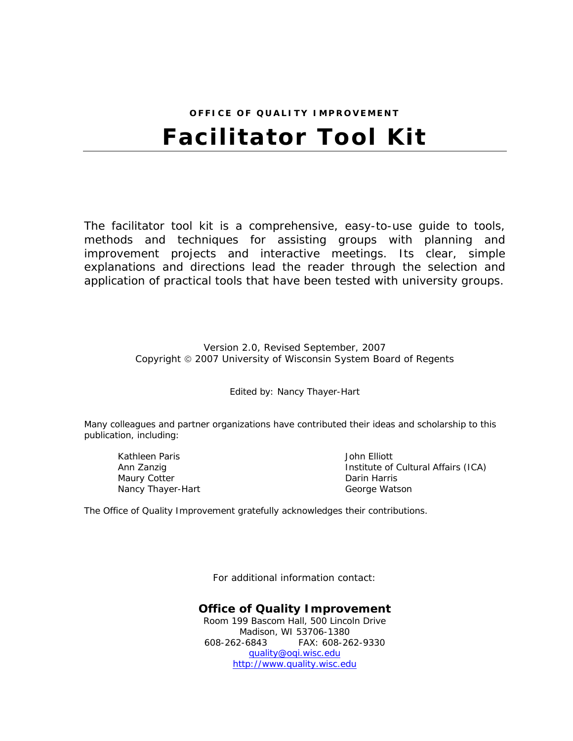**OFFICE OF QUALITY IMPROVEMENT**

# Facilitator Tool Kit

The facilitator tool kit is a comprehensive, easy-to-use guide to tools, methods and techniques for assisting groups with planning and improvement projects and interactive meetings. Its clear, simple explanations and directions lead the reader through the selection and application of practical tools that have been tested with university groups.

Version 2.0, Revised September, 2007
Copyright © 2007 University of Wisconsin System Board of Regents

Edited by: Nancy Thayer-Hart

Many colleagues and partner organizations have contributed their ideas and scholarship to this publication, including:

- Kathleen Paris
- Ann Zanzig
- Maury Cotter
- Nancy Thayer-Hart
- John Elliott
- Institute of Cultural Affairs (ICA)
- Darin Harris
- George Watson

The Office of Quality Improvement gratefully acknowledges their contributions.

For additional information contact:

**Office of Quality Improvement**
Room 199 Bascom Hall, 500 Lincoln Drive
Madison, WI 53706-1380
608-262-6843 FAX: 608-262-9330
quality@oqi.wisc.edu
http://www.quality.wisc.edu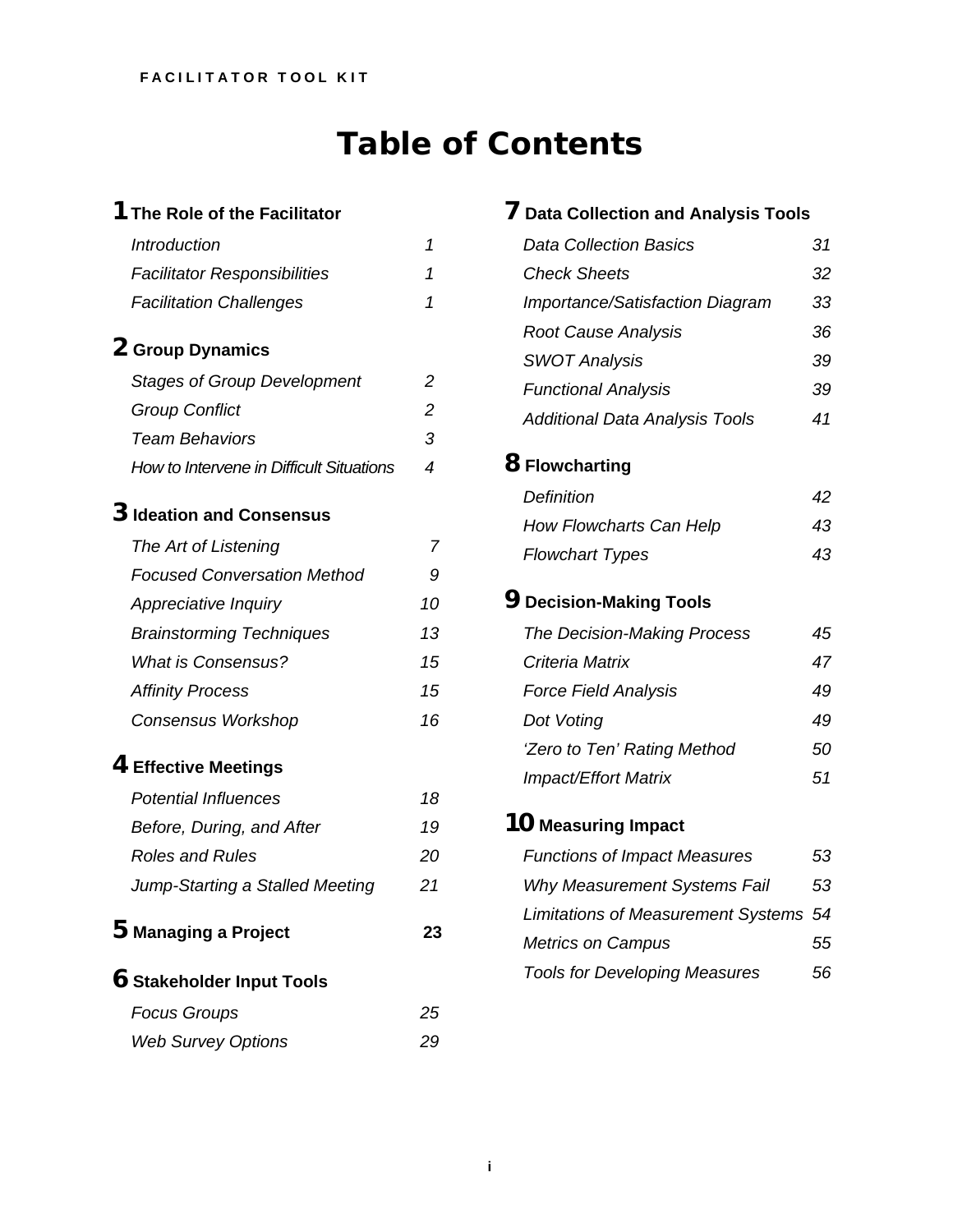# Table of Contents

## 1 The Role of the Facilitator

| | |
|---|---|
| *Introduction* | *1* |
| *Facilitator Responsibilities* | *1* |
| *Facilitation Challenges* | *1* |

## 2 Group Dynamics

| | |
|---|---|
| *Stages of Group Development* | *2* |
| *Group Conflict* | *2* |
| *Team Behaviors* | *3* |
| *How to Intervene in Difficult Situations* | *4* |

## 3 Ideation and Consensus

| | |
|---|---|
| *The Art of Listening* | *7* |
| *Focused Conversation Method* | *9* |
| *Appreciative Inquiry* | *10* |
| *Brainstorming Techniques* | *13* |
| *What is Consensus?* | *15* |
| *Affinity Process* | *15* |
| *Consensus Workshop* | *16* |

## 4 Effective Meetings

| | |
|---|---|
| *Potential Influences* | *18* |
| *Before, During, and After* | *19* |
| *Roles and Rules* | *20* |
| *Jump-Starting a Stalled Meeting* | *21* |

## 5 Managing a Project — 23

## 6 Stakeholder Input Tools

| | |
|---|---|
| *Focus Groups* | *25* |
| *Web Survey Options* | *29* |

## 7 Data Collection and Analysis Tools

| | |
|---|---|
| *Data Collection Basics* | *31* |
| *Check Sheets* | *32* |
| *Importance/Satisfaction Diagram* | *33* |
| *Root Cause Analysis* | *36* |
| *SWOT Analysis* | *39* |
| *Functional Analysis* | *39* |
| *Additional Data Analysis Tools* | *41* |

## 8 Flowcharting

| | |
|---|---|
| *Definition* | *42* |
| *How Flowcharts Can Help* | *43* |
| *Flowchart Types* | *43* |

## 9 Decision-Making Tools

| | |
|---|---|
| *The Decision-Making Process* | *45* |
| *Criteria Matrix* | *47* |
| *Force Field Analysis* | *49* |
| *Dot Voting* | *49* |
| *'Zero to Ten' Rating Method* | *50* |
| *Impact/Effort Matrix* | *51* |

## 10 Measuring Impact

| | |
|---|---|
| *Functions of Impact Measures* | *53* |
| *Why Measurement Systems Fail* | *53* |
| *Limitations of Measurement Systems* | *54* |
| *Metrics on Campus* | *55* |
| *Tools for Developing Measures* | *56* |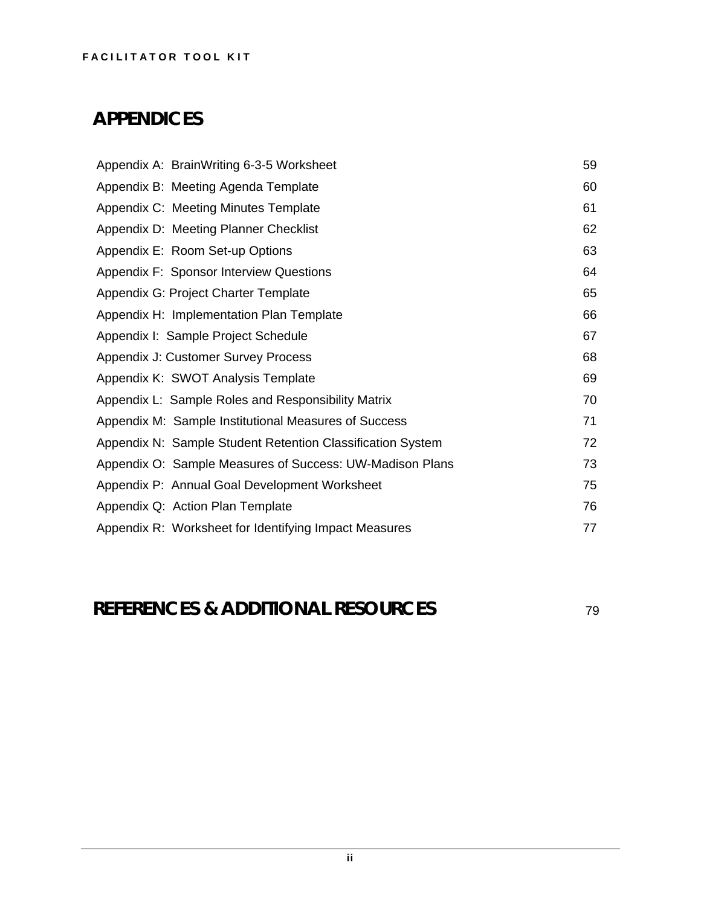## APPENDICES

| | |
|---|---|
| Appendix A: BrainWriting 6-3-5 Worksheet | 59 |
| Appendix B: Meeting Agenda Template | 60 |
| Appendix C: Meeting Minutes Template | 61 |
| Appendix D: Meeting Planner Checklist | 62 |
| Appendix E: Room Set-up Options | 63 |
| Appendix F: Sponsor Interview Questions | 64 |
| Appendix G: Project Charter Template | 65 |
| Appendix H: Implementation Plan Template | 66 |
| Appendix I: Sample Project Schedule | 67 |
| Appendix J: Customer Survey Process | 68 |
| Appendix K: SWOT Analysis Template | 69 |
| Appendix L: Sample Roles and Responsibility Matrix | 70 |
| Appendix M: Sample Institutional Measures of Success | 71 |
| Appendix N: Sample Student Retention Classification System | 72 |
| Appendix O: Sample Measures of Success: UW-Madison Plans | 73 |
| Appendix P: Annual Goal Development Worksheet | 75 |
| Appendix Q: Action Plan Template | 76 |
| Appendix R: Worksheet for Identifying Impact Measures | 77 |

## REFERENCES & ADDITIONAL RESOURCES 79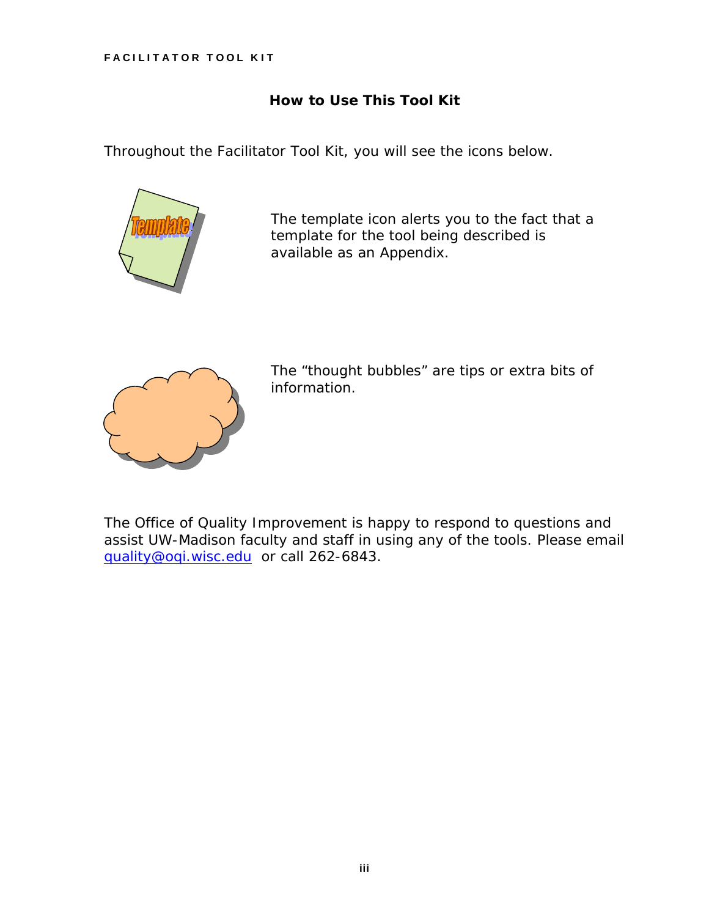## How to Use This Tool Kit

Throughout the Facilitator Tool Kit, you will see the icons below.

The template icon alerts you to the fact that a template for the tool being described is available as an Appendix.

The "thought bubbles" are tips or extra bits of information.

The Office of Quality Improvement is happy to respond to questions and assist UW-Madison faculty and staff in using any of the tools. Please email quality@oqi.wisc.edu or call 262-6843.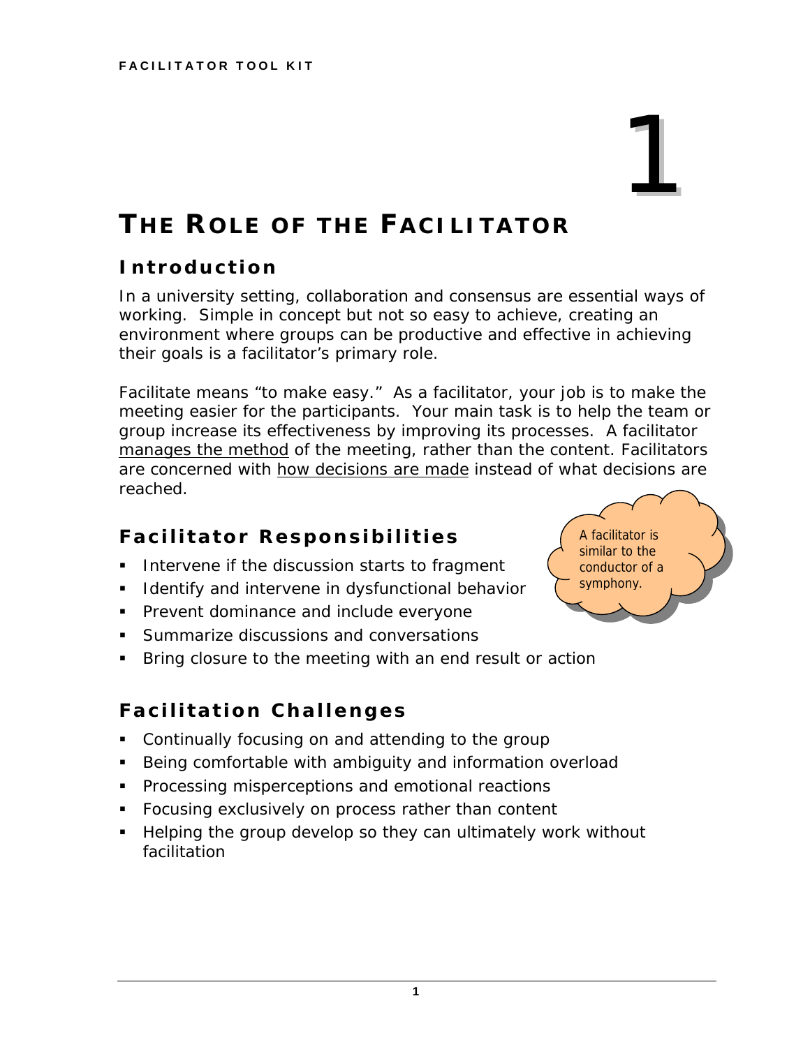# 1

# THE ROLE OF THE FACILITATOR

## Introduction

In a university setting, collaboration and consensus are essential ways of working. Simple in concept but not so easy to achieve, creating an environment where groups can be productive and effective in achieving their goals is a facilitator's primary role.

Facilitate means "to make easy." As a facilitator, your job is to make the meeting easier for the participants. Your main task is to help the team or group increase its effectiveness by improving its processes. A facilitator manages the method of the meeting, rather than the content. Facilitators are concerned with how decisions are made instead of what decisions are reached.

## Facilitator Responsibilities

A facilitator is similar to the conductor of a symphony.

- Intervene if the discussion starts to fragment
- Identify and intervene in dysfunctional behavior
- Prevent dominance and include everyone
- Summarize discussions and conversations
- Bring closure to the meeting with an end result or action

## Facilitation Challenges

- Continually focusing on and attending to the group
- Being comfortable with ambiguity and information overload
- Processing misperceptions and emotional reactions
- Focusing exclusively on process rather than content
- Helping the group develop so they can ultimately work without facilitation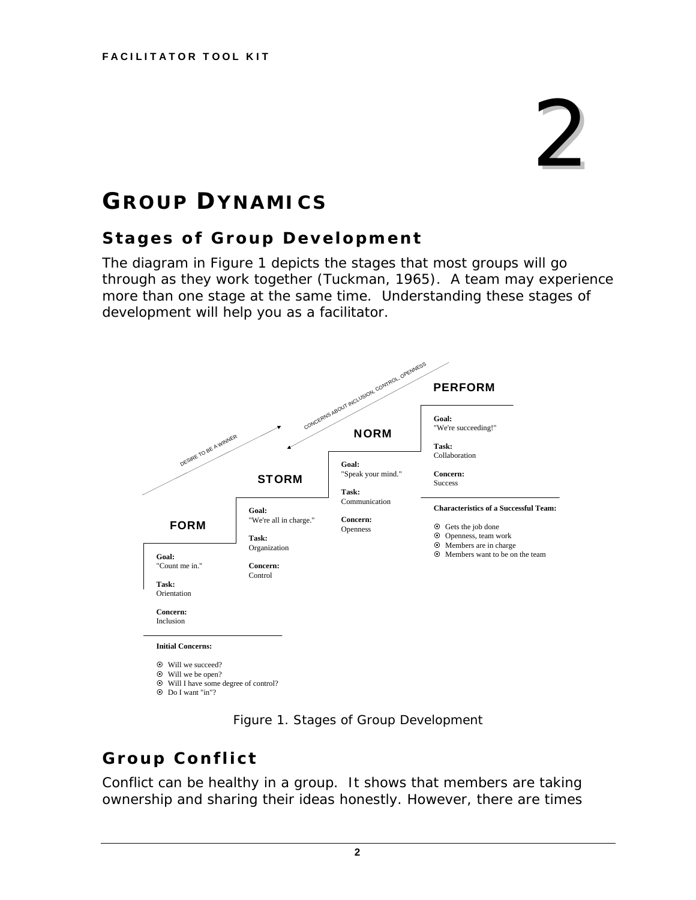# 2

# GROUP DYNAMICS

## Stages of Group Development

The diagram in Figure 1 depicts the stages that most groups will go through as they work together (Tuckman, 1965). A team may experience more than one stage at the same time. Understanding these stages of development will help you as a facilitator.

DESIRE TO BE A WINNER

CONCERNS ABOUT INCLUSION, CONTROL, OPENNESS

**FORM**

**Goal:**
"Count me in."

**Task:**
Orientation

**Concern:**
Inclusion

**STORM**

**Goal:**
"We're all in charge."

**Task:**
Organization

**Concern:**
Control

**NORM**

**Goal:**
"Speak your mind."

**Task:**
Communication

**Concern:**
Openness

**PERFORM**

**Goal:**
"We're succeeding!"

**Task:**
Collaboration

**Concern:**
Success

**Characteristics of a Successful Team:**

- Gets the job done
- Openness, team work
- Members are in charge
- Members want to be on the team

**Initial Concerns:**

- Will we succeed?
- Will we be open?
- Will I have some degree of control?
- Do I want "in"?

Figure 1. Stages of Group Development

## Group Conflict

Conflict can be healthy in a group. It shows that members are taking ownership and sharing their ideas honestly. However, there are times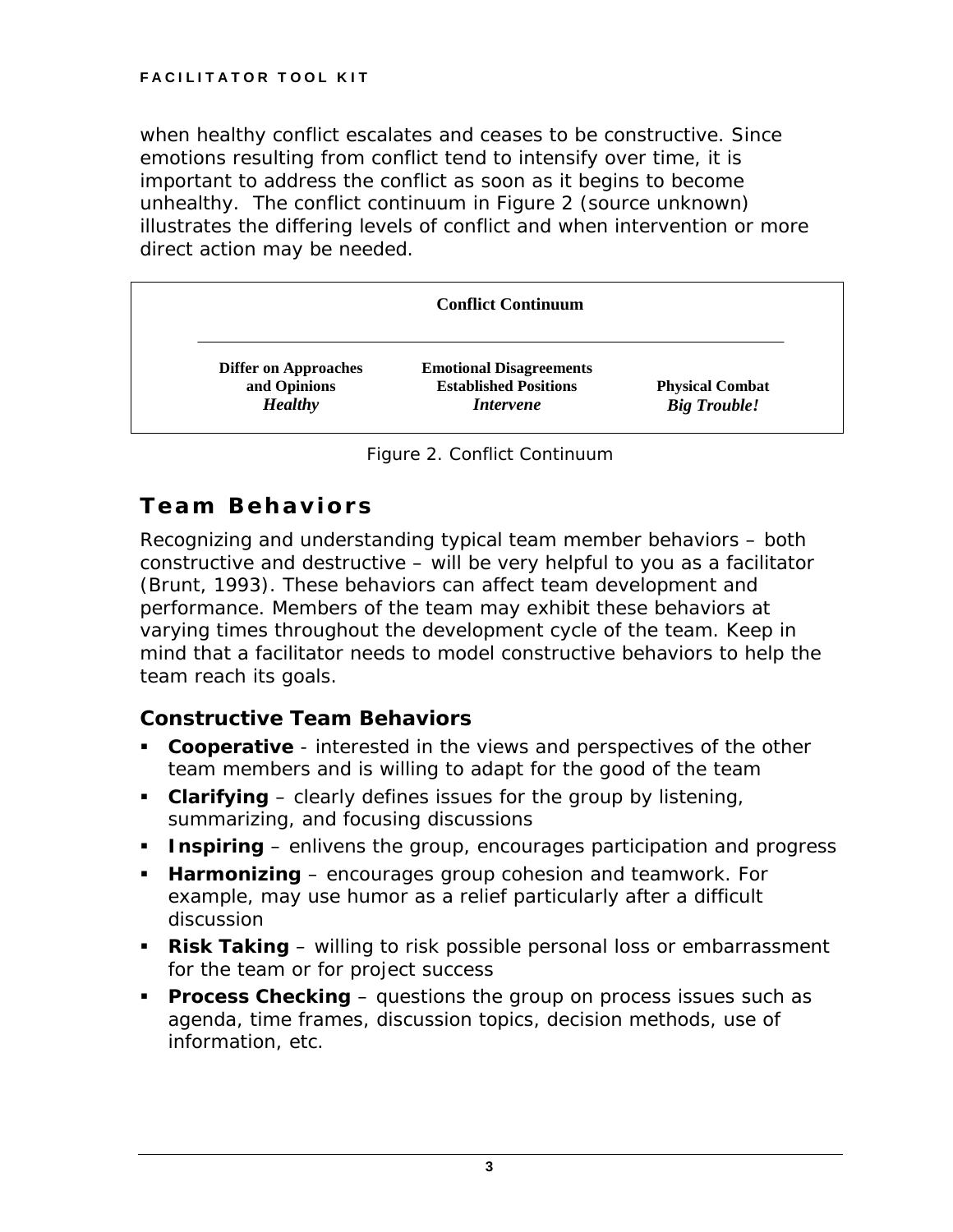when healthy conflict escalates and ceases to be constructive. Since emotions resulting from conflict tend to intensify over time, it is important to address the conflict as soon as it begins to become unhealthy. The conflict continuum in Figure 2 (source unknown) illustrates the differing levels of conflict and when intervention or more direct action may be needed.

| Conflict Continuum | | |
|---|---|---|
| **Differ on Approaches and Opinions** *Healthy* | **Emotional Disagreements Established Positions** *Intervene* | **Physical Combat** *Big Trouble!* |

Figure 2. Conflict Continuum

## Team Behaviors

Recognizing and understanding typical team member behaviors – both constructive and destructive – will be very helpful to you as a facilitator (Brunt, 1993). These behaviors can affect team development and performance. Members of the team may exhibit these behaviors at varying times throughout the development cycle of the team. Keep in mind that a facilitator needs to model constructive behaviors to help the team reach its goals.

### Constructive Team Behaviors

- **Cooperative** - interested in the views and perspectives of the other team members and is willing to adapt for the good of the team
- **Clarifying** – clearly defines issues for the group by listening, summarizing, and focusing discussions
- **Inspiring** – enlivens the group, encourages participation and progress
- **Harmonizing** – encourages group cohesion and teamwork. For example, may use humor as a relief particularly after a difficult discussion
- **Risk Taking** – willing to risk possible personal loss or embarrassment for the team or for project success
- **Process Checking** – questions the group on process issues such as agenda, time frames, discussion topics, decision methods, use of information, etc.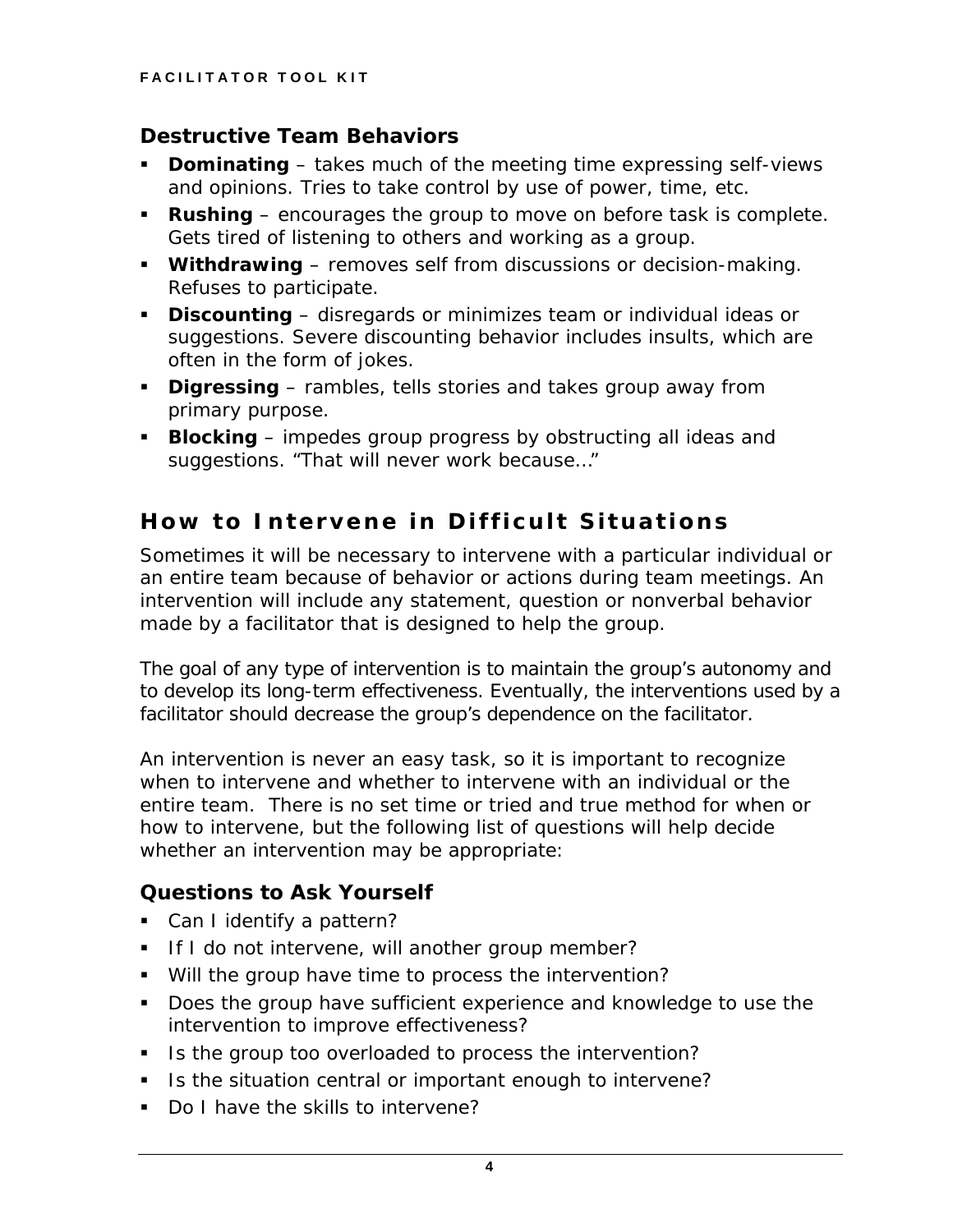### Destructive Team Behaviors

- **Dominating** – takes much of the meeting time expressing self-views and opinions. Tries to take control by use of power, time, etc.
- **Rushing** – encourages the group to move on before task is complete. Gets tired of listening to others and working as a group.
- **Withdrawing** – removes self from discussions or decision-making. Refuses to participate.
- **Discounting** – disregards or minimizes team or individual ideas or suggestions. Severe discounting behavior includes insults, which are often in the form of jokes.
- **Digressing** – rambles, tells stories and takes group away from primary purpose.
- **Blocking** – impedes group progress by obstructing all ideas and suggestions. "That will never work because…"

## How to Intervene in Difficult Situations

Sometimes it will be necessary to intervene with a particular individual or an entire team because of behavior or actions during team meetings. An intervention will include any statement, question or nonverbal behavior made by a facilitator that is designed to help the group.

The goal of any type of intervention is to maintain the group's autonomy and to develop its long-term effectiveness. Eventually, the interventions used by a facilitator should decrease the group's dependence on the facilitator.

An intervention is never an easy task, so it is important to recognize when to intervene and whether to intervene with an individual or the entire team. There is no set time or tried and true method for when or how to intervene, but the following list of questions will help decide whether an intervention may be appropriate:

### Questions to Ask Yourself

- Can I identify a pattern?
- If I do not intervene, will another group member?
- Will the group have time to process the intervention?
- Does the group have sufficient experience and knowledge to use the intervention to improve effectiveness?
- Is the group too overloaded to process the intervention?
- Is the situation central or important enough to intervene?
- Do I have the skills to intervene?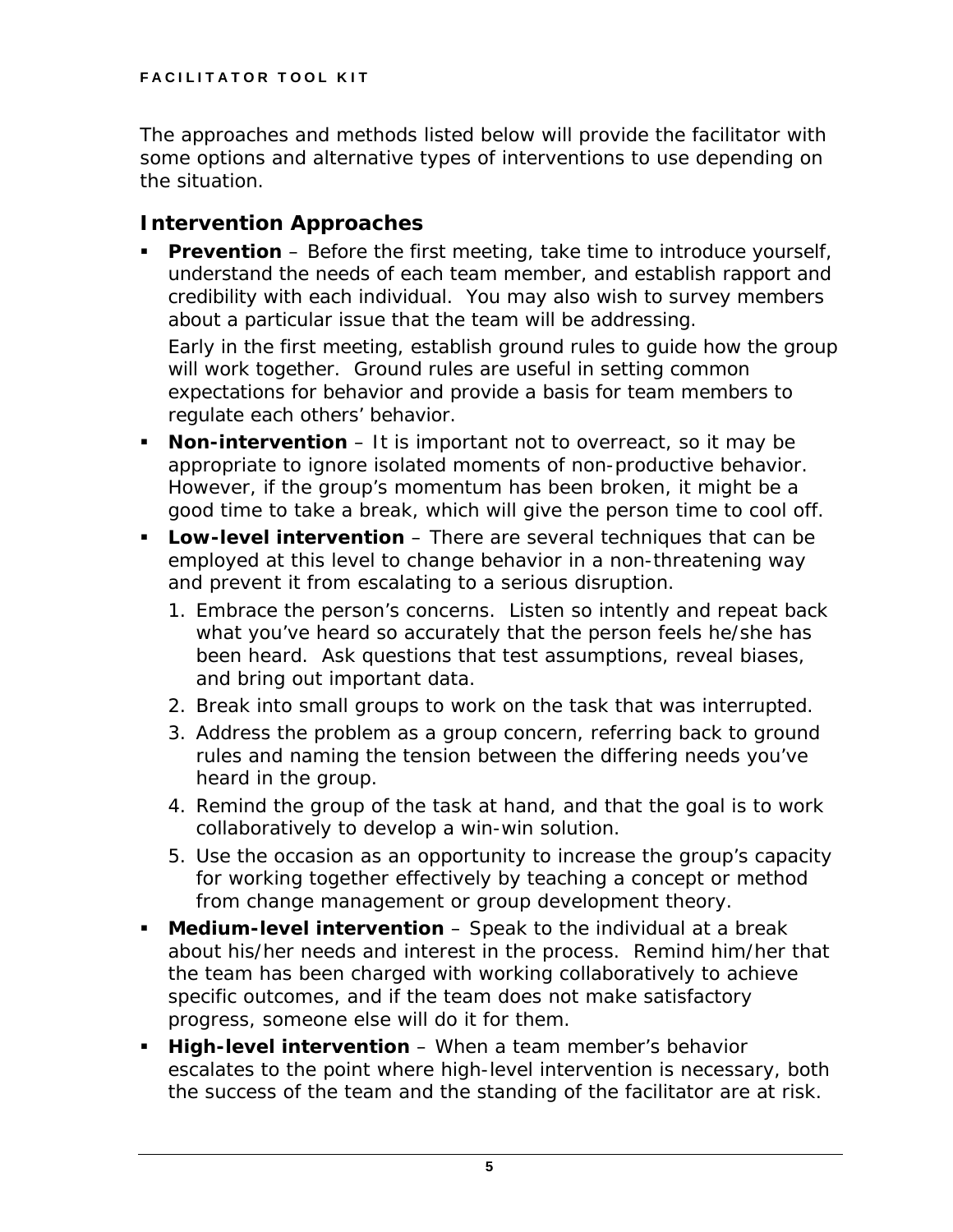The approaches and methods listed below will provide the facilitator with some options and alternative types of interventions to use depending on the situation.

## Intervention Approaches

- **Prevention** – Before the first meeting, take time to introduce yourself, understand the needs of each team member, and establish rapport and credibility with each individual. You may also wish to survey members about a particular issue that the team will be addressing.

  Early in the first meeting, establish ground rules to guide how the group will work together. Ground rules are useful in setting common expectations for behavior and provide a basis for team members to regulate each others' behavior.

- **Non-intervention** – It is important not to overreact, so it may be appropriate to ignore isolated moments of non-productive behavior. However, if the group's momentum has been broken, it might be a good time to take a break, which will give the person time to cool off.

- **Low-level intervention** – There are several techniques that can be employed at this level to change behavior in a non-threatening way and prevent it from escalating to a serious disruption.
  1. Embrace the person's concerns. Listen so intently and repeat back what you've heard so accurately that the person feels he/she has been heard. Ask questions that test assumptions, reveal biases, and bring out important data.
  2. Break into small groups to work on the task that was interrupted.
  3. Address the problem as a group concern, referring back to ground rules and naming the tension between the differing needs you've heard in the group.
  4. Remind the group of the task at hand, and that the goal is to work collaboratively to develop a win-win solution.
  5. Use the occasion as an opportunity to increase the group's capacity for working together effectively by teaching a concept or method from change management or group development theory.

- **Medium-level intervention** – Speak to the individual at a break about his/her needs and interest in the process. Remind him/her that the team has been charged with working collaboratively to achieve specific outcomes, and if the team does not make satisfactory progress, someone else will do it for them.

- **High-level intervention** – When a team member's behavior escalates to the point where high-level intervention is necessary, both the success of the team and the standing of the facilitator are at risk.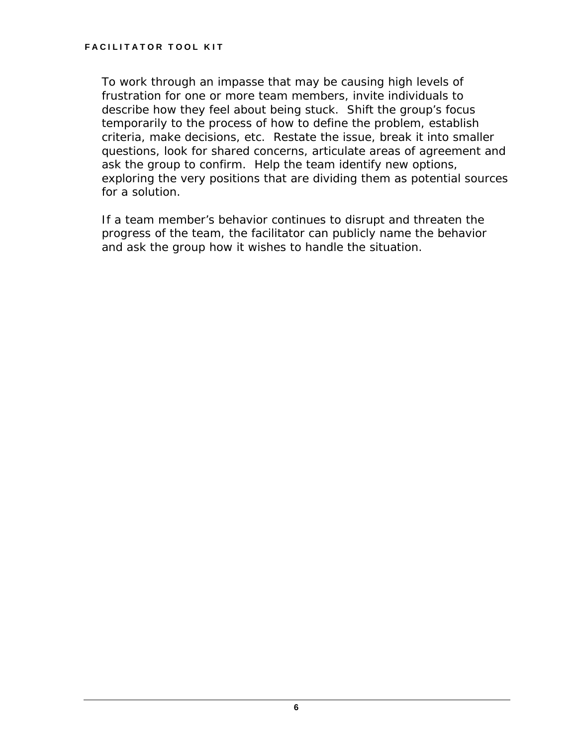To work through an impasse that may be causing high levels of frustration for one or more team members, invite individuals to describe how they feel about being stuck.  Shift the group's focus temporarily to the process of how to define the problem, establish criteria, make decisions, etc.  Restate the issue, break it into smaller questions, look for shared concerns, articulate areas of agreement and ask the group to confirm.  Help the team identify new options, exploring the very positions that are dividing them as potential sources for a solution.

If a team member's behavior continues to disrupt and threaten the progress of the team, the facilitator can publicly name the behavior and ask the group how it wishes to handle the situation.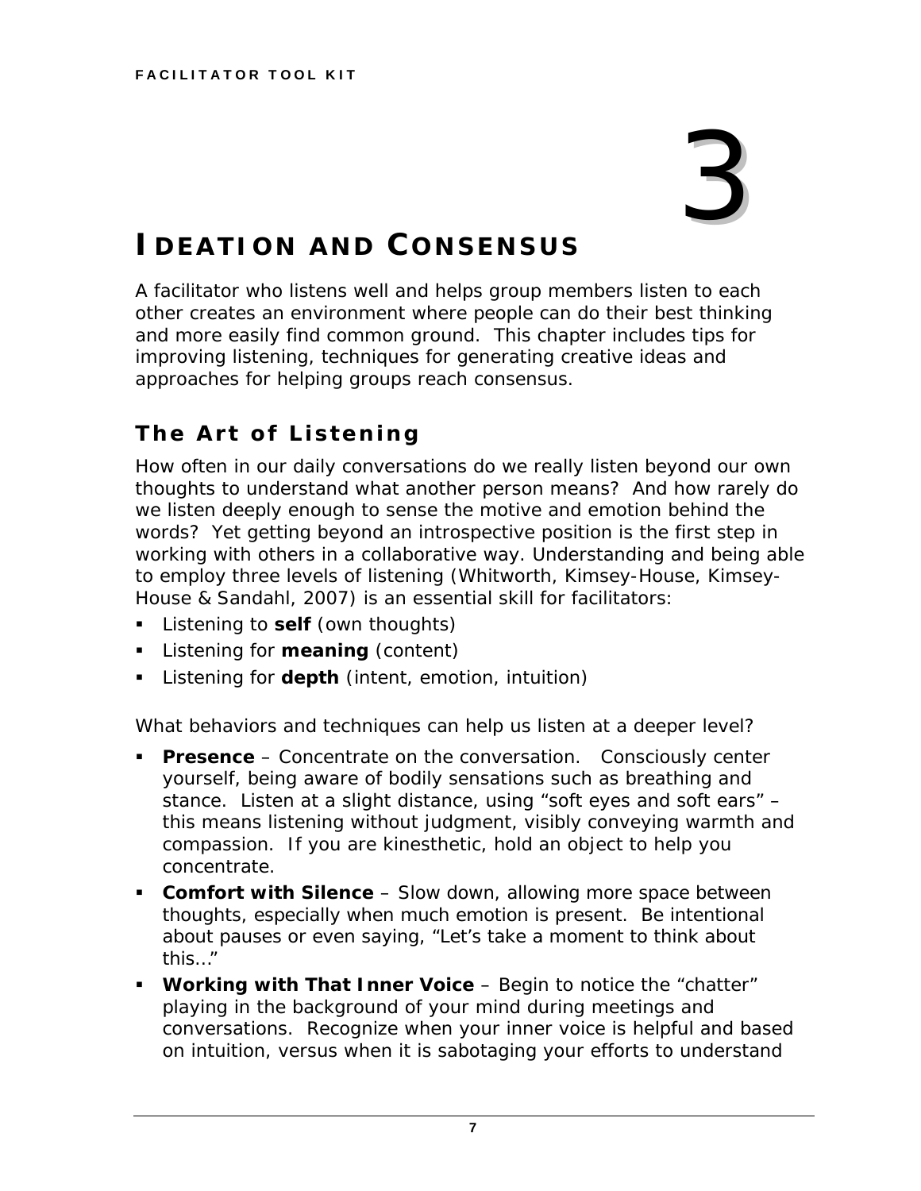# 3

# IDEATION AND CONSENSUS

A facilitator who listens well and helps group members listen to each other creates an environment where people can do their best thinking and more easily find common ground. This chapter includes tips for improving listening, techniques for generating creative ideas and approaches for helping groups reach consensus.

## The Art of Listening

How often in our daily conversations do we really listen beyond our own thoughts to understand what another person means? And how rarely do we listen deeply enough to sense the motive and emotion behind the words? Yet getting beyond an introspective position is the first step in working with others in a collaborative way. Understanding and being able to employ three levels of listening (Whitworth, Kimsey-House, Kimsey-House & Sandahl, 2007) is an essential skill for facilitators:

- Listening to **self** (own thoughts)
- Listening for **meaning** (content)
- Listening for **depth** (intent, emotion, intuition)

What behaviors and techniques can help us listen at a deeper level?

- **Presence** – Concentrate on the conversation. Consciously center yourself, being aware of bodily sensations such as breathing and stance. Listen at a slight distance, using "soft eyes and soft ears" – this means listening without judgment, visibly conveying warmth and compassion. If you are kinesthetic, hold an object to help you concentrate.
- **Comfort with Silence** – Slow down, allowing more space between thoughts, especially when much emotion is present. Be intentional about pauses or even saying, "Let's take a moment to think about this…"
- **Working with That Inner Voice** – Begin to notice the "chatter" playing in the background of your mind during meetings and conversations. Recognize when your inner voice is helpful and based on intuition, versus when it is sabotaging your efforts to understand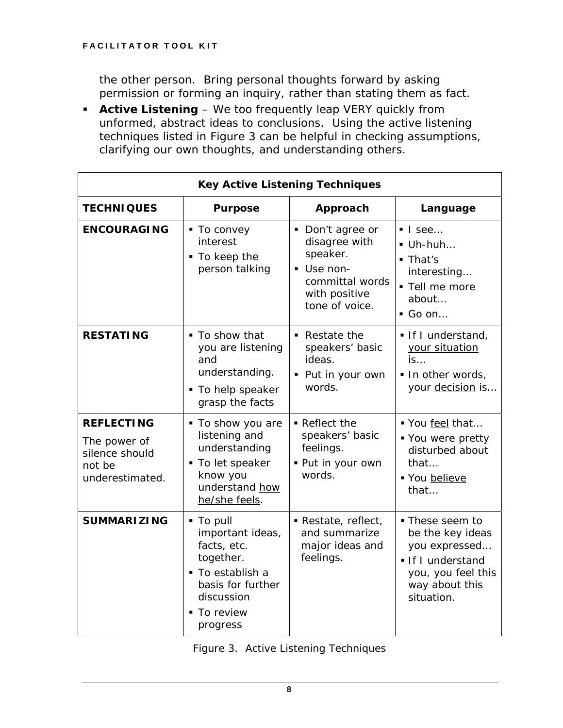the other person. Bring personal thoughts forward by asking permission or forming an inquiry, rather than stating them as fact.

- **Active Listening** – We too frequently leap VERY quickly from unformed, abstract ideas to conclusions. Using the active listening techniques listed in Figure 3 can be helpful in checking assumptions, clarifying our own thoughts, and understanding others.

| **Key Active Listening Techniques** | | | |
|---|---|---|---|
| **TECHNIQUES** | **Purpose** | **Approach** | **Language** |
| **ENCOURAGING** | ▪ To convey interest<br>▪ To keep the person talking | ▪ Don't agree or disagree with speaker.<br>▪ Use non-committal words with positive tone of voice. | ▪ I see…<br>▪ Uh-huh…<br>▪ That's interesting…<br>▪ Tell me more about…<br>▪ Go on… |
| **RESTATING** | ▪ To show that you are listening and understanding.<br>▪ To help speaker grasp the facts | ▪ Restate the speakers' basic ideas.<br>▪ Put in your own words. | ▪ If I understand, <u>your situation</u> is…<br>▪ In other words, your <u>decision</u> is… |
| **REFLECTING**<br>The power of silence should not be underestimated. | ▪ To show you are listening and understanding<br>▪ To let speaker know you understand <u>how he/she feels</u>. | ▪ Reflect the speakers' basic feelings.<br>▪ Put in your own words. | ▪ You <u>feel</u> that…<br>▪ You were pretty disturbed about that…<br>▪ You <u>believe</u> that… |
| **SUMMARIZING** | ▪ To pull important ideas, facts, etc. together.<br>▪ To establish a basis for further discussion<br>▪ To review progress | ▪ Restate, reflect, and summarize major ideas and feelings. | ▪ These seem to be the key ideas you expressed…<br>▪ If I understand you, you feel this way about this situation. |

Figure 3. Active Listening Techniques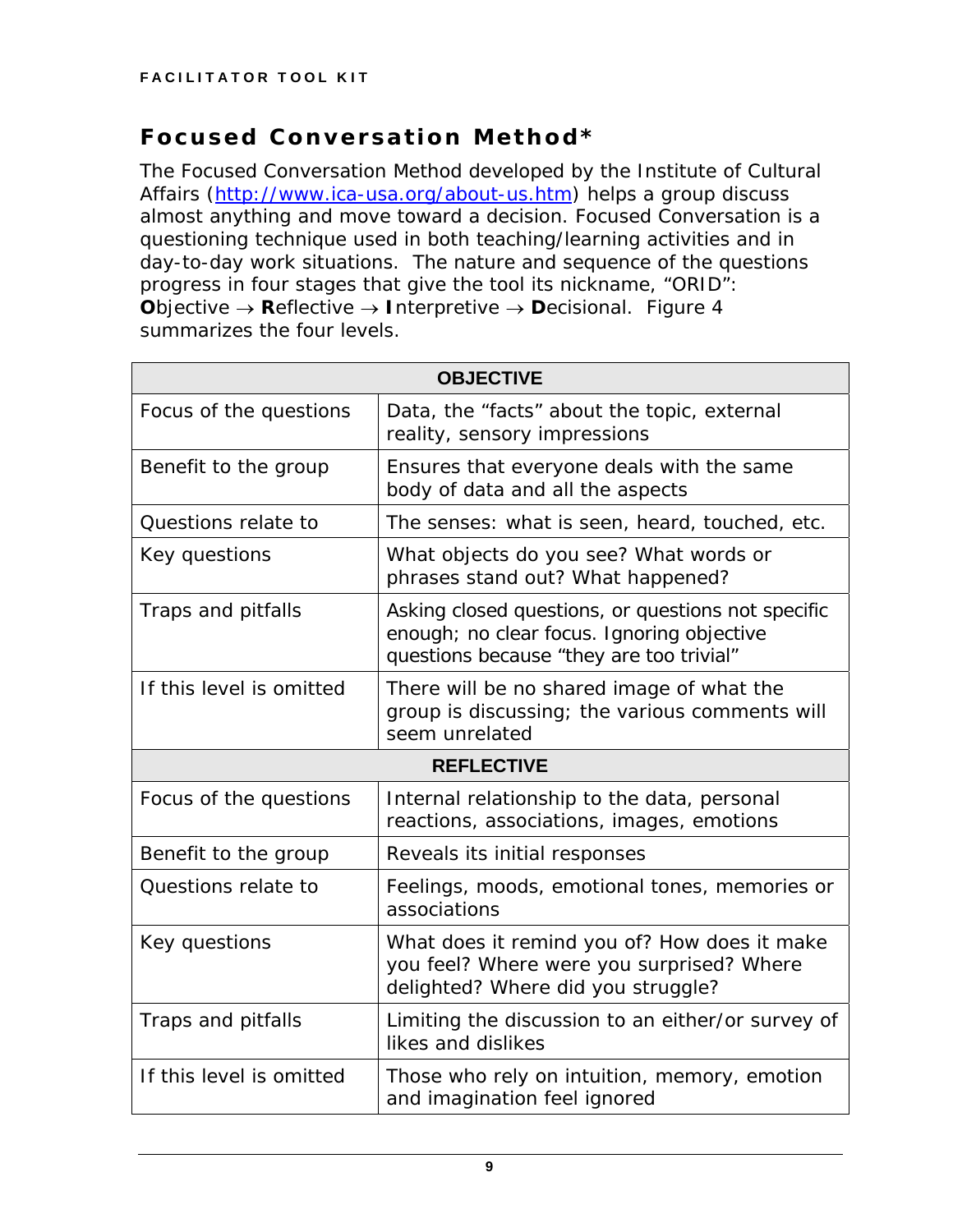## Focused Conversation Method*

The Focused Conversation Method developed by the Institute of Cultural Affairs (http://www.ica-usa.org/about-us.htm) helps a group discuss almost anything and move toward a decision. Focused Conversation is a questioning technique used in both teaching/learning activities and in day-to-day work situations. The nature and sequence of the questions progress in four stages that give the tool its nickname, "ORID": **O**bjective → **R**eflective → **I**nterpretive → **D**ecisional. Figure 4 summarizes the four levels.

| **OBJECTIVE** | |
|---|---|
| Focus of the questions | Data, the "facts" about the topic, external reality, sensory impressions |
| Benefit to the group | Ensures that everyone deals with the same body of data and all the aspects |
| Questions relate to | The senses: what is seen, heard, touched, etc. |
| Key questions | What objects do you see? What words or phrases stand out? What happened? |
| Traps and pitfalls | Asking closed questions, or questions not specific enough; no clear focus. Ignoring objective questions because "they are too trivial" |
| If this level is omitted | There will be no shared image of what the group is discussing; the various comments will seem unrelated |
| **REFLECTIVE** | |
| Focus of the questions | Internal relationship to the data, personal reactions, associations, images, emotions |
| Benefit to the group | Reveals its initial responses |
| Questions relate to | Feelings, moods, emotional tones, memories or associations |
| Key questions | What does it remind you of? How does it make you feel? Where were you surprised? Where delighted? Where did you struggle? |
| Traps and pitfalls | Limiting the discussion to an either/or survey of likes and dislikes |
| If this level is omitted | Those who rely on intuition, memory, emotion and imagination feel ignored |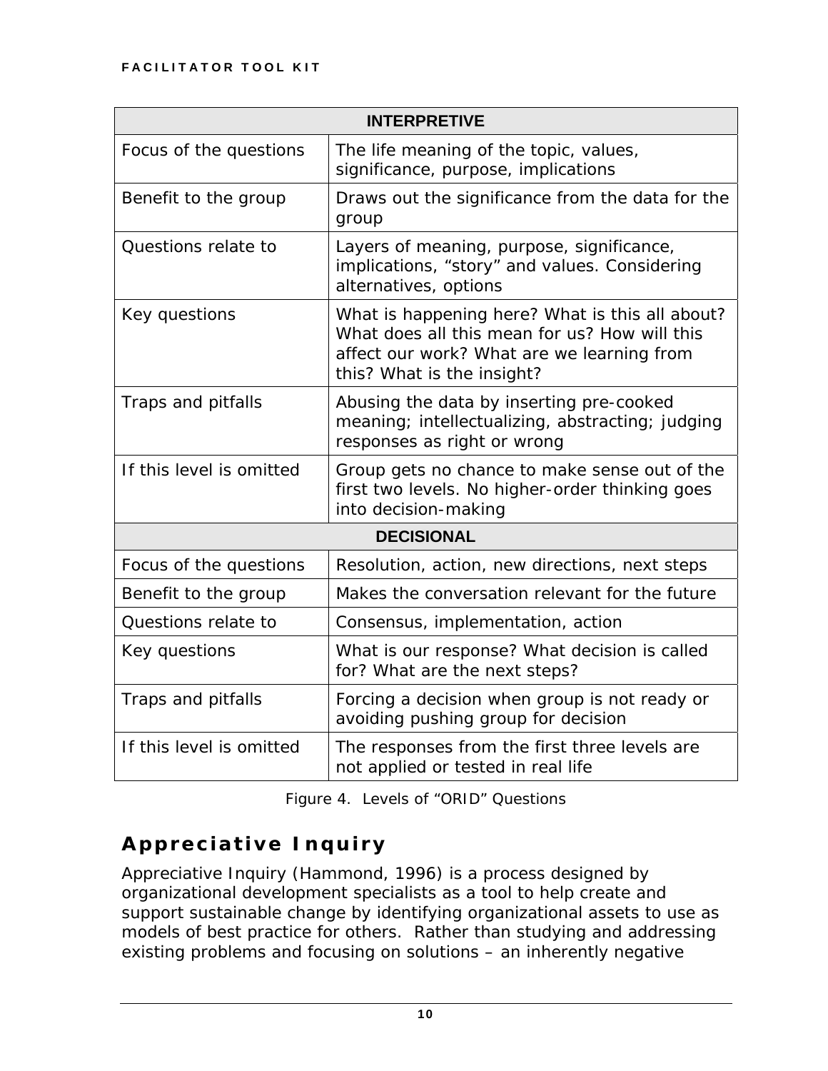| INTERPRETIVE | |
|---|---|
| Focus of the questions | The life meaning of the topic, values, significance, purpose, implications |
| Benefit to the group | Draws out the significance from the data for the group |
| Questions relate to | Layers of meaning, purpose, significance, implications, "story" and values. Considering alternatives, options |
| Key questions | What is happening here? What is this all about? What does all this mean for us? How will this affect our work? What are we learning from this? What is the insight? |
| Traps and pitfalls | Abusing the data by inserting pre-cooked meaning; intellectualizing, abstracting; judging responses as right or wrong |
| If this level is omitted | Group gets no chance to make sense out of the first two levels. No higher-order thinking goes into decision-making |
| **DECISIONAL** | |
| Focus of the questions | Resolution, action, new directions, next steps |
| Benefit to the group | Makes the conversation relevant for the future |
| Questions relate to | Consensus, implementation, action |
| Key questions | What is our response? What decision is called for? What are the next steps? |
| Traps and pitfalls | Forcing a decision when group is not ready or avoiding pushing group for decision |
| If this level is omitted | The responses from the first three levels are not applied or tested in real life |

Figure 4. Levels of "ORID" Questions

## Appreciative Inquiry

Appreciative Inquiry (Hammond, 1996) is a process designed by organizational development specialists as a tool to help create and support sustainable change by identifying organizational assets to use as models of best practice for others. Rather than studying and addressing existing problems and focusing on solutions – an inherently negative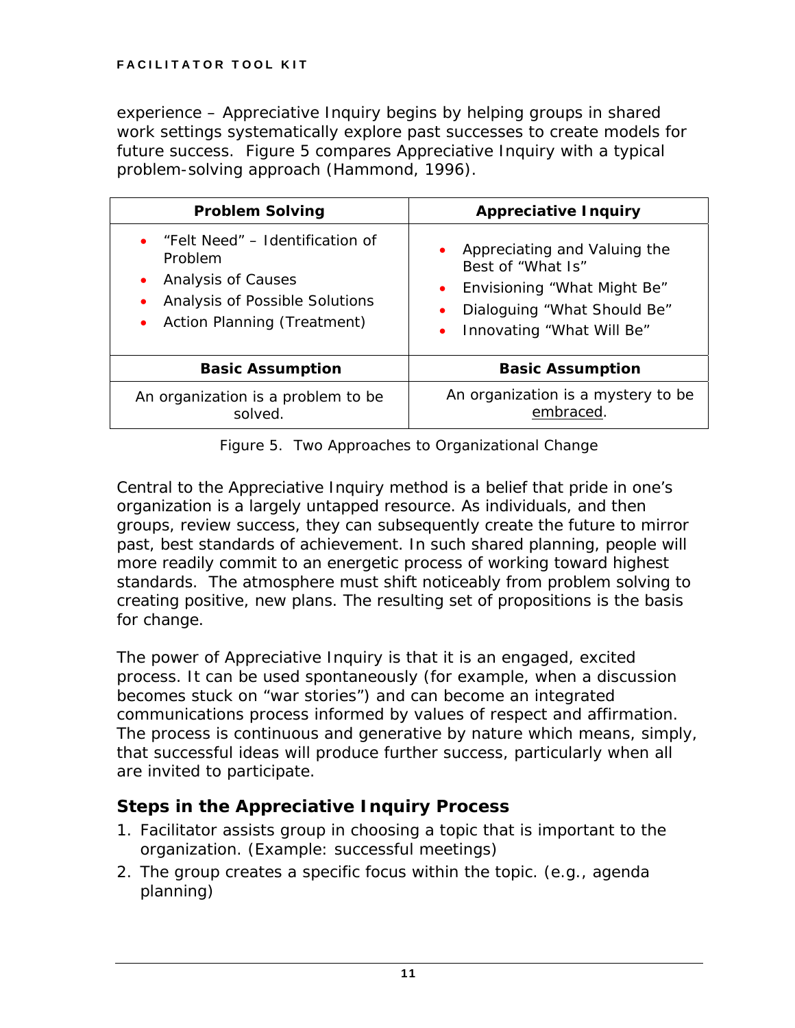experience – Appreciative Inquiry begins by helping groups in shared work settings systematically explore past successes to create models for future success. Figure 5 compares Appreciative Inquiry with a typical problem-solving approach (Hammond, 1996).

| Problem Solving | Appreciative Inquiry |
|---|---|
| • "Felt Need" – Identification of Problem<br>• Analysis of Causes<br>• Analysis of Possible Solutions<br>• Action Planning (Treatment) | • Appreciating and Valuing the Best of "What Is"<br>• Envisioning "What Might Be"<br>• Dialoguing "What Should Be"<br>• Innovating "What Will Be" |
| **Basic Assumption** | **Basic Assumption** |
| An organization is a problem to be solved. | An organization is a mystery to be embraced. |

Figure 5. Two Approaches to Organizational Change

Central to the Appreciative Inquiry method is a belief that pride in one's organization is a largely untapped resource. As individuals, and then groups, review success, they can subsequently create the future to mirror past, best standards of achievement. In such shared planning, people will more readily commit to an energetic process of working toward highest standards. The atmosphere must shift noticeably from problem solving to creating positive, new plans. The resulting set of propositions is the basis for change.

The power of Appreciative Inquiry is that it is an engaged, excited process. It can be used spontaneously (for example, when a discussion becomes stuck on "war stories") and can become an integrated communications process informed by values of respect and affirmation. The process is continuous and generative by nature which means, simply, that successful ideas will produce further success, particularly when all are invited to participate.

## Steps in the Appreciative Inquiry Process

1. Facilitator assists group in choosing a topic that is important to the organization. (Example: successful meetings)
2. The group creates a specific focus within the topic. (e.g., agenda planning)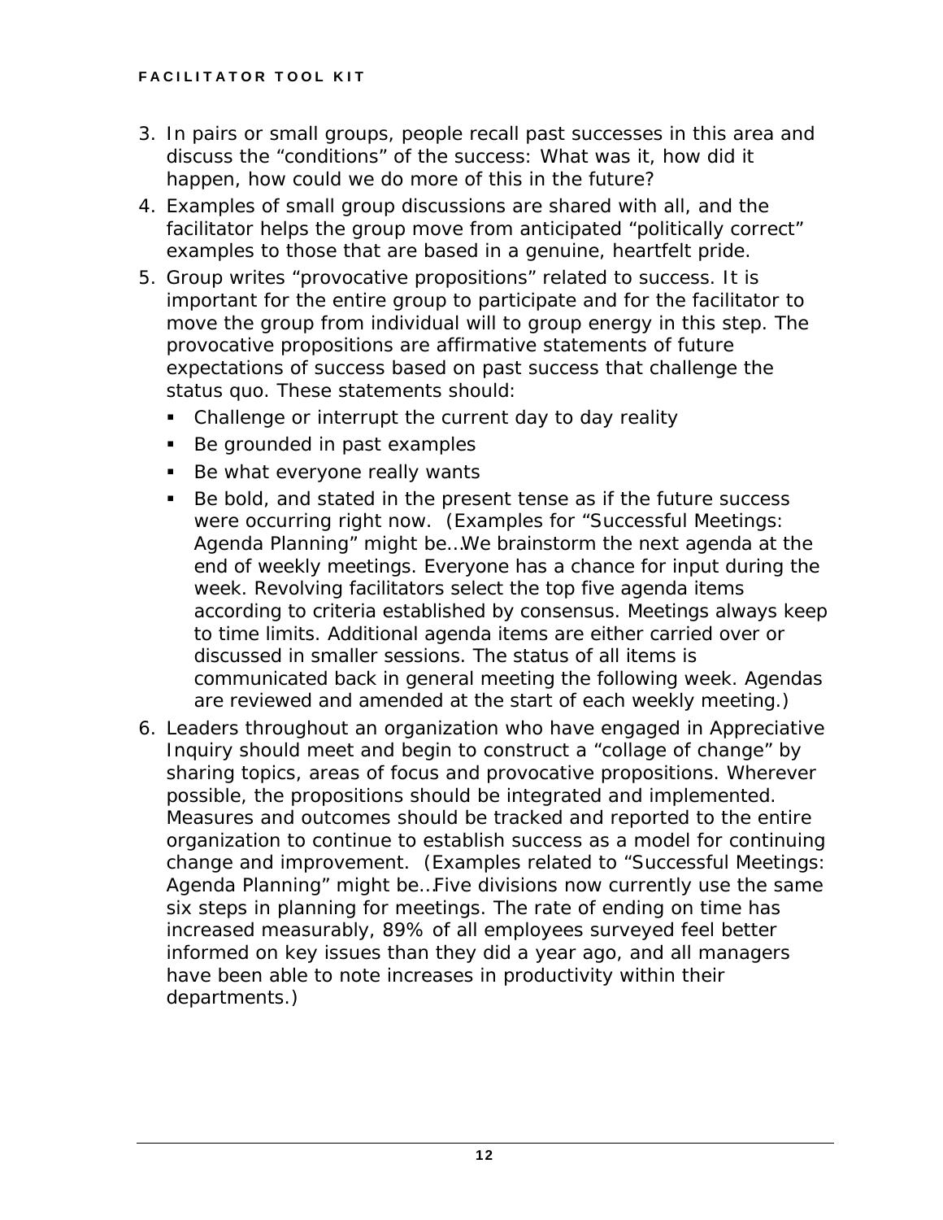3. In pairs or small groups, people recall past successes in this area and discuss the "conditions" of the success: What was it, how did it happen, how could we do more of this in the future?
4. Examples of small group discussions are shared with all, and the facilitator helps the group move from anticipated "politically correct" examples to those that are based in a genuine, heartfelt pride.
5. Group writes "provocative propositions" related to success. It is important for the entire group to participate and for the facilitator to move the group from individual will to group energy in this step. The provocative propositions are affirmative statements of future expectations of success based on past success that challenge the status quo. These statements should:
   - Challenge or interrupt the current day to day reality
   - Be grounded in past examples
   - Be what everyone really wants
   - Be bold, and stated in the present tense as if the future success were occurring right now. (Examples for "Successful Meetings: Agenda Planning" might be…We brainstorm the next agenda at the end of weekly meetings. Everyone has a chance for input during the week. Revolving facilitators select the top five agenda items according to criteria established by consensus. Meetings always keep to time limits. Additional agenda items are either carried over or discussed in smaller sessions. The status of all items is communicated back in general meeting the following week. Agendas are reviewed and amended at the start of each weekly meeting.)
6. Leaders throughout an organization who have engaged in Appreciative Inquiry should meet and begin to construct a "collage of change" by sharing topics, areas of focus and provocative propositions. Wherever possible, the propositions should be integrated and implemented. Measures and outcomes should be tracked and reported to the entire organization to continue to establish success as a model for continuing change and improvement. (Examples related to "Successful Meetings: Agenda Planning" might be…Five divisions now currently use the same six steps in planning for meetings. The rate of ending on time has increased measurably, 89% of all employees surveyed feel better informed on key issues than they did a year ago, and all managers have been able to note increases in productivity within their departments.)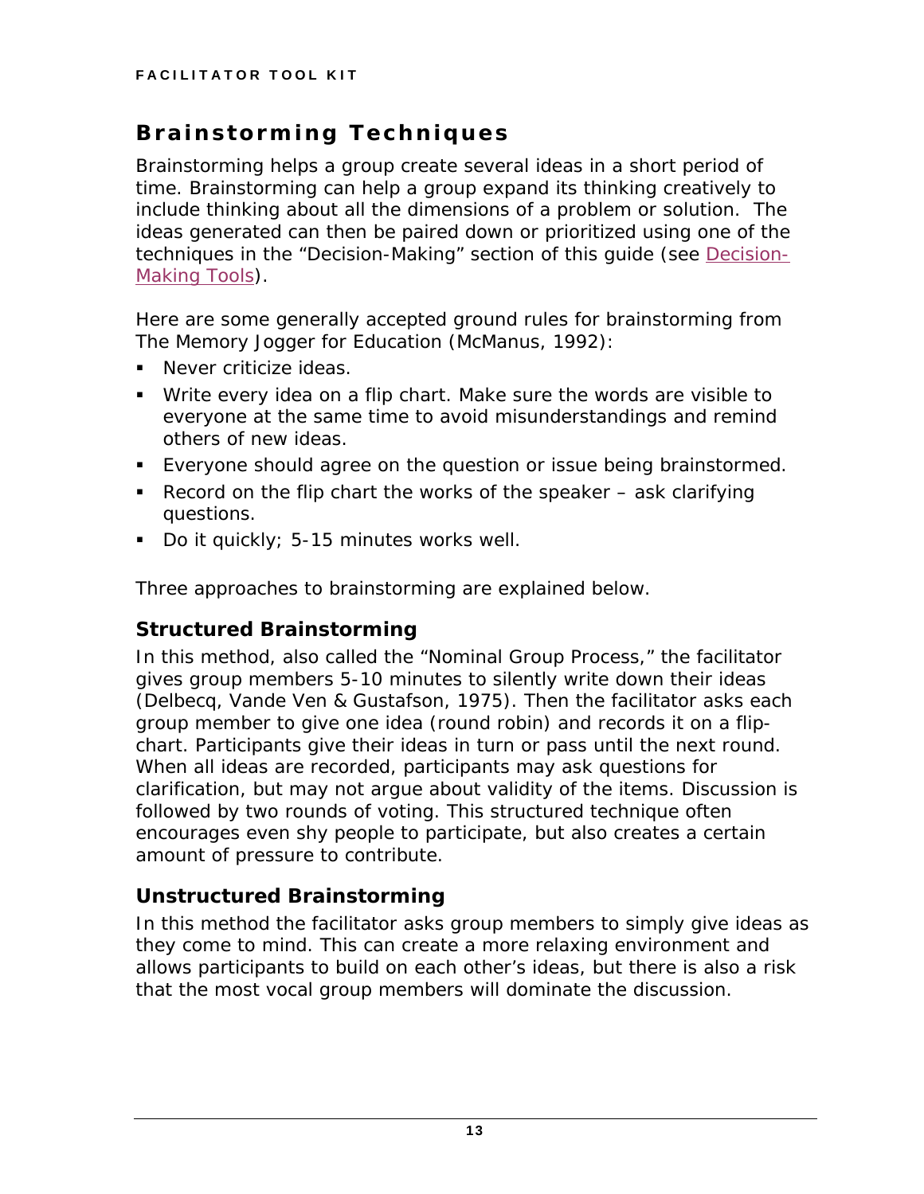## Brainstorming Techniques

Brainstorming helps a group create several ideas in a short period of time. Brainstorming can help a group expand its thinking creatively to include thinking about all the dimensions of a problem or solution. The ideas generated can then be paired down or prioritized using one of the techniques in the "Decision-Making" section of this guide (see Decision-Making Tools).

Here are some generally accepted ground rules for brainstorming from The Memory Jogger for Education (McManus, 1992):

- Never criticize ideas.
- Write every idea on a flip chart. Make sure the words are visible to everyone at the same time to avoid misunderstandings and remind others of new ideas.
- Everyone should agree on the question or issue being brainstormed.
- Record on the flip chart the works of the speaker – ask clarifying questions.
- Do it quickly; 5-15 minutes works well.

Three approaches to brainstorming are explained below.

### Structured Brainstorming

In this method, also called the "Nominal Group Process," the facilitator gives group members 5-10 minutes to silently write down their ideas (Delbecq, Vande Ven & Gustafson, 1975). Then the facilitator asks each group member to give one idea (round robin) and records it on a flip-chart. Participants give their ideas in turn or pass until the next round. When all ideas are recorded, participants may ask questions for clarification, but may not argue about validity of the items. Discussion is followed by two rounds of voting. This structured technique often encourages even shy people to participate, but also creates a certain amount of pressure to contribute.

### Unstructured Brainstorming

In this method the facilitator asks group members to simply give ideas as they come to mind. This can create a more relaxing environment and allows participants to build on each other's ideas, but there is also a risk that the most vocal group members will dominate the discussion.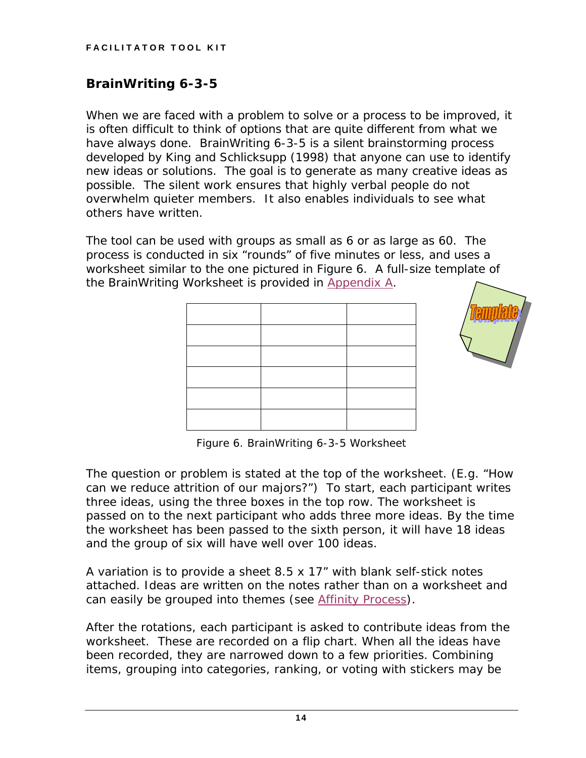## BrainWriting 6-3-5

When we are faced with a problem to solve or a process to be improved, it is often difficult to think of options that are quite different from what we have always done. BrainWriting 6-3-5 is a silent brainstorming process developed by King and Schlicksupp (1998) that anyone can use to identify new ideas or solutions. The goal is to generate as many creative ideas as possible. The silent work ensures that highly verbal people do not overwhelm quieter members. It also enables individuals to see what others have written.

The tool can be used with groups as small as 6 or as large as 60. The process is conducted in six "rounds" of five minutes or less, and uses a worksheet similar to the one pictured in Figure 6. A full-size template of the BrainWriting Worksheet is provided in Appendix A.

| | | |
|---|---|---|
| | | |
| | | |
| | | |
| | | |
| | | |

Figure 6. BrainWriting 6-3-5 Worksheet

The question or problem is stated at the top of the worksheet. (E.g. "How can we reduce attrition of our majors?") To start, each participant writes three ideas, using the three boxes in the top row. The worksheet is passed on to the next participant who adds three more ideas. By the time the worksheet has been passed to the sixth person, it will have 18 ideas and the group of six will have well over 100 ideas.

A variation is to provide a sheet 8.5 x 17" with blank self-stick notes attached. Ideas are written on the notes rather than on a worksheet and can easily be grouped into themes (see Affinity Process).

After the rotations, each participant is asked to contribute ideas from the worksheet. These are recorded on a flip chart. When all the ideas have been recorded, they are narrowed down to a few priorities. Combining items, grouping into categories, ranking, or voting with stickers may be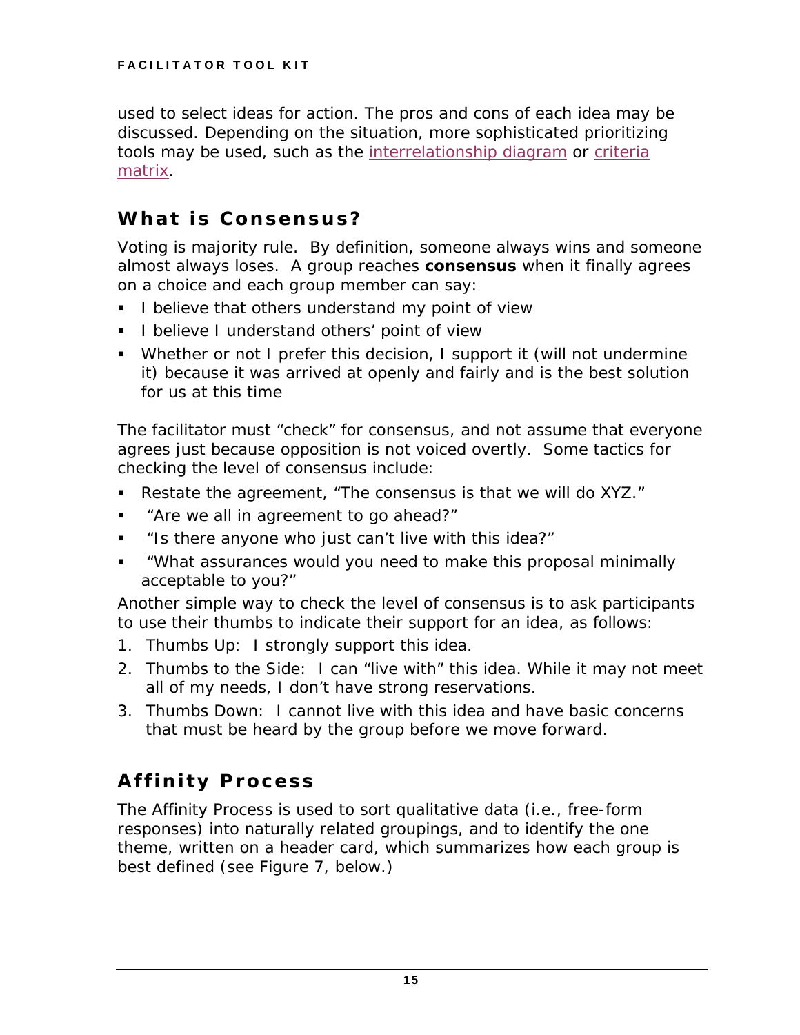used to select ideas for action. The pros and cons of each idea may be discussed. Depending on the situation, more sophisticated prioritizing tools may be used, such as the interrelationship diagram or criteria matrix.

## What is Consensus?

Voting is majority rule. By definition, someone always wins and someone almost always loses. A group reaches **consensus** when it finally agrees on a choice and each group member can say:

- I believe that others understand my point of view
- I believe I understand others' point of view
- Whether or not I prefer this decision, I support it (will not undermine it) because it was arrived at openly and fairly and is the best solution for us at this time

The facilitator must "check" for consensus, and not assume that everyone agrees just because opposition is not voiced overtly. Some tactics for checking the level of consensus include:

- Restate the agreement, "The consensus is that we will do XYZ."
- "Are we all in agreement to go ahead?"
- "Is there anyone who just can't live with this idea?"
- "What assurances would you need to make this proposal minimally acceptable to you?"

Another simple way to check the level of consensus is to ask participants to use their thumbs to indicate their support for an idea, as follows:

1. Thumbs Up: I strongly support this idea.
2. Thumbs to the Side: I can "live with" this idea. While it may not meet all of my needs, I don't have strong reservations.
3. Thumbs Down: I cannot live with this idea and have basic concerns that must be heard by the group before we move forward.

## Affinity Process

The Affinity Process is used to sort qualitative data (i.e., free-form responses) into naturally related groupings, and to identify the one theme, written on a header card, which summarizes how each group is best defined (see Figure 7, below.)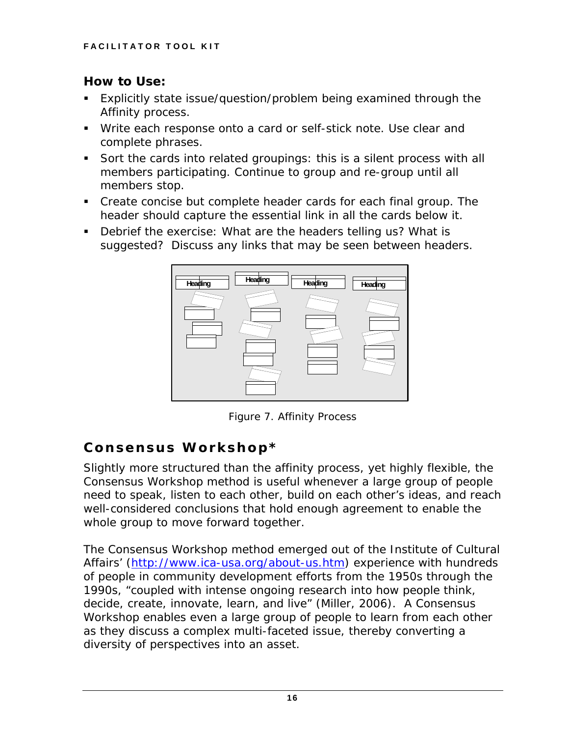### How to Use:

- Explicitly state issue/question/problem being examined through the Affinity process.
- Write each response onto a card or self-stick note. Use clear and complete phrases.
- Sort the cards into related groupings: this is a silent process with all members participating. Continue to group and re-group until all members stop.
- Create concise but complete header cards for each final group. The header should capture the essential link in all the cards below it.
- Debrief the exercise: What are the headers telling us? What is suggested? Discuss any links that may be seen between headers.

Figure 7. Affinity Process

## Consensus Workshop*

Slightly more structured than the affinity process, yet highly flexible, the Consensus Workshop method is useful whenever a large group of people need to speak, listen to each other, build on each other's ideas, and reach well-considered conclusions that hold enough agreement to enable the whole group to move forward together.

The Consensus Workshop method emerged out of the Institute of Cultural Affairs' (http://www.ica-usa.org/about-us.htm) experience with hundreds of people in community development efforts from the 1950s through the 1990s, "coupled with intense ongoing research into how people think, decide, create, innovate, learn, and live" (Miller, 2006). A Consensus Workshop enables even a large group of people to learn from each other as they discuss a complex multi-faceted issue, thereby converting a diversity of perspectives into an asset.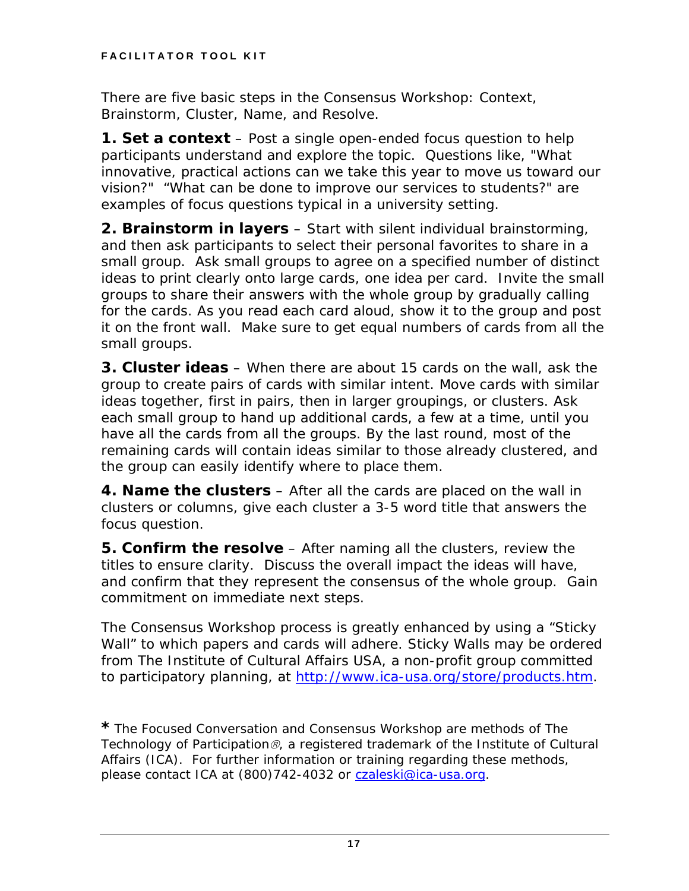There are five basic steps in the Consensus Workshop: Context, Brainstorm, Cluster, Name, and Resolve.

**1. Set a context** – Post a single open-ended focus question to help participants understand and explore the topic. Questions like, "What innovative, practical actions can we take this year to move us toward our vision?" "What can be done to improve our services to students?" are examples of focus questions typical in a university setting.

**2. Brainstorm in layers** – Start with silent individual brainstorming, and then ask participants to select their personal favorites to share in a small group. Ask small groups to agree on a specified number of distinct ideas to print clearly onto large cards, one idea per card. Invite the small groups to share their answers with the whole group by gradually calling for the cards. As you read each card aloud, show it to the group and post it on the front wall. Make sure to get equal numbers of cards from all the small groups.

**3. Cluster ideas** – When there are about 15 cards on the wall, ask the group to create pairs of cards with similar intent. Move cards with similar ideas together, first in pairs, then in larger groupings, or clusters. Ask each small group to hand up additional cards, a few at a time, until you have all the cards from all the groups. By the last round, most of the remaining cards will contain ideas similar to those already clustered, and the group can easily identify where to place them.

**4. Name the clusters** – After all the cards are placed on the wall in clusters or columns, give each cluster a 3-5 word title that answers the focus question.

**5. Confirm the resolve** – After naming all the clusters, review the titles to ensure clarity. Discuss the overall impact the ideas will have, and confirm that they represent the consensus of the whole group. Gain commitment on immediate next steps.

The Consensus Workshop process is greatly enhanced by using a "Sticky Wall" to which papers and cards will adhere. Sticky Walls may be ordered from The Institute of Cultural Affairs USA, a non-profit group committed to participatory planning, at http://www.ica-usa.org/store/products.htm.

**\*** The Focused Conversation and Consensus Workshop are methods of The Technology of Participation®, a registered trademark of the Institute of Cultural Affairs (ICA). For further information or training regarding these methods, please contact ICA at (800)742-4032 or czaleski@ica-usa.org.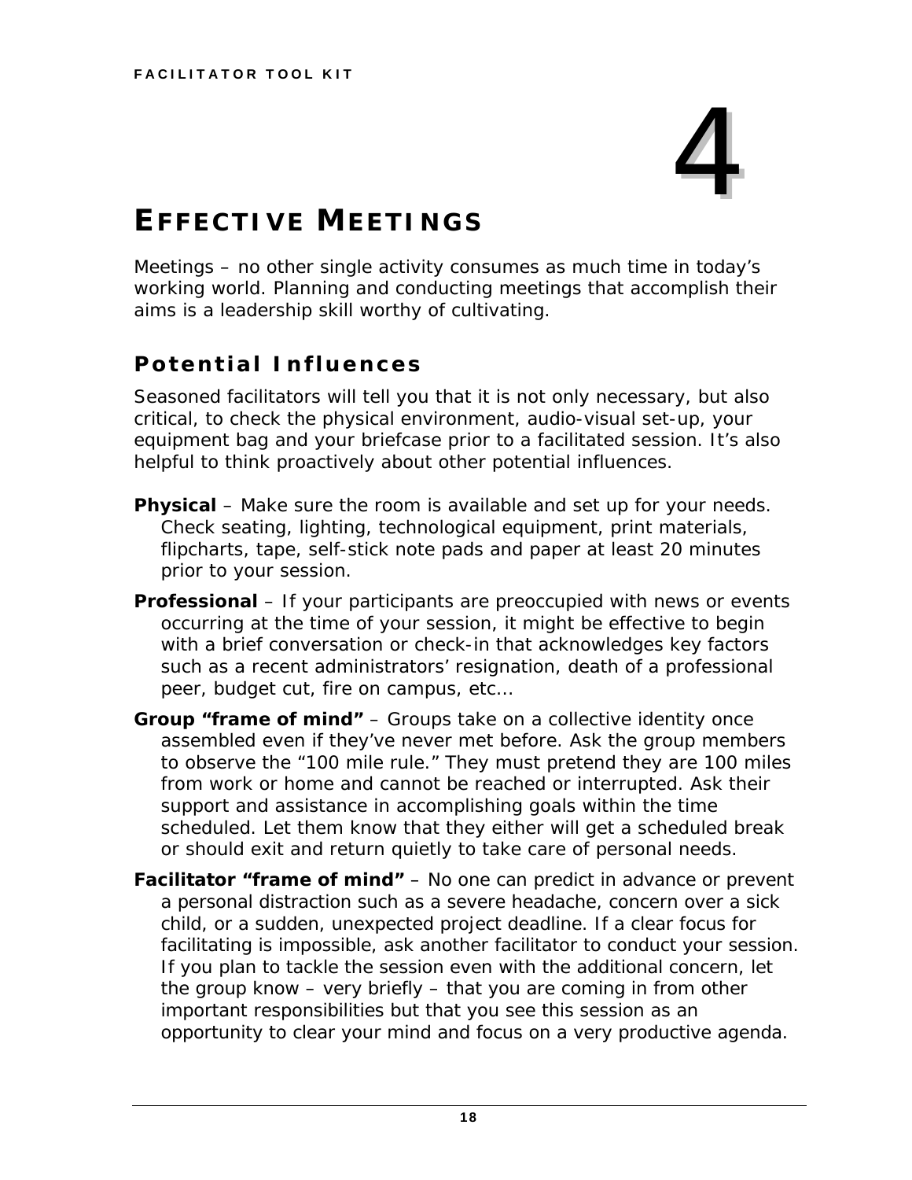# 4

# EFFECTIVE MEETINGS

Meetings – no other single activity consumes as much time in today's working world. Planning and conducting meetings that accomplish their aims is a leadership skill worthy of cultivating.

## Potential Influences

Seasoned facilitators will tell you that it is not only necessary, but also critical, to check the physical environment, audio-visual set-up, your equipment bag and your briefcase prior to a facilitated session. It's also helpful to think proactively about other potential influences.

**Physical** – Make sure the room is available and set up for your needs. Check seating, lighting, technological equipment, print materials, flipcharts, tape, self-stick note pads and paper at least 20 minutes prior to your session.

**Professional** – If your participants are preoccupied with news or events occurring at the time of your session, it might be effective to begin with a brief conversation or check-in that acknowledges key factors such as a recent administrators' resignation, death of a professional peer, budget cut, fire on campus, etc…

**Group "frame of mind"** – Groups take on a collective identity once assembled even if they've never met before. Ask the group members to observe the "100 mile rule." They must pretend they are 100 miles from work or home and cannot be reached or interrupted. Ask their support and assistance in accomplishing goals within the time scheduled. Let them know that they either will get a scheduled break or should exit and return quietly to take care of personal needs.

**Facilitator "frame of mind"** – No one can predict in advance or prevent a personal distraction such as a severe headache, concern over a sick child, or a sudden, unexpected project deadline. If a clear focus for facilitating is impossible, ask another facilitator to conduct your session. If you plan to tackle the session even with the additional concern, let the group know – very briefly – that you are coming in from other important responsibilities but that you see this session as an opportunity to clear your mind and focus on a very productive agenda.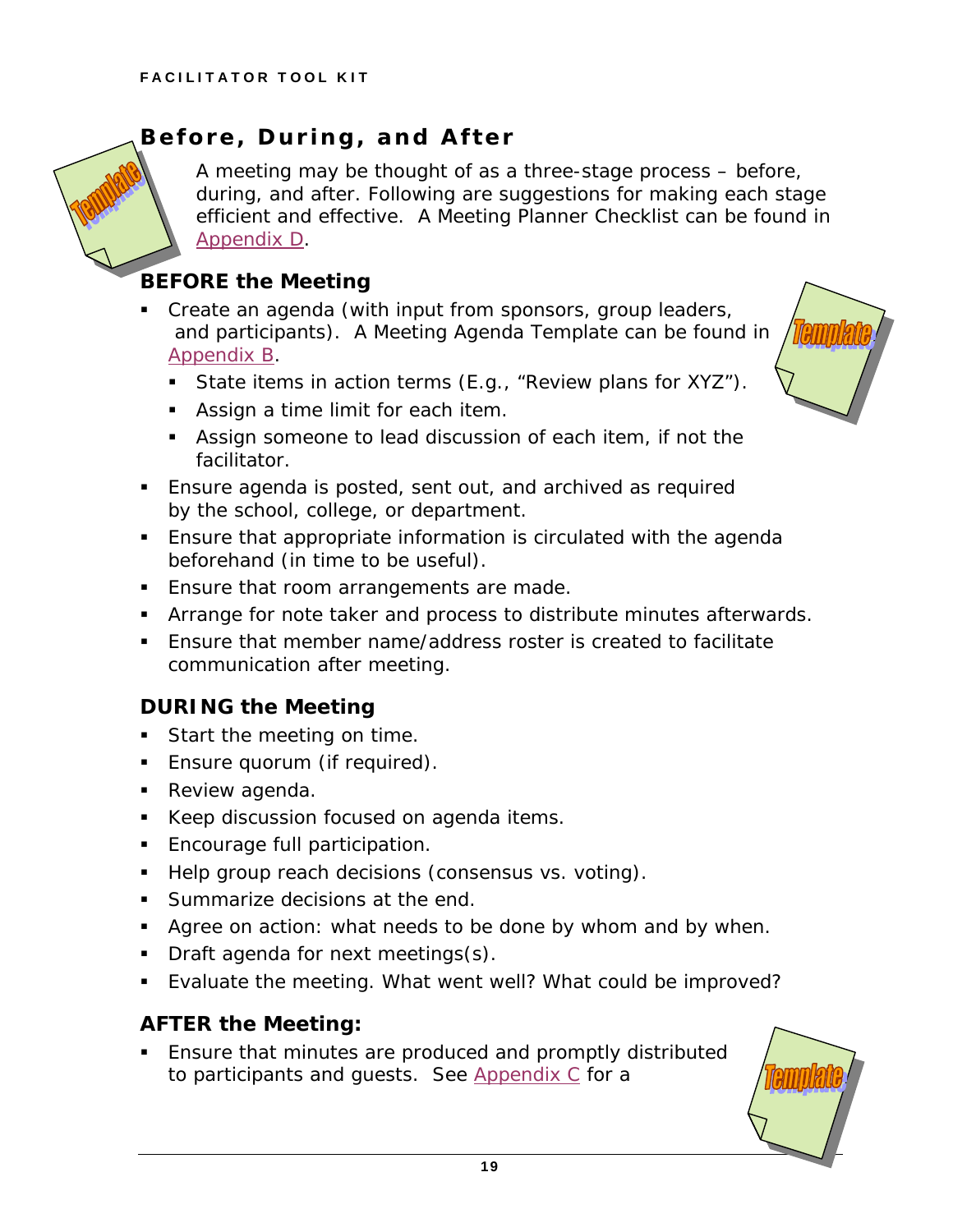## Before, During, and After

A meeting may be thought of as a three-stage process – before, during, and after. Following are suggestions for making each stage efficient and effective. A Meeting Planner Checklist can be found in Appendix D.

### BEFORE the Meeting

- Create an agenda (with input from sponsors, group leaders, and participants). A Meeting Agenda Template can be found in Appendix B.
  - State items in action terms (E.g., "Review plans for XYZ").
  - Assign a time limit for each item.
  - Assign someone to lead discussion of each item, if not the facilitator.
- Ensure agenda is posted, sent out, and archived as required by the school, college, or department.
- Ensure that appropriate information is circulated with the agenda beforehand (in time to be useful).
- Ensure that room arrangements are made.
- Arrange for note taker and process to distribute minutes afterwards.
- Ensure that member name/address roster is created to facilitate communication after meeting.

### DURING the Meeting

- Start the meeting on time.
- Ensure quorum (if required).
- Review agenda.
- Keep discussion focused on agenda items.
- Encourage full participation.
- Help group reach decisions (consensus vs. voting).
- Summarize decisions at the end.
- Agree on action: what needs to be done by whom and by when.
- Draft agenda for next meetings(s).
- Evaluate the meeting. What went well? What could be improved?

### AFTER the Meeting:

- Ensure that minutes are produced and promptly distributed to participants and guests. See Appendix C for a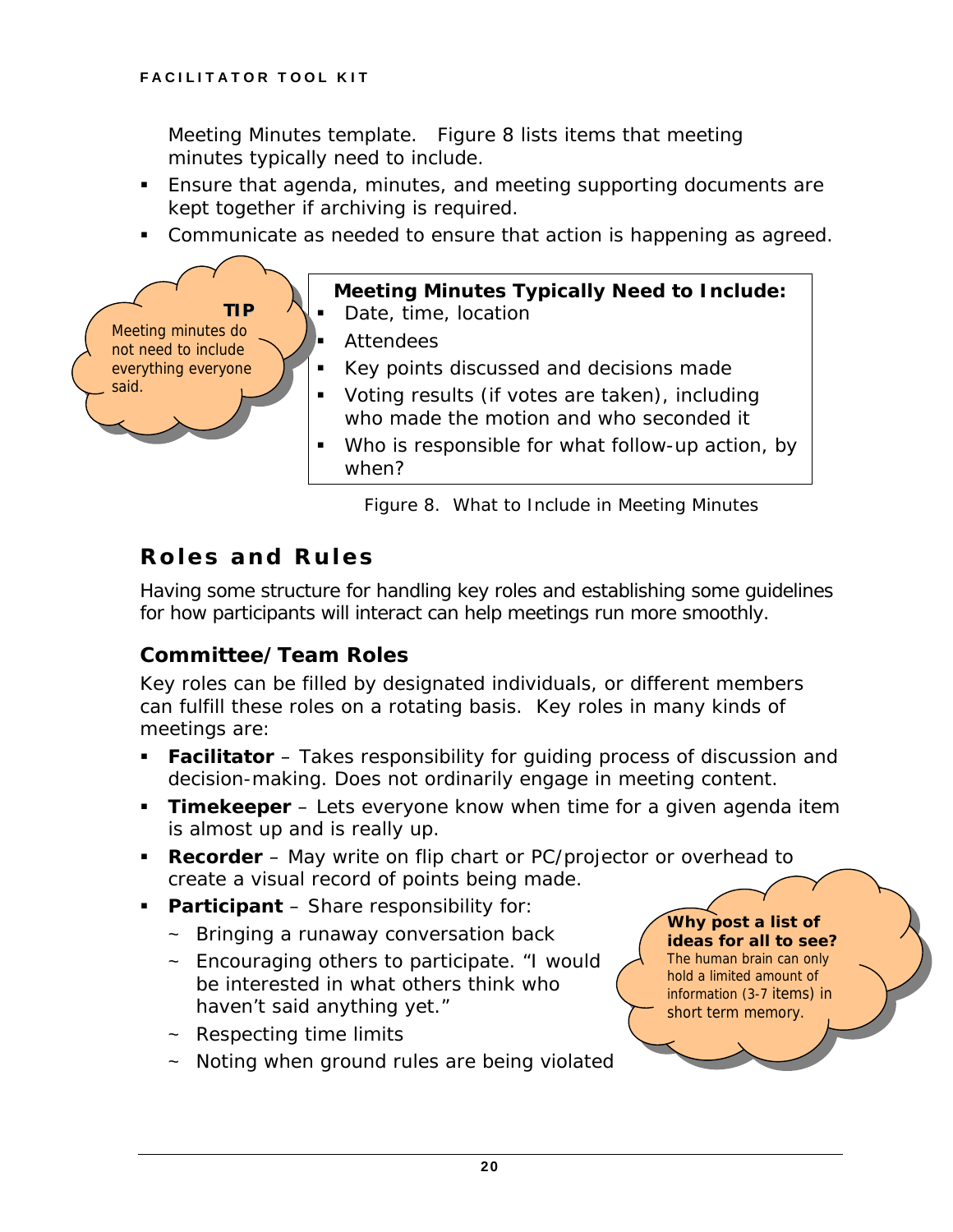Meeting Minutes template. Figure 8 lists items that meeting minutes typically need to include.

- Ensure that agenda, minutes, and meeting supporting documents are kept together if archiving is required.
- Communicate as needed to ensure that action is happening as agreed.

> **TIP**
> Meeting minutes do not need to include everything everyone said.

**Meeting Minutes Typically Need to Include:**

- Date, time, location
- Attendees
- Key points discussed and decisions made
- Voting results (if votes are taken), including who made the motion and who seconded it
- Who is responsible for what follow-up action, by when?

Figure 8. What to Include in Meeting Minutes

## Roles and Rules

Having some structure for handling key roles and establishing some guidelines for how participants will interact can help meetings run more smoothly.

### Committee/Team Roles

Key roles can be filled by designated individuals, or different members can fulfill these roles on a rotating basis. Key roles in many kinds of meetings are:

- **Facilitator** – Takes responsibility for guiding process of discussion and decision-making. Does not ordinarily engage in meeting content.
- **Timekeeper** – Lets everyone know when time for a given agenda item is almost up and is really up.
- **Recorder** – May write on flip chart or PC/projector or overhead to create a visual record of points being made.
- **Participant** – Share responsibility for:
  - ~ Bringing a runaway conversation back
  - ~ Encouraging others to participate. "I would be interested in what others think who haven't said anything yet."
  - ~ Respecting time limits
  - ~ Noting when ground rules are being violated

> **Why post a list of ideas for all to see?**
> The human brain can only hold a limited amount of information (3-7 items) in short term memory.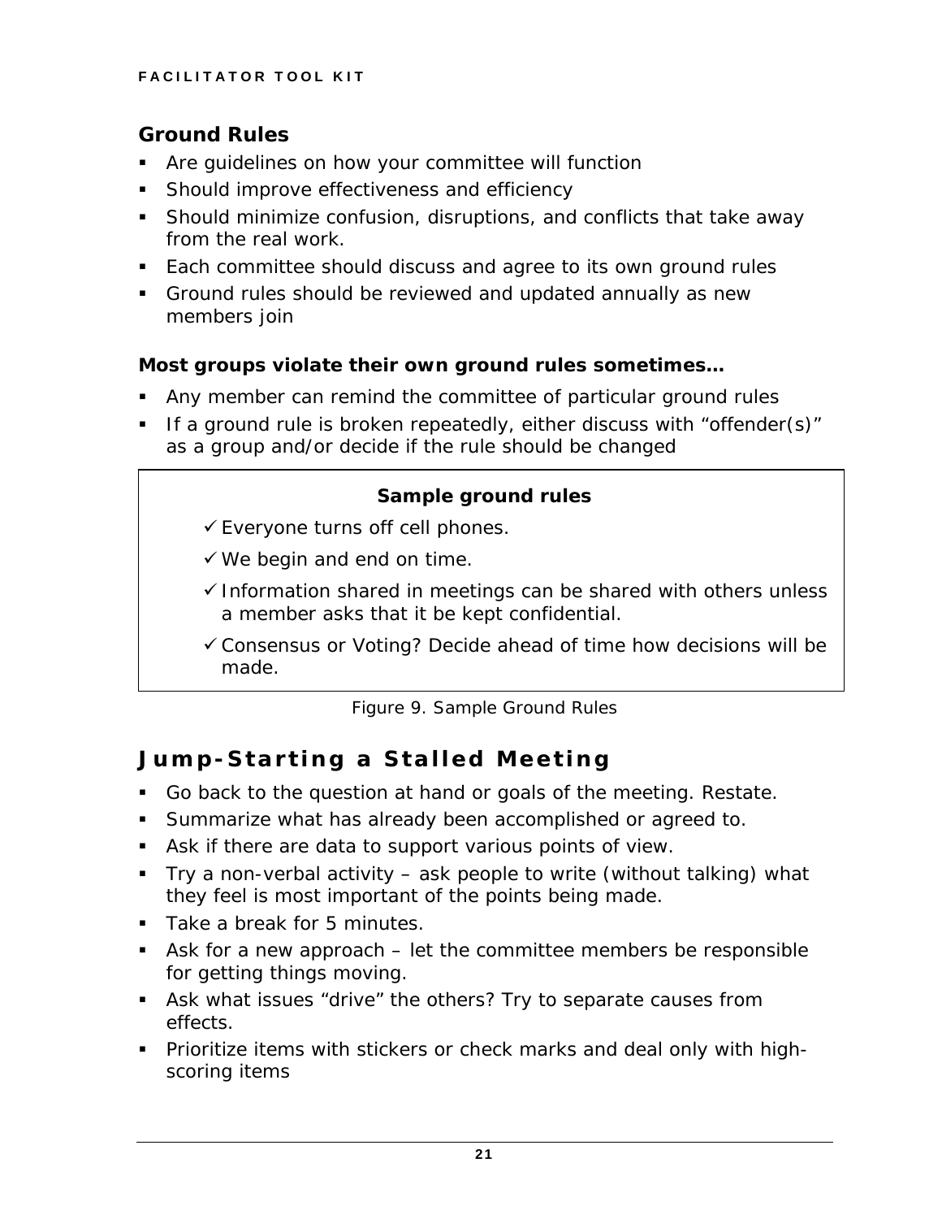## Ground Rules

- Are guidelines on how your committee will function
- Should improve effectiveness and efficiency
- Should minimize confusion, disruptions, and conflicts that take away from the real work.
- Each committee should discuss and agree to its own ground rules
- Ground rules should be reviewed and updated annually as new members join

**Most groups violate their own ground rules sometimes…**

- Any member can remind the committee of particular ground rules
- If a ground rule is broken repeatedly, either discuss with "offender(s)" as a group and/or decide if the rule should be changed

**Sample ground rules**

- ✓ Everyone turns off cell phones.
- ✓ We begin and end on time.
- ✓ Information shared in meetings can be shared with others unless a member asks that it be kept confidential.
- ✓ Consensus or Voting? Decide ahead of time how decisions will be made.

Figure 9. Sample Ground Rules

# Jump-Starting a Stalled Meeting

- Go back to the question at hand or goals of the meeting. Restate.
- Summarize what has already been accomplished or agreed to.
- Ask if there are data to support various points of view.
- Try a non-verbal activity – ask people to write (without talking) what they feel is most important of the points being made.
- Take a break for 5 minutes.
- Ask for a new approach – let the committee members be responsible for getting things moving.
- Ask what issues "drive" the others? Try to separate causes from effects.
- Prioritize items with stickers or check marks and deal only with high-scoring items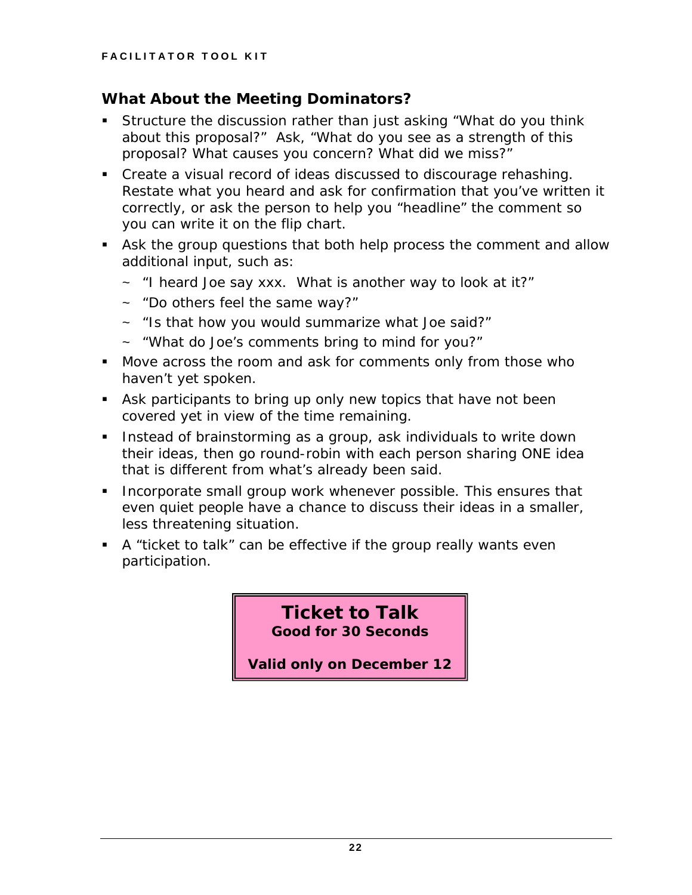## What About the Meeting Dominators?

- Structure the discussion rather than just asking "What do you think about this proposal?" Ask, "What do you see as a strength of this proposal? What causes you concern? What did we miss?"
- Create a visual record of ideas discussed to discourage rehashing. Restate what you heard and ask for confirmation that you've written it correctly, or ask the person to help you "headline" the comment so you can write it on the flip chart.
- Ask the group questions that both help process the comment and allow additional input, such as:
  - ~ "I heard Joe say xxx. What is another way to look at it?"
  - ~ "Do others feel the same way?"
  - ~ "Is that how you would summarize what Joe said?"
  - ~ "What do Joe's comments bring to mind for you?"
- Move across the room and ask for comments only from those who haven't yet spoken.
- Ask participants to bring up only new topics that have not been covered yet in view of the time remaining.
- Instead of brainstorming as a group, ask individuals to write down their ideas, then go round-robin with each person sharing ONE idea that is different from what's already been said.
- Incorporate small group work whenever possible. This ensures that even quiet people have a chance to discuss their ideas in a smaller, less threatening situation.
- A "ticket to talk" can be effective if the group really wants even participation.

**Ticket to Talk**
**Good for 30 Seconds**

**Valid only on December 12**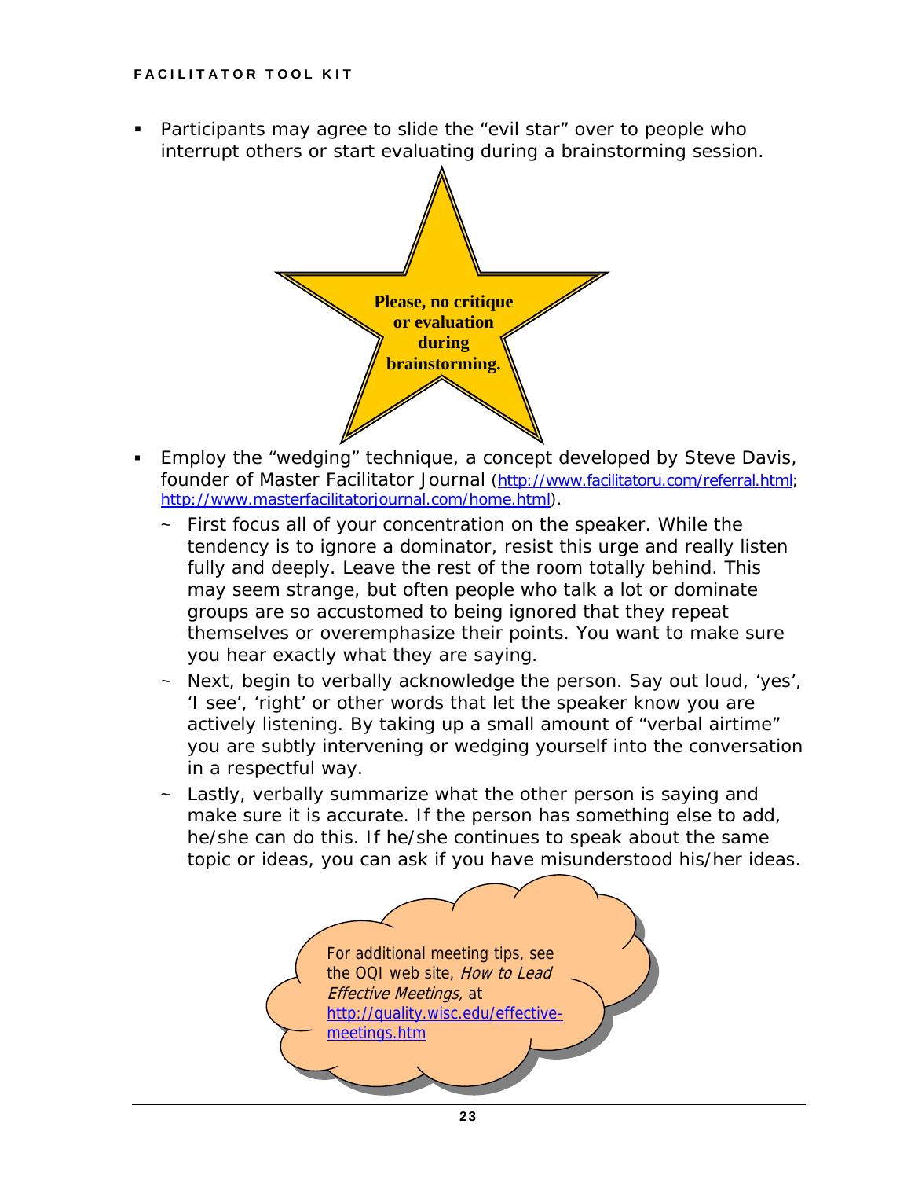- Participants may agree to slide the "evil star" over to people who interrupt others or start evaluating during a brainstorming session.

**Please, no critique or evaluation during brainstorming.**

- Employ the "wedging" technique, a concept developed by Steve Davis, founder of Master Facilitator Journal (http://www.facilitatoru.com/referral.html; http://www.masterfacilitatorjournal.com/home.html).
  - ~ First focus all of your concentration on the speaker. While the tendency is to ignore a dominator, resist this urge and really listen fully and deeply. Leave the rest of the room totally behind. This may seem strange, but often people who talk a lot or dominate groups are so accustomed to being ignored that they repeat themselves or overemphasize their points. You want to make sure you hear exactly what they are saying.
  - ~ Next, begin to verbally acknowledge the person. Say out loud, 'yes', 'I see', 'right' or other words that let the speaker know you are actively listening. By taking up a small amount of "verbal airtime" you are subtly intervening or wedging yourself into the conversation in a respectful way.
  - ~ Lastly, verbally summarize what the other person is saying and make sure it is accurate. If the person has something else to add, he/she can do this. If he/she continues to speak about the same topic or ideas, you can ask if you have misunderstood his/her ideas.

For additional meeting tips, see the OQI web site, *How to Lead Effective Meetings,* at http://quality.wisc.edu/effective-meetings.htm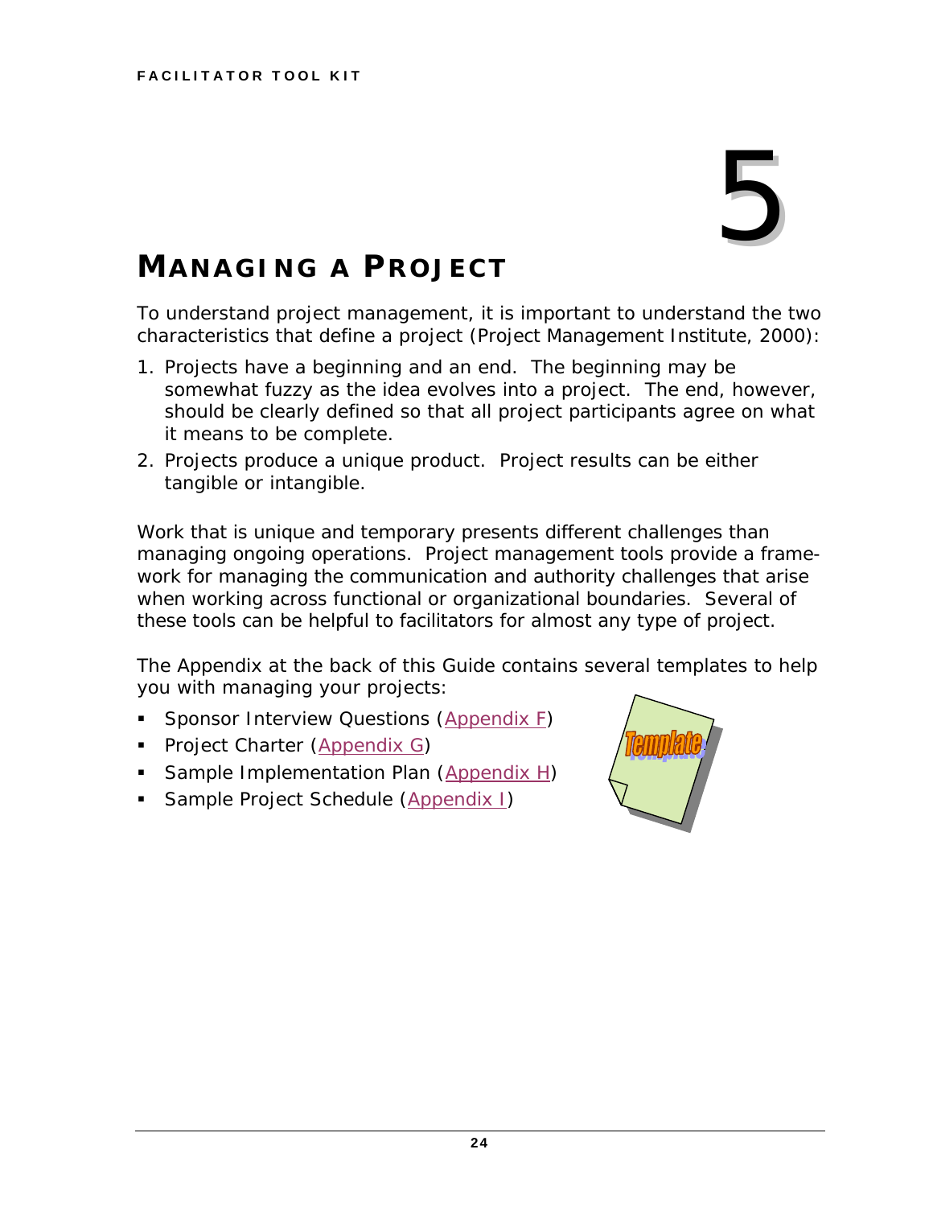# 5

# MANAGING A PROJECT

To understand project management, it is important to understand the two characteristics that define a project (Project Management Institute, 2000):

1. Projects have a beginning and an end. The beginning may be somewhat fuzzy as the idea evolves into a project. The end, however, should be clearly defined so that all project participants agree on what it means to be complete.
2. Projects produce a unique product. Project results can be either tangible or intangible.

Work that is unique and temporary presents different challenges than managing ongoing operations. Project management tools provide a framework for managing the communication and authority challenges that arise when working across functional or organizational boundaries. Several of these tools can be helpful to facilitators for almost any type of project.

The Appendix at the back of this Guide contains several templates to help you with managing your projects:

- Sponsor Interview Questions (Appendix F)
- Project Charter (Appendix G)
- Sample Implementation Plan (Appendix H)
- Sample Project Schedule (Appendix I)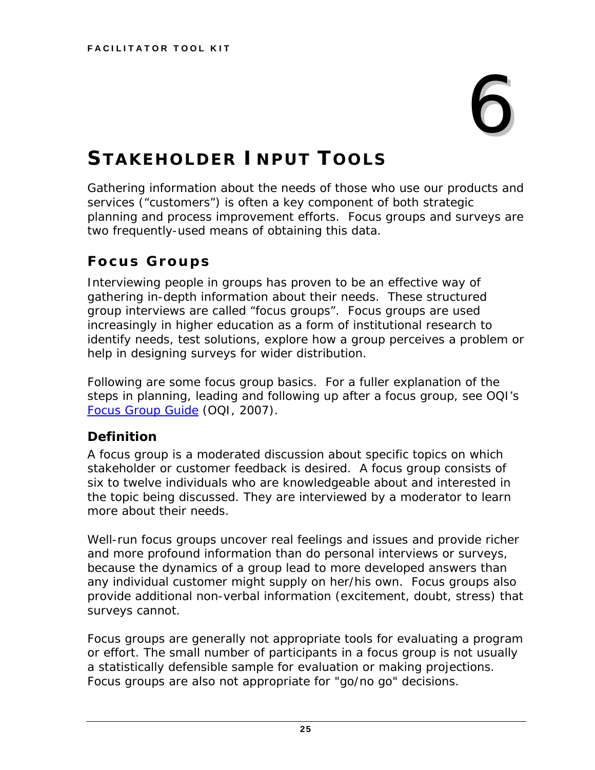# 6

# STAKEHOLDER INPUT TOOLS

Gathering information about the needs of those who use our products and services ("customers") is often a key component of both strategic planning and process improvement efforts. Focus groups and surveys are two frequently-used means of obtaining this data.

## Focus Groups

Interviewing people in groups has proven to be an effective way of gathering in-depth information about their needs. These structured group interviews are called "focus groups". Focus groups are used increasingly in higher education as a form of institutional research to identify needs, test solutions, explore how a group perceives a problem or help in designing surveys for wider distribution.

Following are some focus group basics. For a fuller explanation of the steps in planning, leading and following up after a focus group, see OQI's Focus Group Guide (OQI, 2007).

### Definition

A focus group is a moderated discussion about specific topics on which stakeholder or customer feedback is desired. A focus group consists of six to twelve individuals who are knowledgeable about and interested in the topic being discussed. They are interviewed by a moderator to learn more about their needs.

Well-run focus groups uncover real feelings and issues and provide richer and more profound information than do personal interviews or surveys, because the dynamics of a group lead to more developed answers than any individual customer might supply on her/his own. Focus groups also provide additional non-verbal information (excitement, doubt, stress) that surveys cannot.

Focus groups are generally not appropriate tools for evaluating a program or effort. The small number of participants in a focus group is not usually a statistically defensible sample for evaluation or making projections. Focus groups are also not appropriate for "go/no go" decisions.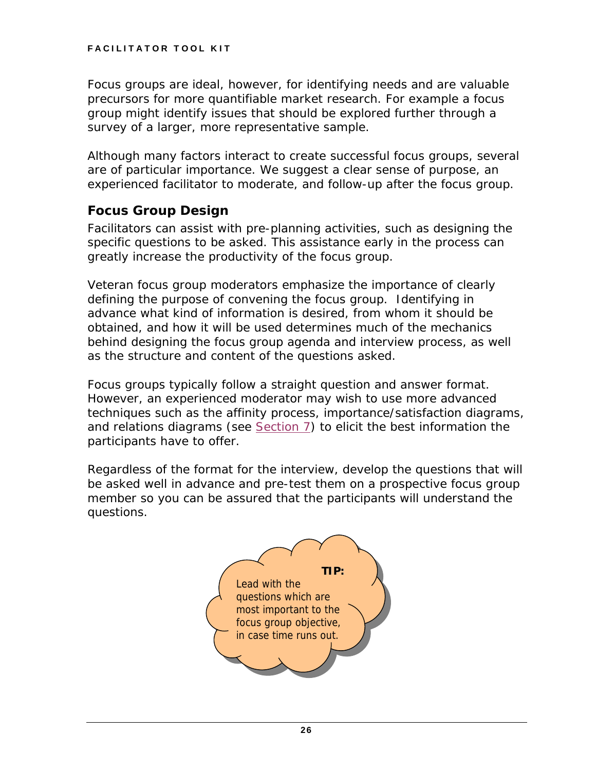Focus groups are ideal, however, for identifying needs and are valuable precursors for more quantifiable market research. For example a focus group might identify issues that should be explored further through a survey of a larger, more representative sample.

Although many factors interact to create successful focus groups, several are of particular importance. We suggest a clear sense of purpose, an experienced facilitator to moderate, and follow-up after the focus group.

## Focus Group Design

Facilitators can assist with pre-planning activities, such as designing the specific questions to be asked. This assistance early in the process can greatly increase the productivity of the focus group.

Veteran focus group moderators emphasize the importance of clearly defining the purpose of convening the focus group. Identifying in advance what kind of information is desired, from whom it should be obtained, and how it will be used determines much of the mechanics behind designing the focus group agenda and interview process, as well as the structure and content of the questions asked.

Focus groups typically follow a straight question and answer format. However, an experienced moderator may wish to use more advanced techniques such as the affinity process, importance/satisfaction diagrams, and relations diagrams (see Section 7) to elicit the best information the participants have to offer.

Regardless of the format for the interview, develop the questions that will be asked well in advance and pre-test them on a prospective focus group member so you can be assured that the participants will understand the questions.

**TIP:** Lead with the questions which are most important to the focus group objective, in case time runs out.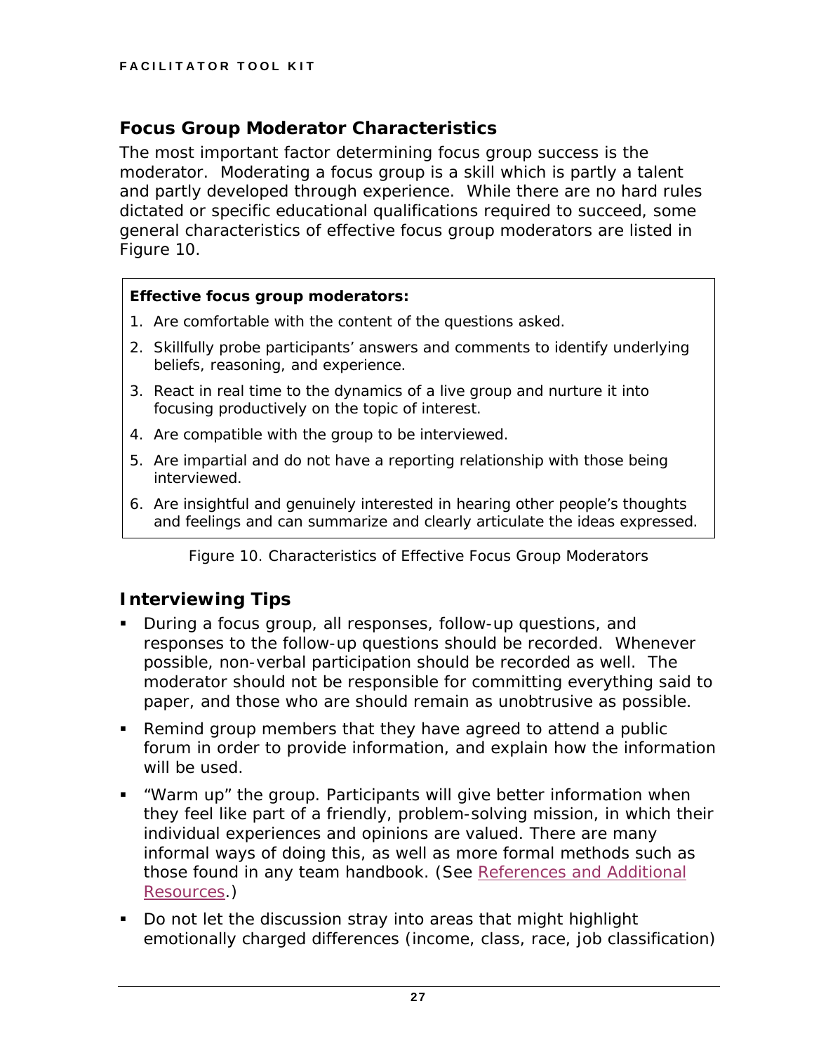## Focus Group Moderator Characteristics

The most important factor determining focus group success is the moderator. Moderating a focus group is a skill which is partly a talent and partly developed through experience. While there are no hard rules dictated or specific educational qualifications required to succeed, some general characteristics of effective focus group moderators are listed in Figure 10.

**Effective focus group moderators:**

1. Are comfortable with the content of the questions asked.
2. Skillfully probe participants' answers and comments to identify underlying beliefs, reasoning, and experience.
3. React in real time to the dynamics of a live group and nurture it into focusing productively on the topic of interest.
4. Are compatible with the group to be interviewed.
5. Are impartial and do not have a reporting relationship with those being interviewed.
6. Are insightful and genuinely interested in hearing other people's thoughts and feelings and can summarize and clearly articulate the ideas expressed.

Figure 10. Characteristics of Effective Focus Group Moderators

## Interviewing Tips

- During a focus group, all responses, follow-up questions, and responses to the follow-up questions should be recorded. Whenever possible, non-verbal participation should be recorded as well. The moderator should not be responsible for committing everything said to paper, and those who are should remain as unobtrusive as possible.
- Remind group members that they have agreed to attend a public forum in order to provide information, and explain how the information will be used.
- "Warm up" the group. Participants will give better information when they feel like part of a friendly, problem-solving mission, in which their individual experiences and opinions are valued. There are many informal ways of doing this, as well as more formal methods such as those found in any team handbook. (See References and Additional Resources.)
- Do not let the discussion stray into areas that might highlight emotionally charged differences (income, class, race, job classification)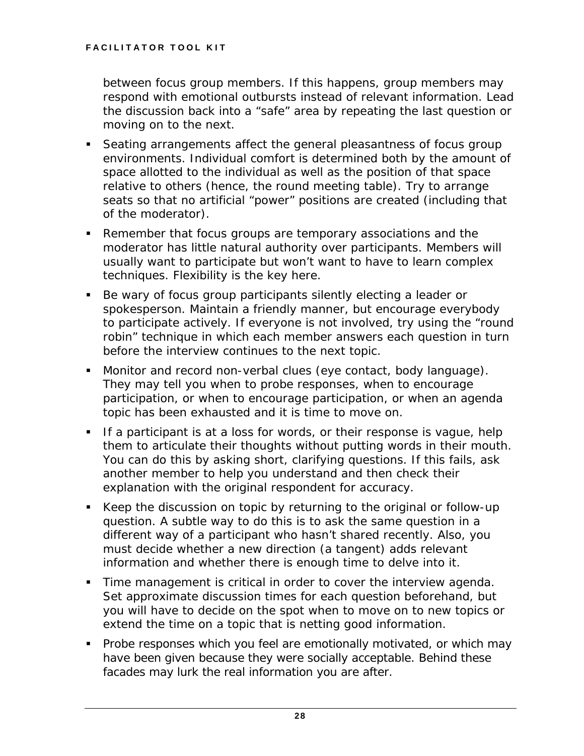between focus group members. If this happens, group members may respond with emotional outbursts instead of relevant information. Lead the discussion back into a "safe" area by repeating the last question or moving on to the next.

- Seating arrangements affect the general pleasantness of focus group environments. Individual comfort is determined both by the amount of space allotted to the individual as well as the position of that space relative to others (hence, the round meeting table). Try to arrange seats so that no artificial "power" positions are created (including that of the moderator).
- Remember that focus groups are temporary associations and the moderator has little natural authority over participants. Members will usually want to participate but won't want to have to learn complex techniques. Flexibility is the key here.
- Be wary of focus group participants silently electing a leader or spokesperson. Maintain a friendly manner, but encourage everybody to participate actively. If everyone is not involved, try using the "round robin" technique in which each member answers each question in turn before the interview continues to the next topic.
- Monitor and record non-verbal clues (eye contact, body language). They may tell you when to probe responses, when to encourage participation, or when to encourage participation, or when an agenda topic has been exhausted and it is time to move on.
- If a participant is at a loss for words, or their response is vague, help them to articulate their thoughts without putting words in their mouth. You can do this by asking short, clarifying questions. If this fails, ask another member to help you understand and then check their explanation with the original respondent for accuracy.
- Keep the discussion on topic by returning to the original or follow-up question. A subtle way to do this is to ask the same question in a different way of a participant who hasn't shared recently. Also, you must decide whether a new direction (a tangent) adds relevant information and whether there is enough time to delve into it.
- Time management is critical in order to cover the interview agenda. Set approximate discussion times for each question beforehand, but you will have to decide on the spot when to move on to new topics or extend the time on a topic that is netting good information.
- Probe responses which you feel are emotionally motivated, or which may have been given because they were socially acceptable. Behind these facades may lurk the real information you are after.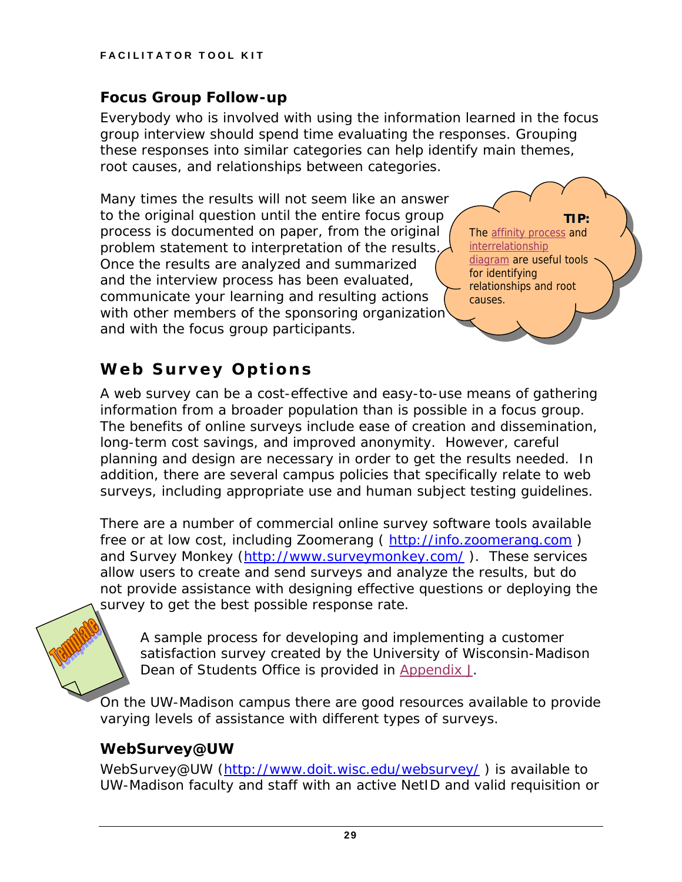## Focus Group Follow-up

Everybody who is involved with using the information learned in the focus group interview should spend time evaluating the responses. Grouping these responses into similar categories can help identify main themes, root causes, and relationships between categories.

Many times the results will not seem like an answer to the original question until the entire focus group process is documented on paper, from the original problem statement to interpretation of the results. Once the results are analyzed and summarized and the interview process has been evaluated, communicate your learning and resulting actions with other members of the sponsoring organization and with the focus group participants.

> **TIP:** The affinity process and interrelationship diagram are useful tools for identifying relationships and root causes.

# Web Survey Options

A web survey can be a cost-effective and easy-to-use means of gathering information from a broader population than is possible in a focus group. The benefits of online surveys include ease of creation and dissemination, long-term cost savings, and improved anonymity. However, careful planning and design are necessary in order to get the results needed. In addition, there are several campus policies that specifically relate to web surveys, including appropriate use and human subject testing guidelines.

There are a number of commercial online survey software tools available free or at low cost, including Zoomerang ( http://info.zoomerang.com ) and Survey Monkey (http://www.surveymonkey.com/ ). These services allow users to create and send surveys and analyze the results, but do not provide assistance with designing effective questions or deploying the survey to get the best possible response rate.

A sample process for developing and implementing a customer satisfaction survey created by the University of Wisconsin-Madison Dean of Students Office is provided in Appendix J.

On the UW-Madison campus there are good resources available to provide varying levels of assistance with different types of surveys.

## WebSurvey@UW

WebSurvey@UW (http://www.doit.wisc.edu/websurvey/ ) is available to UW-Madison faculty and staff with an active NetID and valid requisition or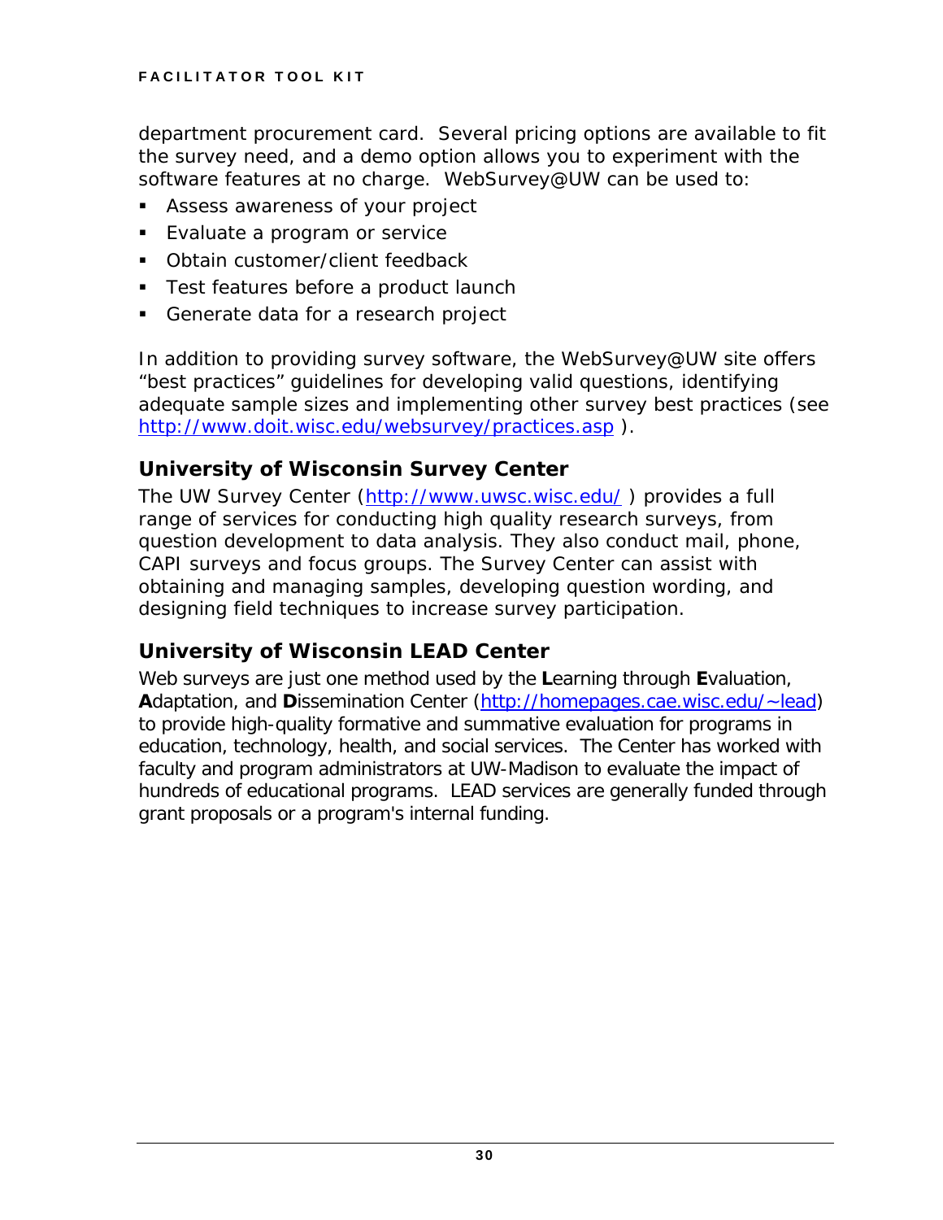department procurement card. Several pricing options are available to fit the survey need, and a demo option allows you to experiment with the software features at no charge. WebSurvey@UW can be used to:

- Assess awareness of your project
- Evaluate a program or service
- Obtain customer/client feedback
- Test features before a product launch
- Generate data for a research project

In addition to providing survey software, the WebSurvey@UW site offers "best practices" guidelines for developing valid questions, identifying adequate sample sizes and implementing other survey best practices (see http://www.doit.wisc.edu/websurvey/practices.asp ).

## University of Wisconsin Survey Center

The UW Survey Center (http://www.uwsc.wisc.edu/ ) provides a full range of services for conducting high quality research surveys, from question development to data analysis. They also conduct mail, phone, CAPI surveys and focus groups. The Survey Center can assist with obtaining and managing samples, developing question wording, and designing field techniques to increase survey participation.

## University of Wisconsin LEAD Center

Web surveys are just one method used by the **L**earning through **E**valuation, **A**daptation, and **D**issemination Center (http://homepages.cae.wisc.edu/~lead) to provide high-quality formative and summative evaluation for programs in education, technology, health, and social services. The Center has worked with faculty and program administrators at UW-Madison to evaluate the impact of hundreds of educational programs. LEAD services are generally funded through grant proposals or a program's internal funding.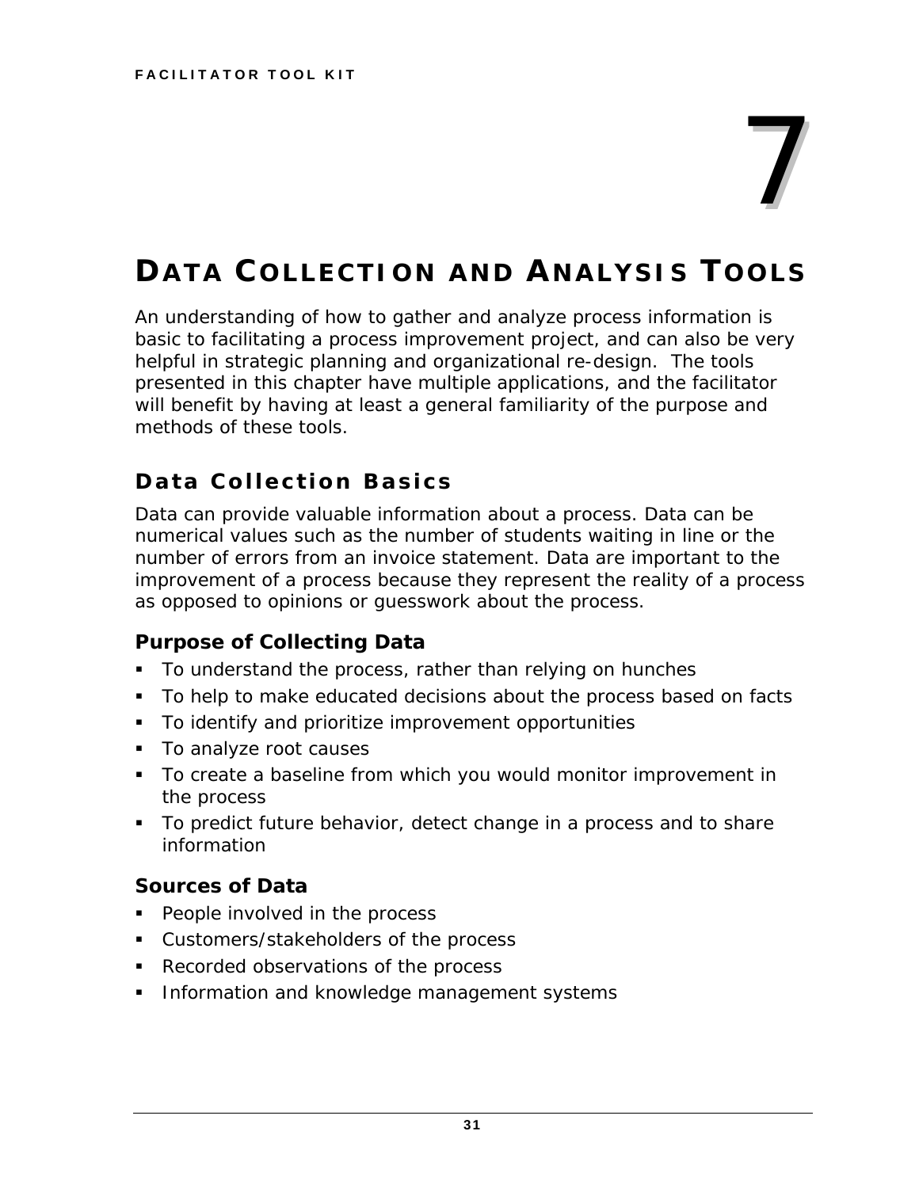# 7

# DATA COLLECTION AND ANALYSIS TOOLS

An understanding of how to gather and analyze process information is basic to facilitating a process improvement project, and can also be very helpful in strategic planning and organizational re-design. The tools presented in this chapter have multiple applications, and the facilitator will benefit by having at least a general familiarity of the purpose and methods of these tools.

## Data Collection Basics

Data can provide valuable information about a process. Data can be numerical values such as the number of students waiting in line or the number of errors from an invoice statement. Data are important to the improvement of a process because they represent the reality of a process as opposed to opinions or guesswork about the process.

### Purpose of Collecting Data

- To understand the process, rather than relying on hunches
- To help to make educated decisions about the process based on facts
- To identify and prioritize improvement opportunities
- To analyze root causes
- To create a baseline from which you would monitor improvement in the process
- To predict future behavior, detect change in a process and to share information

### Sources of Data

- People involved in the process
- Customers/stakeholders of the process
- Recorded observations of the process
- Information and knowledge management systems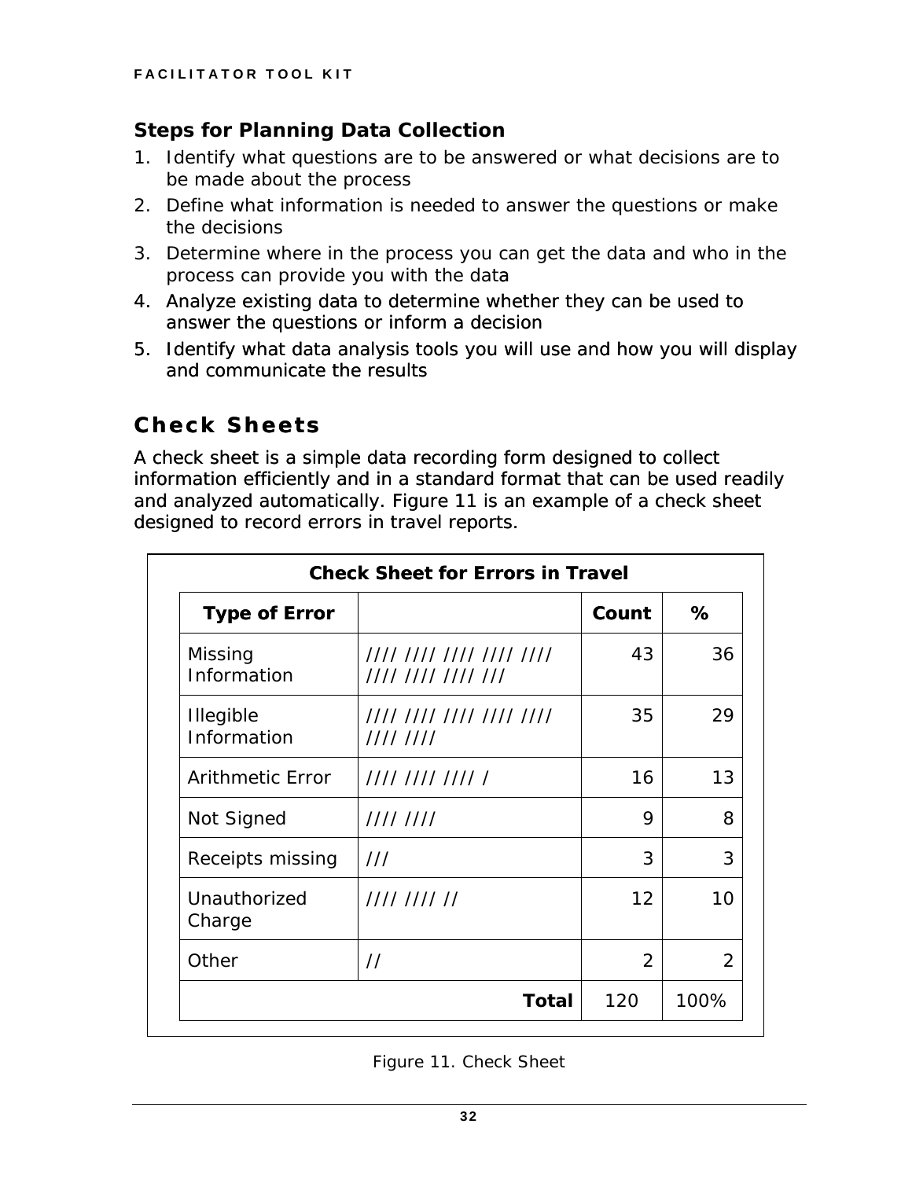### Steps for Planning Data Collection

1. Identify what questions are to be answered or what decisions are to be made about the process
2. Define what information is needed to answer the questions or make the decisions
3. Determine where in the process you can get the data and who in the process can provide you with the data
4. Analyze existing data to determine whether they can be used to answer the questions or inform a decision
5. Identify what data analysis tools you will use and how you will display and communicate the results

## Check Sheets

A check sheet is a simple data recording form designed to collect information efficiently and in a standard format that can be used readily and analyzed automatically. Figure 11 is an example of a check sheet designed to record errors in travel reports.

| Check Sheet for Errors in Travel | | | |
|---|---|---|---|
| **Type of Error** | | **Count** | **%** |
| Missing Information | //// //// //// //// //// //// //// //// /// | 43 | 36 |
| Illegible Information | //// //// //// //// //// //// //// | 35 | 29 |
| Arithmetic Error | //// //// //// / | 16 | 13 |
| Not Signed | //// //// | 9 | 8 |
| Receipts missing | /// | 3 | 3 |
| Unauthorized Charge | //// //// // | 12 | 10 |
| Other | // | 2 | 2 |
| | **Total** | 120 | 100% |

Figure 11. Check Sheet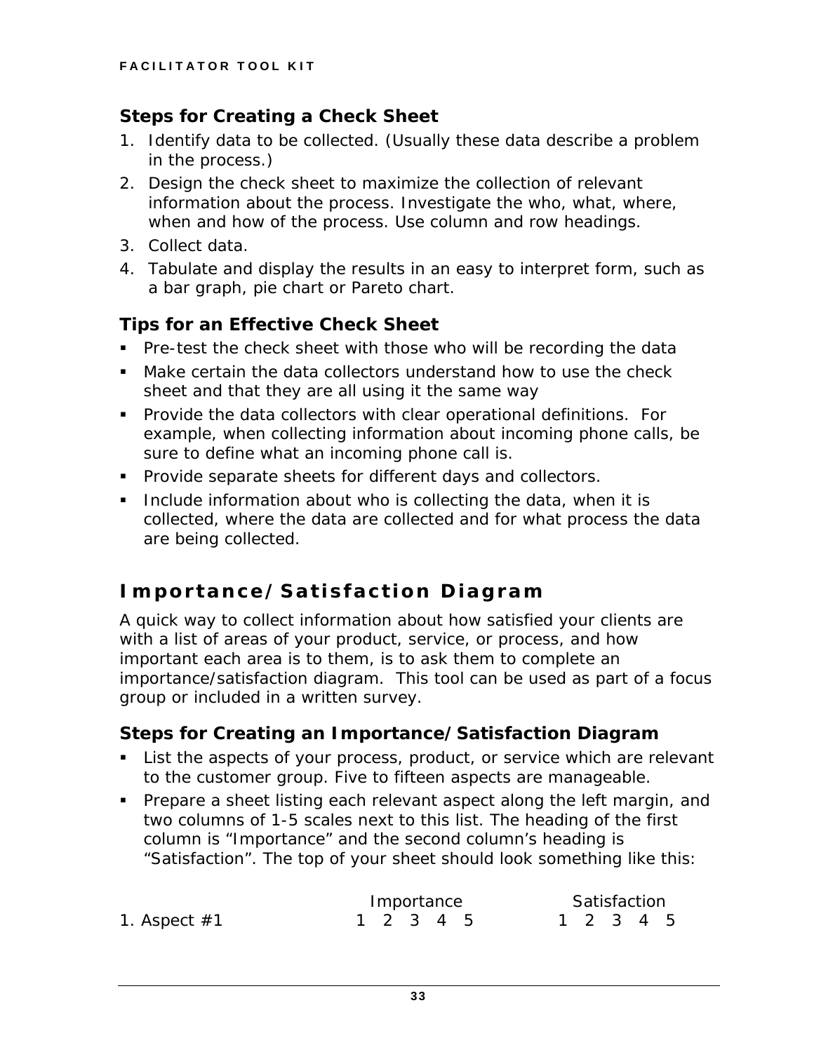### Steps for Creating a Check Sheet

1. Identify data to be collected. (Usually these data describe a problem in the process.)
2. Design the check sheet to maximize the collection of relevant information about the process. Investigate the who, what, where, when and how of the process. Use column and row headings.
3. Collect data.
4. Tabulate and display the results in an easy to interpret form, such as a bar graph, pie chart or Pareto chart.

### Tips for an Effective Check Sheet

- Pre-test the check sheet with those who will be recording the data
- Make certain the data collectors understand how to use the check sheet and that they are all using it the same way
- Provide the data collectors with clear operational definitions. For example, when collecting information about incoming phone calls, be sure to define what an incoming phone call is.
- Provide separate sheets for different days and collectors.
- Include information about who is collecting the data, when it is collected, where the data are collected and for what process the data are being collected.

## Importance/Satisfaction Diagram

A quick way to collect information about how satisfied your clients are with a list of areas of your product, service, or process, and how important each area is to them, is to ask them to complete an importance/satisfaction diagram. This tool can be used as part of a focus group or included in a written survey.

### Steps for Creating an Importance/Satisfaction Diagram

- List the aspects of your process, product, or service which are relevant to the customer group. Five to fifteen aspects are manageable.
- Prepare a sheet listing each relevant aspect along the left margin, and two columns of 1-5 scales next to this list. The heading of the first column is "Importance" and the second column's heading is "Satisfaction". The top of your sheet should look something like this:

| | Importance | Satisfaction |
|---|---|---|
| 1. Aspect #1 | 1 2 3 4 5 | 1 2 3 4 5 |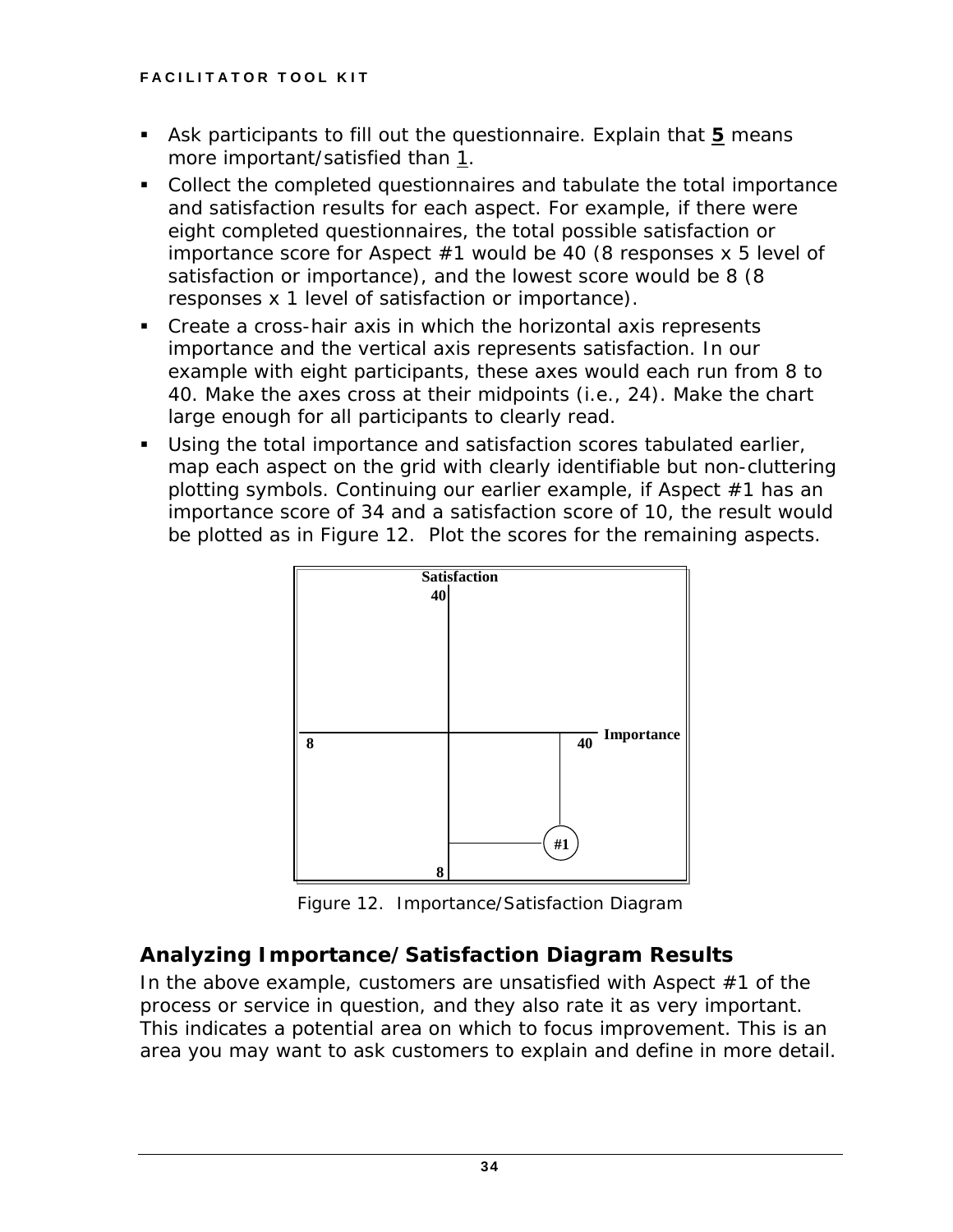- Ask participants to fill out the questionnaire. Explain that **5** means more important/satisfied than 1.
- Collect the completed questionnaires and tabulate the total importance and satisfaction results for each aspect. For example, if there were eight completed questionnaires, the total possible satisfaction or importance score for Aspect #1 would be 40 (8 responses x 5 level of satisfaction or importance), and the lowest score would be 8 (8 responses x 1 level of satisfaction or importance).
- Create a cross-hair axis in which the horizontal axis represents importance and the vertical axis represents satisfaction. In our example with eight participants, these axes would each run from 8 to 40. Make the axes cross at their midpoints (i.e., 24). Make the chart large enough for all participants to clearly read.
- Using the total importance and satisfaction scores tabulated earlier, map each aspect on the grid with clearly identifiable but non-cluttering plotting symbols. Continuing our earlier example, if Aspect #1 has an importance score of 34 and a satisfaction score of 10, the result would be plotted as in Figure 12. Plot the scores for the remaining aspects.

Figure 12. Importance/Satisfaction Diagram

## Analyzing Importance/Satisfaction Diagram Results

In the above example, customers are unsatisfied with Aspect #1 of the process or service in question, and they also rate it as very important. This indicates a potential area on which to focus improvement. This is an area you may want to ask customers to explain and define in more detail.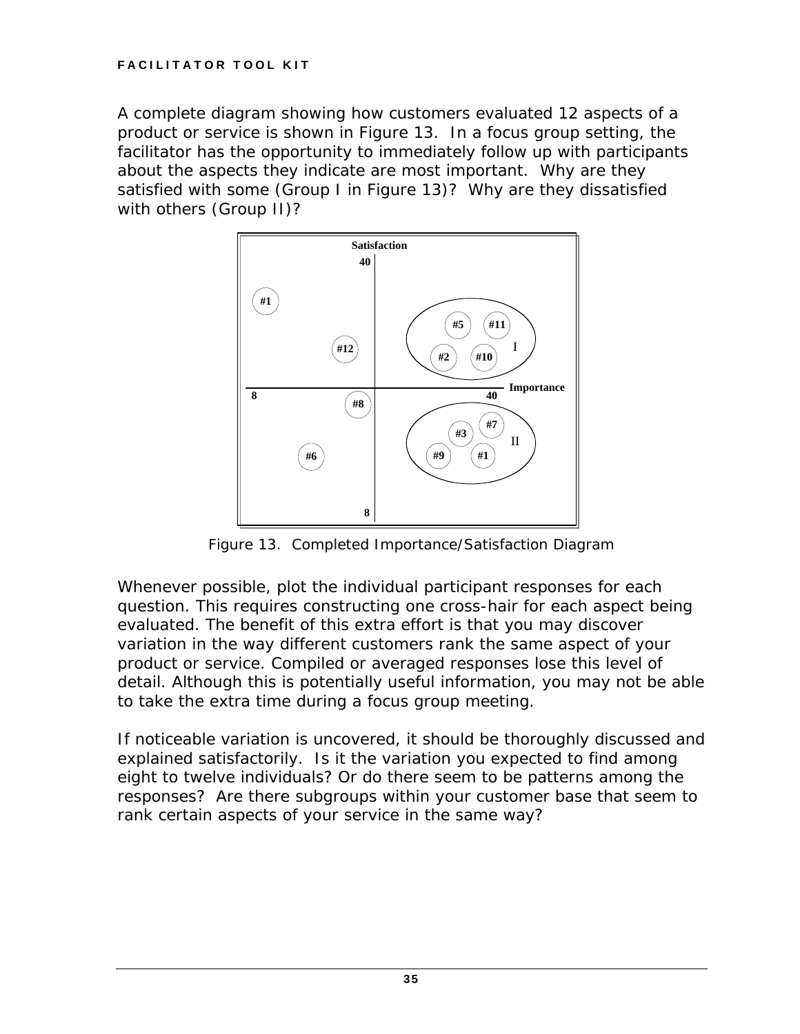A complete diagram showing how customers evaluated 12 aspects of a product or service is shown in Figure 13. In a focus group setting, the facilitator has the opportunity to immediately follow up with participants about the aspects they indicate are most important. Why are they satisfied with some (Group I in Figure 13)? Why are they dissatisfied with others (Group II)?

Figure 13. Completed Importance/Satisfaction Diagram

Whenever possible, plot the individual participant responses for each question. This requires constructing one cross-hair for each aspect being evaluated. The benefit of this extra effort is that you may discover variation in the way different customers rank the same aspect of your product or service. Compiled or averaged responses lose this level of detail. Although this is potentially useful information, you may not be able to take the extra time during a focus group meeting.

If noticeable variation is uncovered, it should be thoroughly discussed and explained satisfactorily. Is it the variation you expected to find among eight to twelve individuals? Or do there seem to be patterns among the responses? Are there subgroups within your customer base that seem to rank certain aspects of your service in the same way?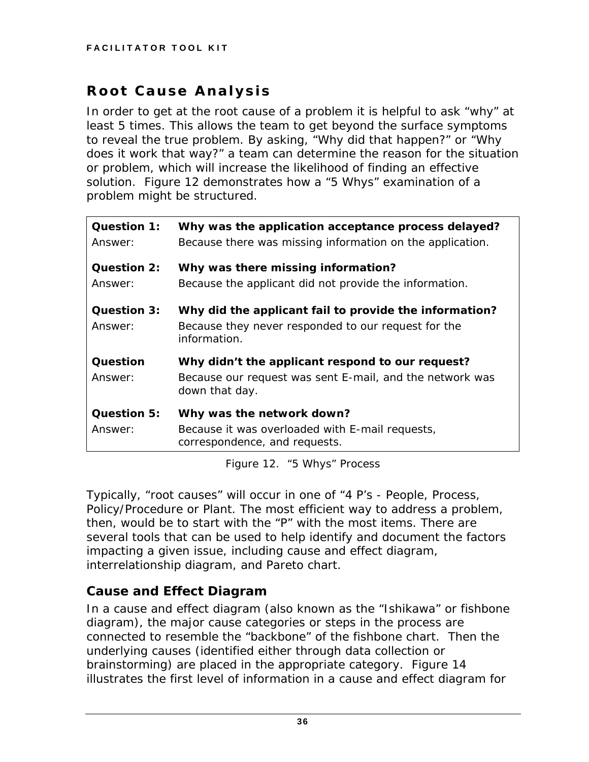## Root Cause Analysis

In order to get at the root cause of a problem it is helpful to ask "why" at least 5 times. This allows the team to get beyond the surface symptoms to reveal the true problem. By asking, "Why did that happen?" or "Why does it work that way?" a team can determine the reason for the situation or problem, which will increase the likelihood of finding an effective solution. Figure 12 demonstrates how a "5 Whys" examination of a problem might be structured.

| | |
|---|---|
| **Question 1:** | **Why was the application acceptance process delayed?** |
| Answer: | Because there was missing information on the application. |
| **Question 2:** | **Why was there missing information?** |
| Answer: | Because the applicant did not provide the information. |
| **Question 3:** | **Why did the applicant fail to provide the information?** |
| Answer: | Because they never responded to our request for the information. |
| **Question** | **Why didn't the applicant respond to our request?** |
| Answer: | Because our request was sent E-mail, and the network was down that day. |
| **Question 5:** | **Why was the network down?** |
| Answer: | Because it was overloaded with E-mail requests, correspondence, and requests. |

Figure 12. "5 Whys" Process

Typically, "root causes" will occur in one of "4 P's - People, Process, Policy/Procedure or Plant. The most efficient way to address a problem, then, would be to start with the "P" with the most items. There are several tools that can be used to help identify and document the factors impacting a given issue, including cause and effect diagram, interrelationship diagram, and Pareto chart.

### Cause and Effect Diagram

In a cause and effect diagram (also known as the "Ishikawa" or fishbone diagram), the major cause categories or steps in the process are connected to resemble the "backbone" of the fishbone chart. Then the underlying causes (identified either through data collection or brainstorming) are placed in the appropriate category. Figure 14 illustrates the first level of information in a cause and effect diagram for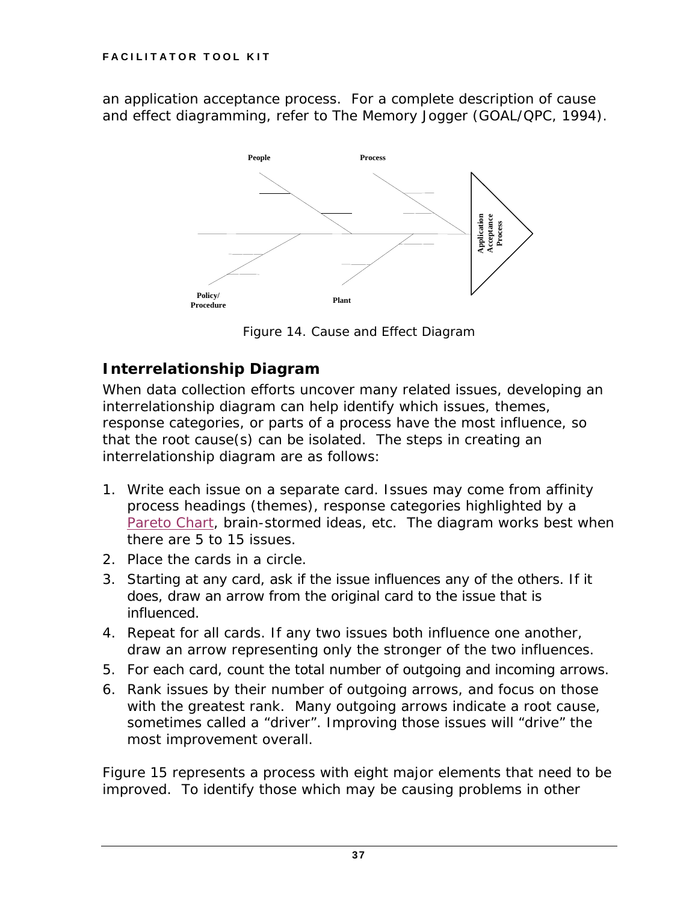an application acceptance process. For a complete description of cause and effect diagramming, refer to The Memory Jogger (GOAL/QPC, 1994).

Figure 14. Cause and Effect Diagram

## Interrelationship Diagram

When data collection efforts uncover many related issues, developing an interrelationship diagram can help identify which issues, themes, response categories, or parts of a process have the most influence, so that the root cause(s) can be isolated. The steps in creating an interrelationship diagram are as follows:

1. Write each issue on a separate card. Issues may come from affinity process headings (themes), response categories highlighted by a Pareto Chart, brain-stormed ideas, etc. The diagram works best when there are 5 to 15 issues.
2. Place the cards in a circle.
3. Starting at any card, ask if the issue influences any of the others. If it does, draw an arrow from the original card to the issue that is influenced.
4. Repeat for all cards. If any two issues both influence one another, draw an arrow representing only the stronger of the two influences.
5. For each card, count the total number of outgoing and incoming arrows.
6. Rank issues by their number of outgoing arrows, and focus on those with the greatest rank. Many outgoing arrows indicate a root cause, sometimes called a "driver". Improving those issues will "drive" the most improvement overall.

Figure 15 represents a process with eight major elements that need to be improved. To identify those which may be causing problems in other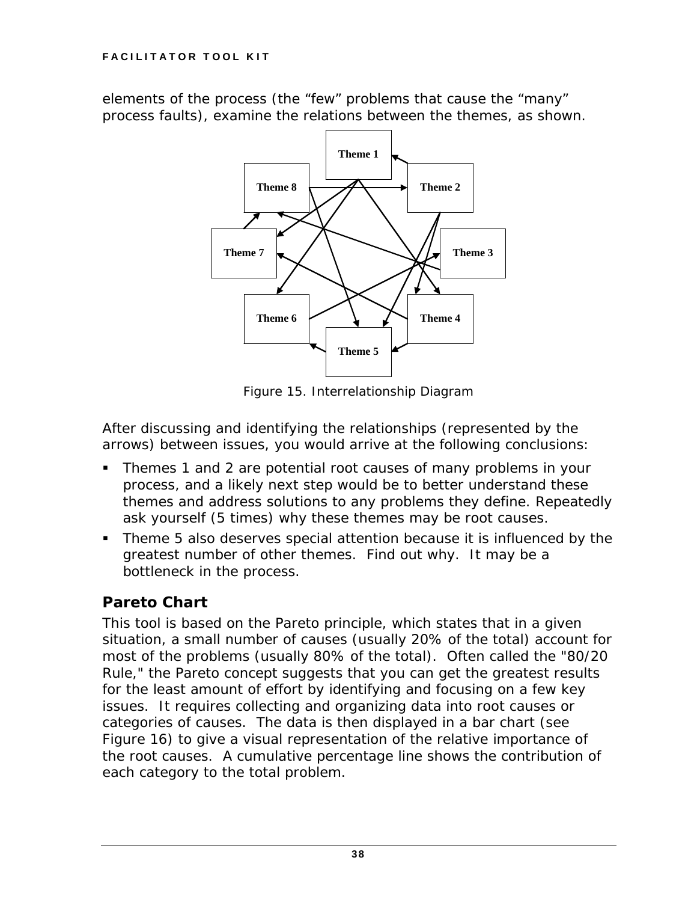elements of the process (the "few" problems that cause the "many" process faults), examine the relations between the themes, as shown.

Figure 15. Interrelationship Diagram

After discussing and identifying the relationships (represented by the arrows) between issues, you would arrive at the following conclusions:

- Themes 1 and 2 are potential root causes of many problems in your process, and a likely next step would be to better understand these themes and address solutions to any problems they define. Repeatedly ask yourself (5 times) why these themes may be root causes.
- Theme 5 also deserves special attention because it is influenced by the greatest number of other themes. Find out why. It may be a bottleneck in the process.

## Pareto Chart

This tool is based on the Pareto principle, which states that in a given situation, a small number of causes (usually 20% of the total) account for most of the problems (usually 80% of the total). Often called the "80/20 Rule," the Pareto concept suggests that you can get the greatest results for the least amount of effort by identifying and focusing on a few key issues. It requires collecting and organizing data into root causes or categories of causes. The data is then displayed in a bar chart (see Figure 16) to give a visual representation of the relative importance of the root causes. A cumulative percentage line shows the contribution of each category to the total problem.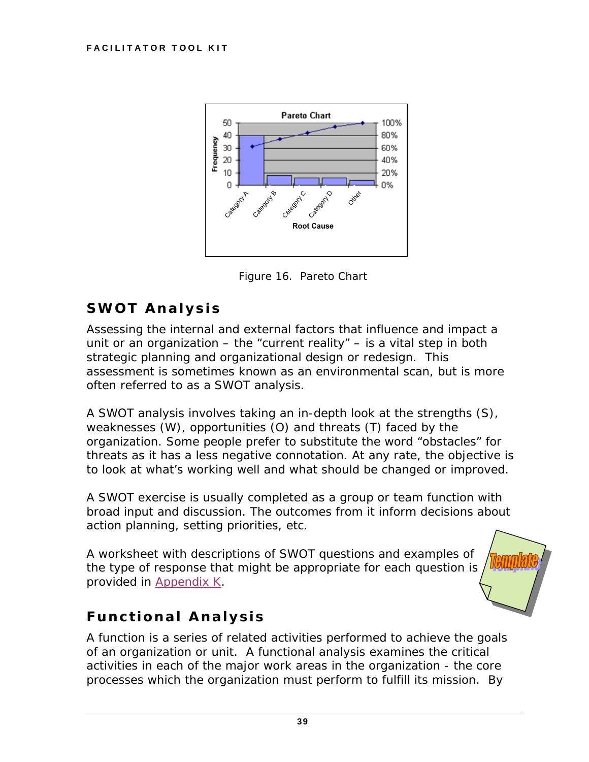Figure 16. Pareto Chart

## SWOT Analysis

Assessing the internal and external factors that influence and impact a unit or an organization – the "current reality" – is a vital step in both strategic planning and organizational design or redesign. This assessment is sometimes known as an environmental scan, but is more often referred to as a SWOT analysis.

A SWOT analysis involves taking an in-depth look at the strengths (S), weaknesses (W), opportunities (O) and threats (T) faced by the organization. Some people prefer to substitute the word "obstacles" for threats as it has a less negative connotation. At any rate, the objective is to look at what's working well and what should be changed or improved.

A SWOT exercise is usually completed as a group or team function with broad input and discussion. The outcomes from it inform decisions about action planning, setting priorities, etc.

A worksheet with descriptions of SWOT questions and examples of the type of response that might be appropriate for each question is provided in Appendix K.

## Functional Analysis

A function is a series of related activities performed to achieve the goals of an organization or unit. A functional analysis examines the critical activities in each of the major work areas in the organization - the core processes which the organization must perform to fulfill its mission. By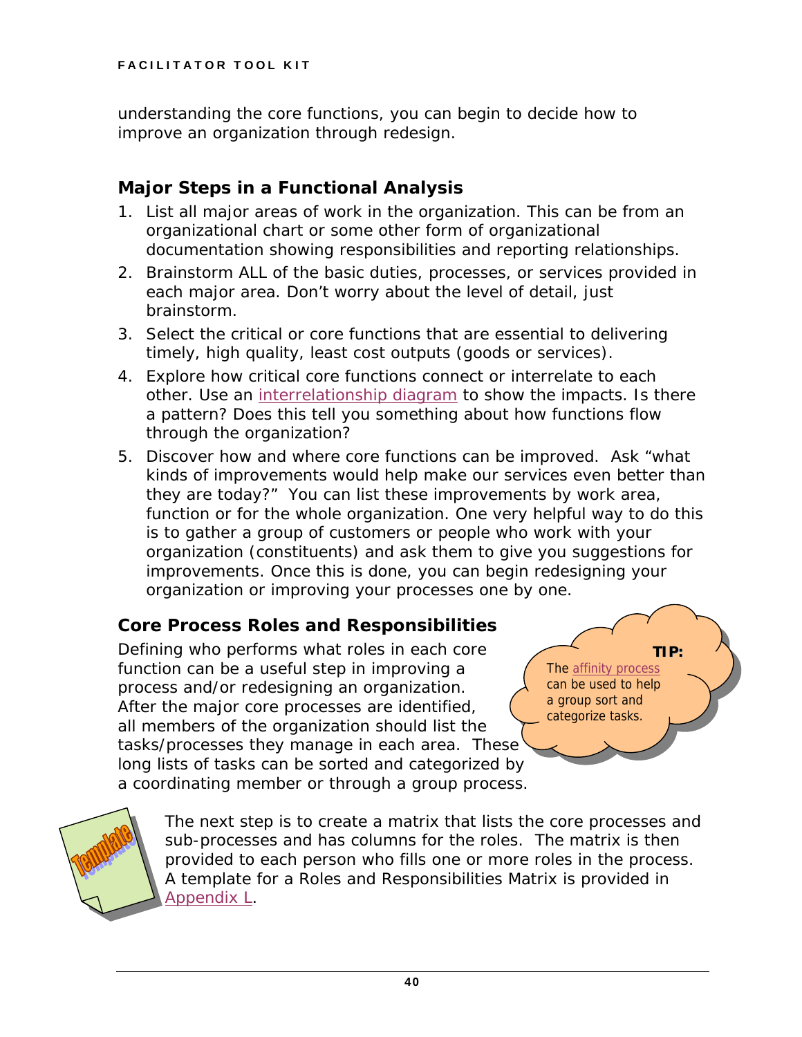understanding the core functions, you can begin to decide how to improve an organization through redesign.

## Major Steps in a Functional Analysis

1. List all major areas of work in the organization. This can be from an organizational chart or some other form of organizational documentation showing responsibilities and reporting relationships.
2. Brainstorm ALL of the basic duties, processes, or services provided in each major area. Don't worry about the level of detail, just brainstorm.
3. Select the critical or core functions that are essential to delivering timely, high quality, least cost outputs (goods or services).
4. Explore how critical core functions connect or interrelate to each other. Use an interrelationship diagram to show the impacts. Is there a pattern? Does this tell you something about how functions flow through the organization?
5. Discover how and where core functions can be improved. Ask "what kinds of improvements would help make our services even better than they are today?" You can list these improvements by work area, function or for the whole organization. One very helpful way to do this is to gather a group of customers or people who work with your organization (constituents) and ask them to give you suggestions for improvements. Once this is done, you can begin redesigning your organization or improving your processes one by one.

## Core Process Roles and Responsibilities

Defining who performs what roles in each core function can be a useful step in improving a process and/or redesigning an organization. After the major core processes are identified, all members of the organization should list the tasks/processes they manage in each area. These long lists of tasks can be sorted and categorized by a coordinating member or through a group process.

**TIP:** The affinity process can be used to help a group sort and categorize tasks.

The next step is to create a matrix that lists the core processes and sub-processes and has columns for the roles. The matrix is then provided to each person who fills one or more roles in the process. A template for a Roles and Responsibilities Matrix is provided in Appendix L.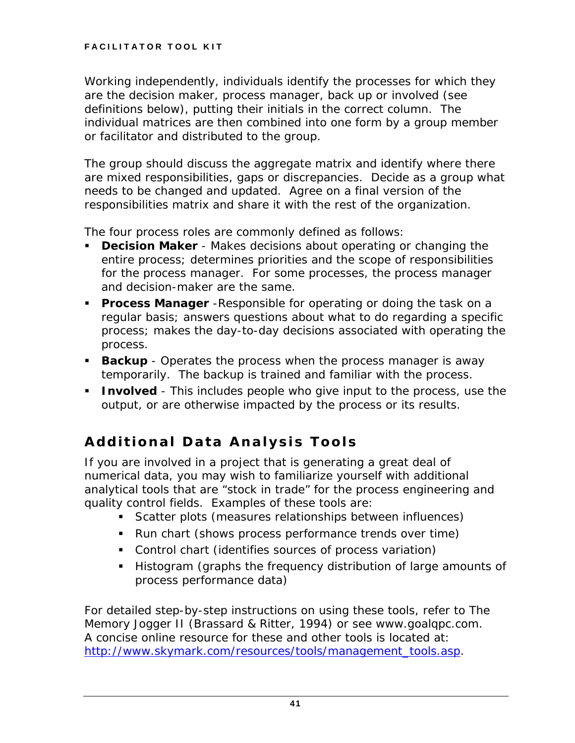Working independently, individuals identify the processes for which they are the decision maker, process manager, back up or involved (see definitions below), putting their initials in the correct column. The individual matrices are then combined into one form by a group member or facilitator and distributed to the group.

The group should discuss the aggregate matrix and identify where there are mixed responsibilities, gaps or discrepancies. Decide as a group what needs to be changed and updated. Agree on a final version of the responsibilities matrix and share it with the rest of the organization.

The four process roles are commonly defined as follows:

- **Decision Maker** - Makes decisions about operating or changing the entire process; determines priorities and the scope of responsibilities for the process manager. For some processes, the process manager and decision-maker are the same.
- **Process Manager** -Responsible for operating or doing the task on a regular basis; answers questions about what to do regarding a specific process; makes the day-to-day decisions associated with operating the process.
- **Backup** - Operates the process when the process manager is away temporarily. The backup is trained and familiar with the process.
- **Involved** - This includes people who give input to the process, use the output, or are otherwise impacted by the process or its results.

## Additional Data Analysis Tools

If you are involved in a project that is generating a great deal of numerical data, you may wish to familiarize yourself with additional analytical tools that are "stock in trade" for the process engineering and quality control fields. Examples of these tools are:

- Scatter plots (measures relationships between influences)
- Run chart (shows process performance trends over time)
- Control chart (identifies sources of process variation)
- Histogram (graphs the frequency distribution of large amounts of process performance data)

For detailed step-by-step instructions on using these tools, refer to The Memory Jogger II (Brassard & Ritter, 1994) or see www.goalqpc.com. A concise online resource for these and other tools is located at: http://www.skymark.com/resources/tools/management_tools.asp.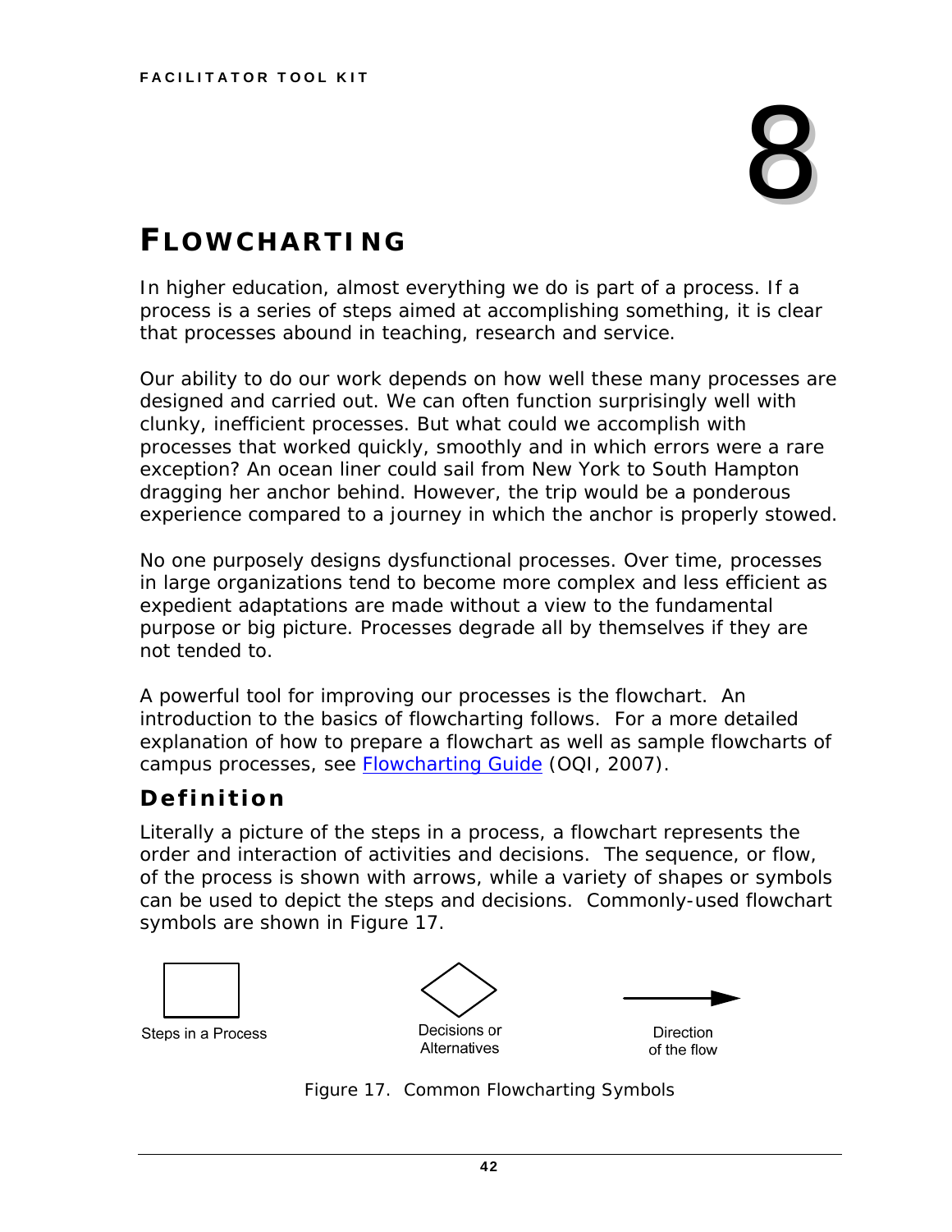# 8

# FLOWCHARTING

In higher education, almost everything we do is part of a process. If a process is a series of steps aimed at accomplishing something, it is clear that processes abound in teaching, research and service.

Our ability to do our work depends on how well these many processes are designed and carried out. We can often function surprisingly well with clunky, inefficient processes. But what could we accomplish with processes that worked quickly, smoothly and in which errors were a rare exception? An ocean liner could sail from New York to South Hampton dragging her anchor behind. However, the trip would be a ponderous experience compared to a journey in which the anchor is properly stowed.

No one purposely designs dysfunctional processes. Over time, processes in large organizations tend to become more complex and less efficient as expedient adaptations are made without a view to the fundamental purpose or big picture. Processes degrade all by themselves if they are not tended to.

A powerful tool for improving our processes is the flowchart. An introduction to the basics of flowcharting follows. For a more detailed explanation of how to prepare a flowchart as well as sample flowcharts of campus processes, see Flowcharting Guide (OQI, 2007).

## Definition

Literally a picture of the steps in a process, a flowchart represents the order and interaction of activities and decisions. The sequence, or flow, of the process is shown with arrows, while a variety of shapes or symbols can be used to depict the steps and decisions. Commonly-used flowchart symbols are shown in Figure 17.

Steps in a Process

Decisions or Alternatives

Direction of the flow

Figure 17. Common Flowcharting Symbols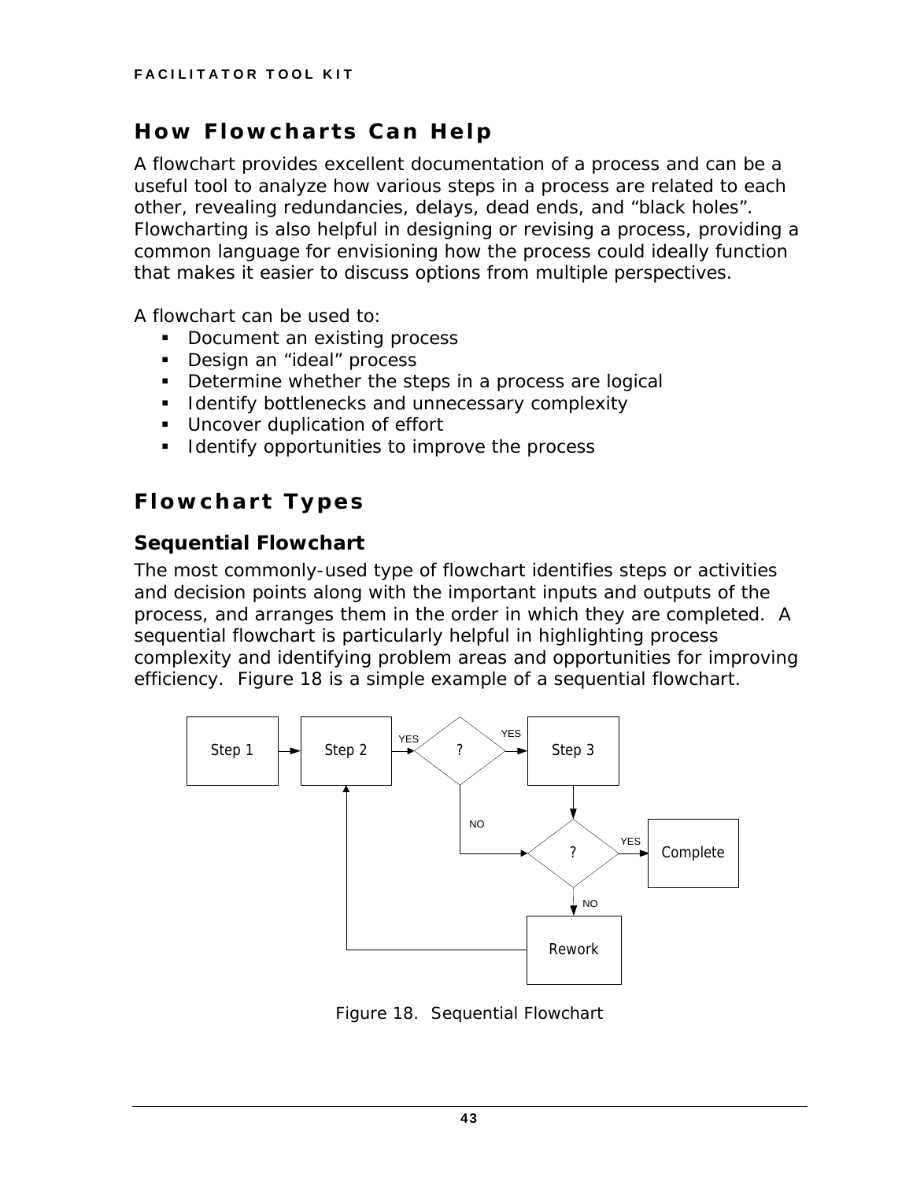## How Flowcharts Can Help

A flowchart provides excellent documentation of a process and can be a useful tool to analyze how various steps in a process are related to each other, revealing redundancies, delays, dead ends, and "black holes". Flowcharting is also helpful in designing or revising a process, providing a common language for envisioning how the process could ideally function that makes it easier to discuss options from multiple perspectives.

A flowchart can be used to:

- Document an existing process
- Design an "ideal" process
- Determine whether the steps in a process are logical
- Identify bottlenecks and unnecessary complexity
- Uncover duplication of effort
- Identify opportunities to improve the process

## Flowchart Types

### Sequential Flowchart

The most commonly-used type of flowchart identifies steps or activities and decision points along with the important inputs and outputs of the process, and arranges them in the order in which they are completed. A sequential flowchart is particularly helpful in highlighting process complexity and identifying problem areas and opportunities for improving efficiency. Figure 18 is a simple example of a sequential flowchart.

Step 1 → Step 2 → YES → ? → YES → Step 3

NO

? → YES → Complete

NO

Rework

Figure 18. Sequential Flowchart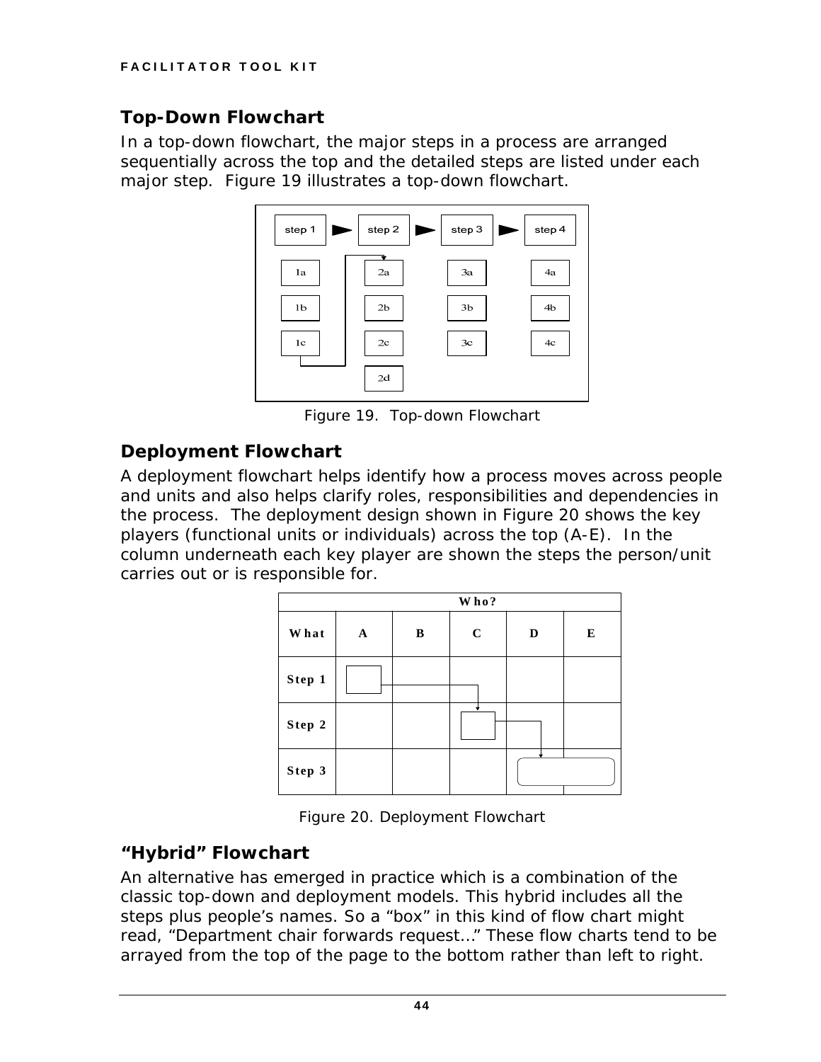## Top-Down Flowchart

In a top-down flowchart, the major steps in a process are arranged sequentially across the top and the detailed steps are listed under each major step. Figure 19 illustrates a top-down flowchart.

Figure 19. Top-down Flowchart

## Deployment Flowchart

A deployment flowchart helps identify how a process moves across people and units and also helps clarify roles, responsibilities and dependencies in the process. The deployment design shown in Figure 20 shows the key players (functional units or individuals) across the top (A-E). In the column underneath each key player are shown the steps the person/unit carries out or is responsible for.

Figure 20. Deployment Flowchart

## "Hybrid" Flowchart

An alternative has emerged in practice which is a combination of the classic top-down and deployment models. This hybrid includes all the steps plus people's names. So a "box" in this kind of flow chart might read, "Department chair forwards request…" These flow charts tend to be arrayed from the top of the page to the bottom rather than left to right.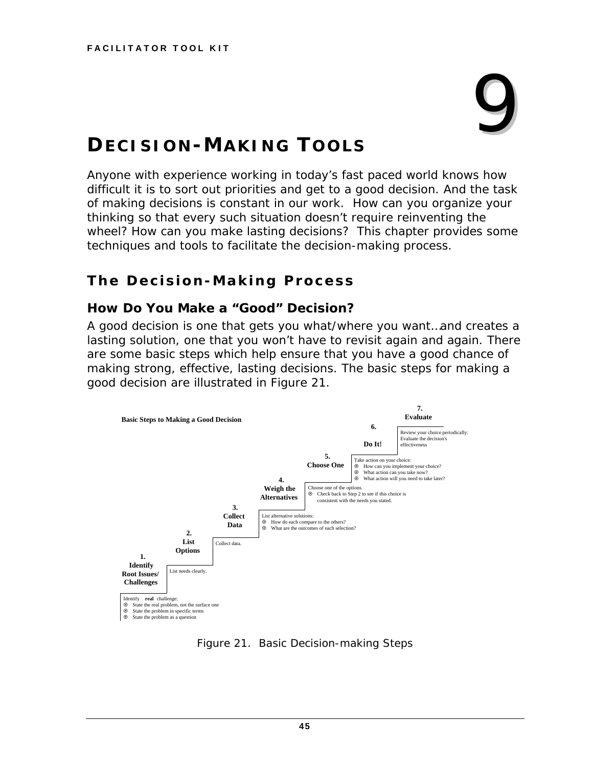# 9

# DECISION-MAKING TOOLS

Anyone with experience working in today's fast paced world knows how difficult it is to sort out priorities and get to a good decision. And the task of making decisions is constant in our work. How can you organize your thinking so that every such situation doesn't require reinventing the wheel? How can you make lasting decisions? This chapter provides some techniques and tools to facilitate the decision-making process.

## The Decision-Making Process

### How Do You Make a "Good" Decision?

A good decision is one that gets you what/where you want…and creates a lasting solution, one that you won't have to revisit again and again. There are some basic steps which help ensure that you have a good chance of making strong, effective, lasting decisions. The basic steps for making a good decision are illustrated in Figure 21.

**Basic Steps to Making a Good Decision**

**1. Identify Root Issues/ Challenges**

Identify **real** challenge:
- State the real problem, not the surface one
- State the problem in specific terms
- State the problem as a question

**2. List Options**

List needs clearly.

**3. Collect Data**

Collect data.

**4. Weigh the Alternatives**

List alternative solutions:
- How do each compare to the others?
- What are the outcomes of each selection?

**5. Choose One**

Choose one of the options.
- Check back to Step 2 to see if this choice is consistent with the needs you stated.

**6. Do It!**

Take action on your choice:
- How can you implement your choice?
- What action can you take now?
- What action will you need to take later?

**7. Evaluate**

Review your choice periodically: Evaluate the decision's effectiveness

Figure 21. Basic Decision-making Steps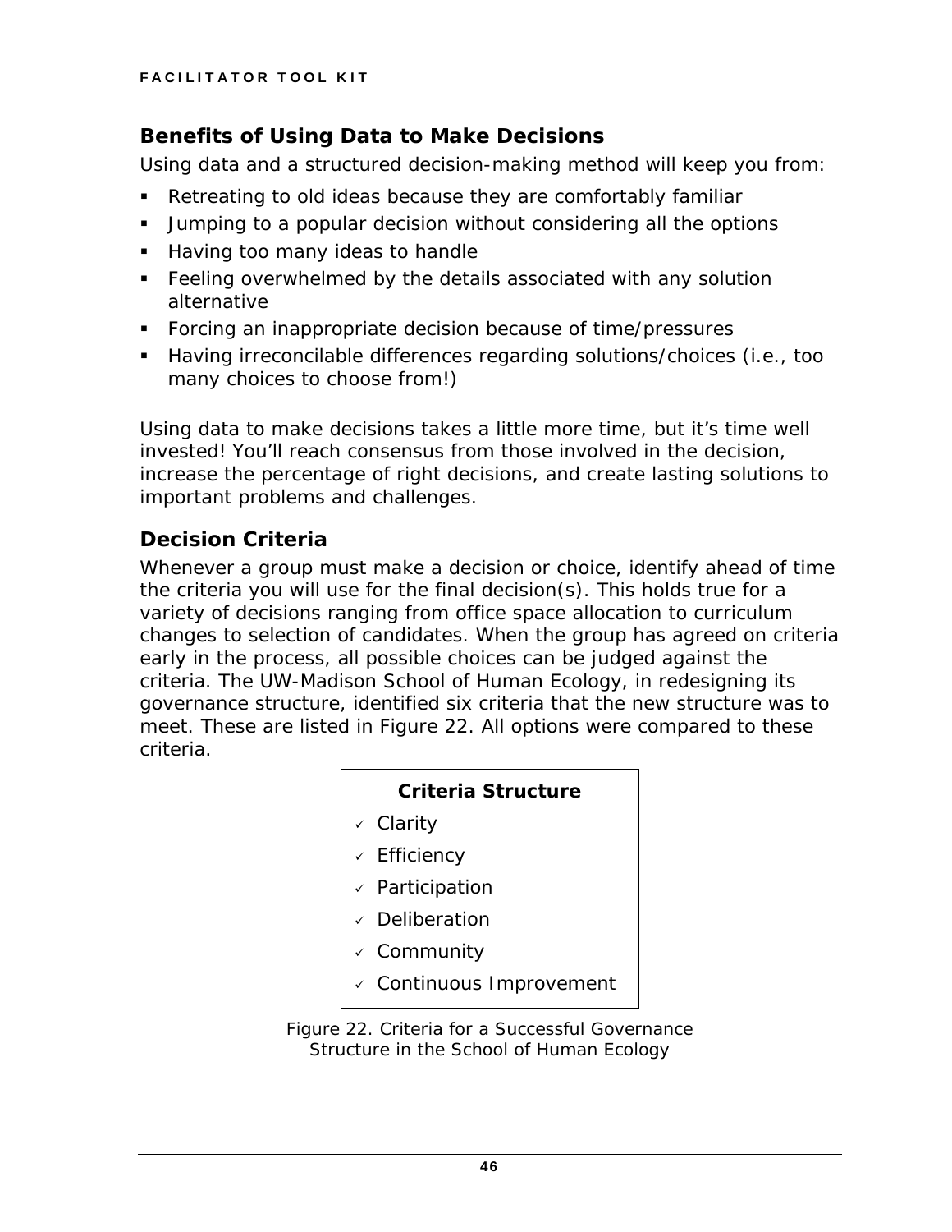## Benefits of Using Data to Make Decisions

Using data and a structured decision-making method will keep you from:

- Retreating to old ideas because they are comfortably familiar
- Jumping to a popular decision without considering all the options
- Having too many ideas to handle
- Feeling overwhelmed by the details associated with any solution alternative
- Forcing an inappropriate decision because of time/pressures
- Having irreconcilable differences regarding solutions/choices (i.e., too many choices to choose from!)

Using data to make decisions takes a little more time, but it's time well invested! You'll reach consensus from those involved in the decision, increase the percentage of right decisions, and create lasting solutions to important problems and challenges.

## Decision Criteria

Whenever a group must make a decision or choice, identify ahead of time the criteria you will use for the final decision(s). This holds true for a variety of decisions ranging from office space allocation to curriculum changes to selection of candidates. When the group has agreed on criteria early in the process, all possible choices can be judged against the criteria. The UW-Madison School of Human Ecology, in redesigning its governance structure, identified six criteria that the new structure was to meet. These are listed in Figure 22. All options were compared to these criteria.

**Criteria Structure**

- ✓ Clarity
- ✓ Efficiency
- ✓ Participation
- ✓ Deliberation
- ✓ Community
- ✓ Continuous Improvement

Figure 22. Criteria for a Successful Governance Structure in the School of Human Ecology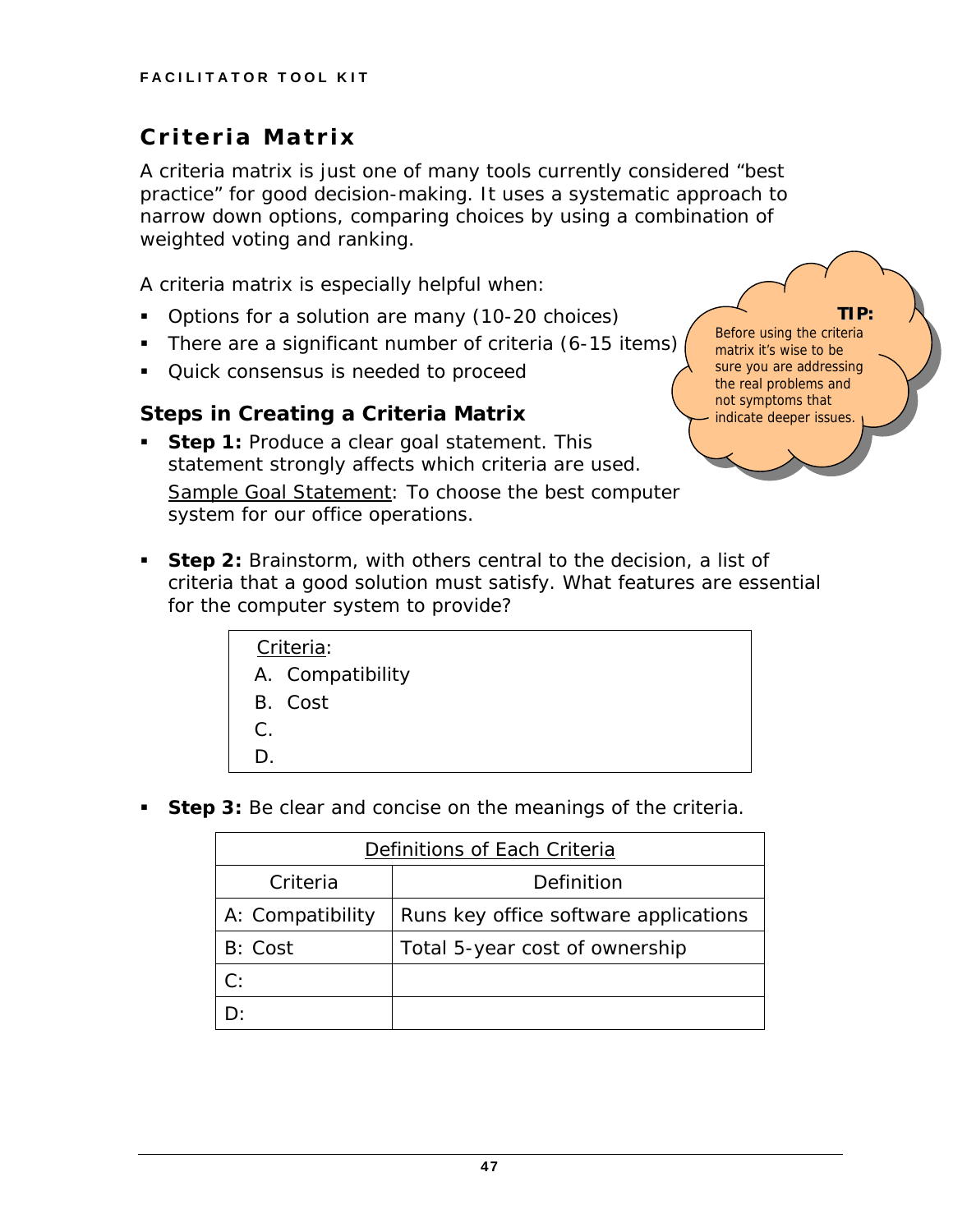## Criteria Matrix

A criteria matrix is just one of many tools currently considered "best practice" for good decision-making. It uses a systematic approach to narrow down options, comparing choices by using a combination of weighted voting and ranking.

A criteria matrix is especially helpful when:

- Options for a solution are many (10-20 choices)
- There are a significant number of criteria (6-15 items)
- Quick consensus is needed to proceed

**TIP:** Before using the criteria matrix it's wise to be sure you are addressing the real problems and not symptoms that indicate deeper issues.

### Steps in Creating a Criteria Matrix

- **Step 1:** Produce a clear goal statement. This statement strongly affects which criteria are used.

  Sample Goal Statement: To choose the best computer system for our office operations.

- **Step 2:** Brainstorm, with others central to the decision, a list of criteria that a good solution must satisfy. What features are essential for the computer system to provide?

  Criteria:
  A. Compatibility
  B. Cost
  C.
  D.

- **Step 3:** Be clear and concise on the meanings of the criteria.

| Definitions of Each Criteria | |
|---|---|
| Criteria | Definition |
| A: Compatibility | Runs key office software applications |
| B: Cost | Total 5-year cost of ownership |
| C: | |
| D: | |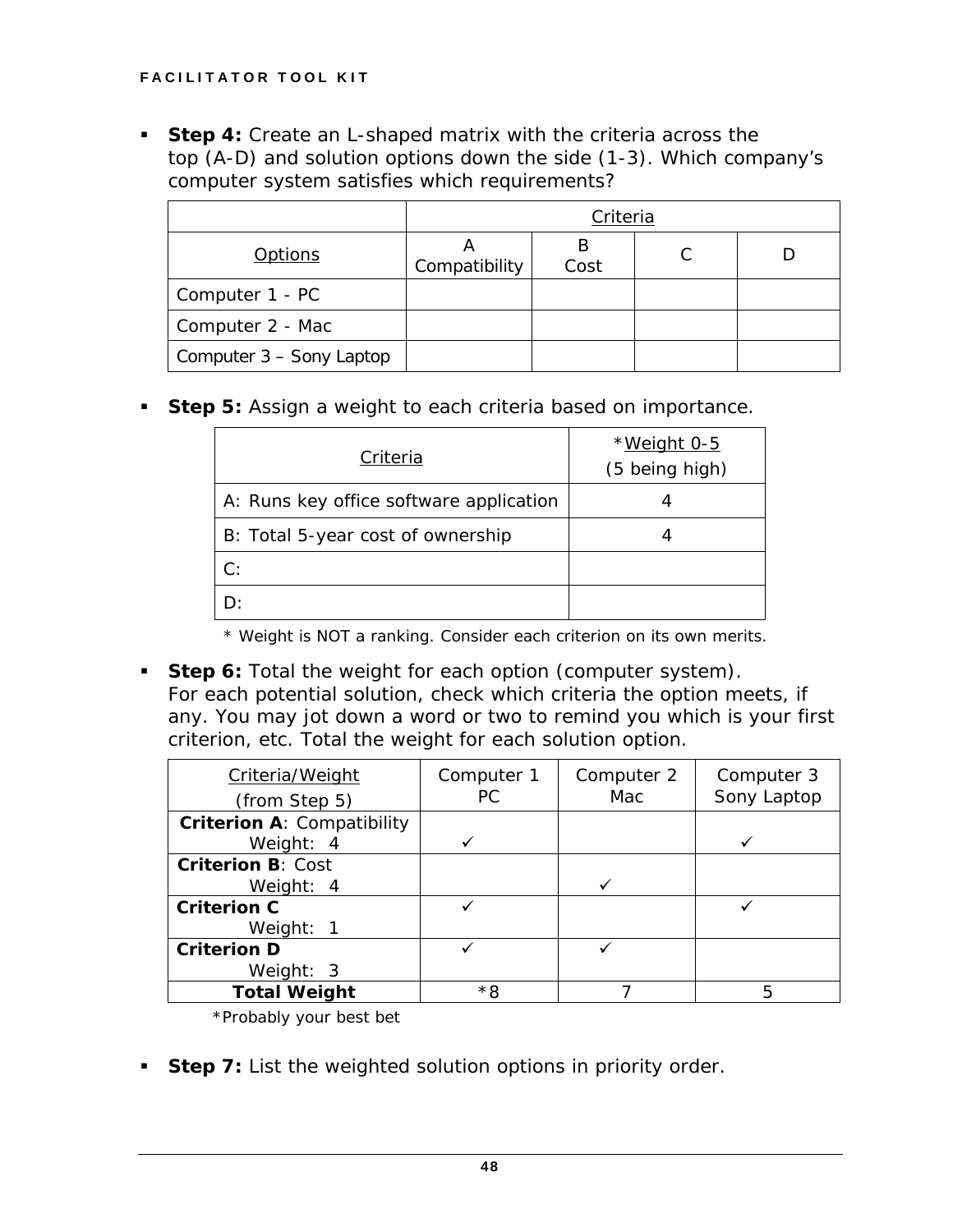- **Step 4:** Create an L-shaped matrix with the criteria across the top (A-D) and solution options down the side (1-3). Which company's computer system satisfies which requirements?

| | Criteria | | | |
|---|---|---|---|---|
| Options | A Compatibility | B Cost | C | D |
| Computer 1 - PC | | | | |
| Computer 2 - Mac | | | | |
| Computer 3 – Sony Laptop | | | | |

- **Step 5:** Assign a weight to each criteria based on importance.

| Criteria | *Weight 0-5 (5 being high) |
|---|---|
| A: Runs key office software application | 4 |
| B: Total 5-year cost of ownership | 4 |
| C: | |
| D: | |

\* Weight is NOT a ranking. Consider each criterion on its own merits.

- **Step 6:** Total the weight for each option (computer system). For each potential solution, check which criteria the option meets, if any. You may jot down a word or two to remind you which is your first criterion, etc. Total the weight for each solution option.

| Criteria/Weight (from Step 5) | Computer 1 PC | Computer 2 Mac | Computer 3 Sony Laptop |
|---|---|---|---|
| **Criterion A**: Compatibility Weight: 4 | ✓ | | ✓ |
| **Criterion B**: Cost Weight: 4 | | ✓ | |
| **Criterion C** Weight: 1 | ✓ | | ✓ |
| **Criterion D** Weight: 3 | ✓ | ✓ | |
| **Total Weight** | *8 | 7 | 5 |

*Probably your best bet

- **Step 7:** List the weighted solution options in priority order.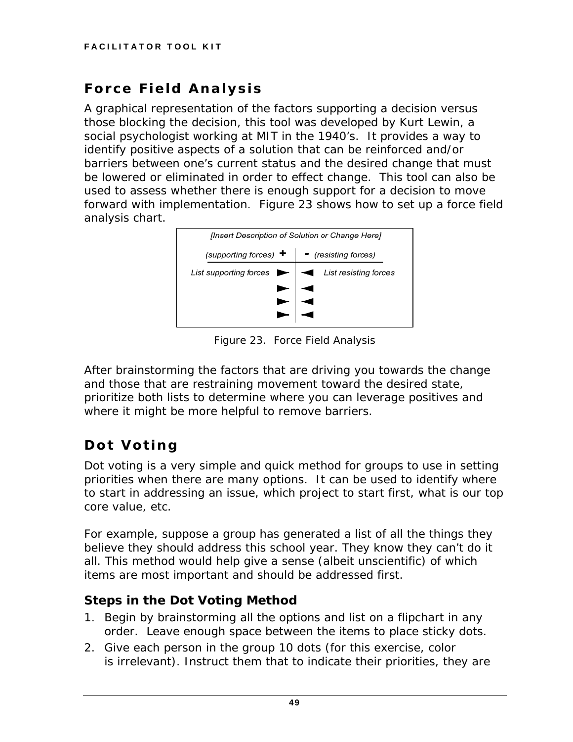## Force Field Analysis

A graphical representation of the factors supporting a decision versus those blocking the decision, this tool was developed by Kurt Lewin, a social psychologist working at MIT in the 1940's. It provides a way to identify positive aspects of a solution that can be reinforced and/or barriers between one's current status and the desired change that must be lowered or eliminated in order to effect change. This tool can also be used to assess whether there is enough support for a decision to move forward with implementation. Figure 23 shows how to set up a force field analysis chart.

| *[Insert Description of Solution or Change Here]* | |
|---|---|
| *(supporting forces)* **+** | **-** *(resisting forces)* |
| *List supporting forces* ► | ◄ *List resisting forces* |
| ► | ◄ |
| ► | ◄ |
| ► | ◄ |

Figure 23. Force Field Analysis

After brainstorming the factors that are driving you towards the change and those that are restraining movement toward the desired state, prioritize both lists to determine where you can leverage positives and where it might be more helpful to remove barriers.

## Dot Voting

Dot voting is a very simple and quick method for groups to use in setting priorities when there are many options. It can be used to identify where to start in addressing an issue, which project to start first, what is our top core value, etc.

For example, suppose a group has generated a list of all the things they believe they should address this school year. They know they can't do it all. This method would help give a sense (albeit unscientific) of which items are most important and should be addressed first.

### Steps in the Dot Voting Method

1. Begin by brainstorming all the options and list on a flipchart in any order. Leave enough space between the items to place sticky dots.
2. Give each person in the group 10 dots (for this exercise, color is irrelevant). Instruct them that to indicate their priorities, they are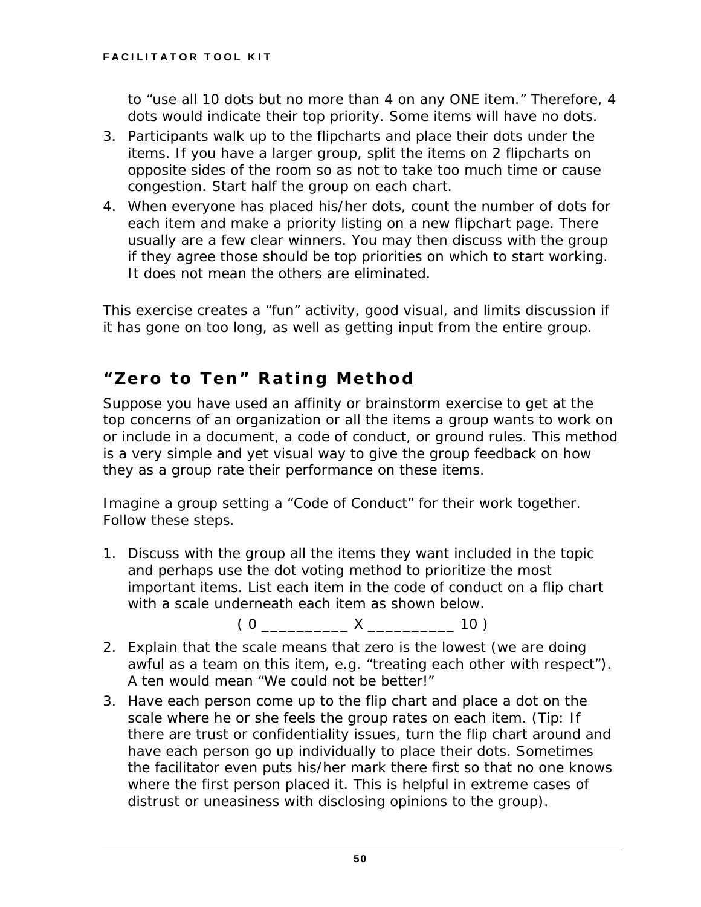to "use all 10 dots but no more than 4 on any ONE item." Therefore, 4 dots would indicate their top priority. Some items will have no dots.

3. Participants walk up to the flipcharts and place their dots under the items. If you have a larger group, split the items on 2 flipcharts on opposite sides of the room so as not to take too much time or cause congestion. Start half the group on each chart.
4. When everyone has placed his/her dots, count the number of dots for each item and make a priority listing on a new flipchart page. There usually are a few clear winners. You may then discuss with the group if they agree those should be top priorities on which to start working. It does not mean the others are eliminated.

This exercise creates a "fun" activity, good visual, and limits discussion if it has gone on too long, as well as getting input from the entire group.

## "Zero to Ten" Rating Method

Suppose you have used an affinity or brainstorm exercise to get at the top concerns of an organization or all the items a group wants to work on or include in a document, a code of conduct, or ground rules. This method is a very simple and yet visual way to give the group feedback on how they as a group rate their performance on these items.

Imagine a group setting a "Code of Conduct" for their work together. Follow these steps.

1. Discuss with the group all the items they want included in the topic and perhaps use the dot voting method to prioritize the most important items. List each item in the code of conduct on a flip chart with a scale underneath each item as shown below.

   ( 0 __________ X __________ 10 )

2. Explain that the scale means that zero is the lowest (we are doing awful as a team on this item, e.g. "treating each other with respect"). A ten would mean "We could not be better!"
3. Have each person come up to the flip chart and place a dot on the scale where he or she feels the group rates on each item. (Tip: If there are trust or confidentiality issues, turn the flip chart around and have each person go up individually to place their dots. Sometimes the facilitator even puts his/her mark there first so that no one knows where the first person placed it. This is helpful in extreme cases of distrust or uneasiness with disclosing opinions to the group).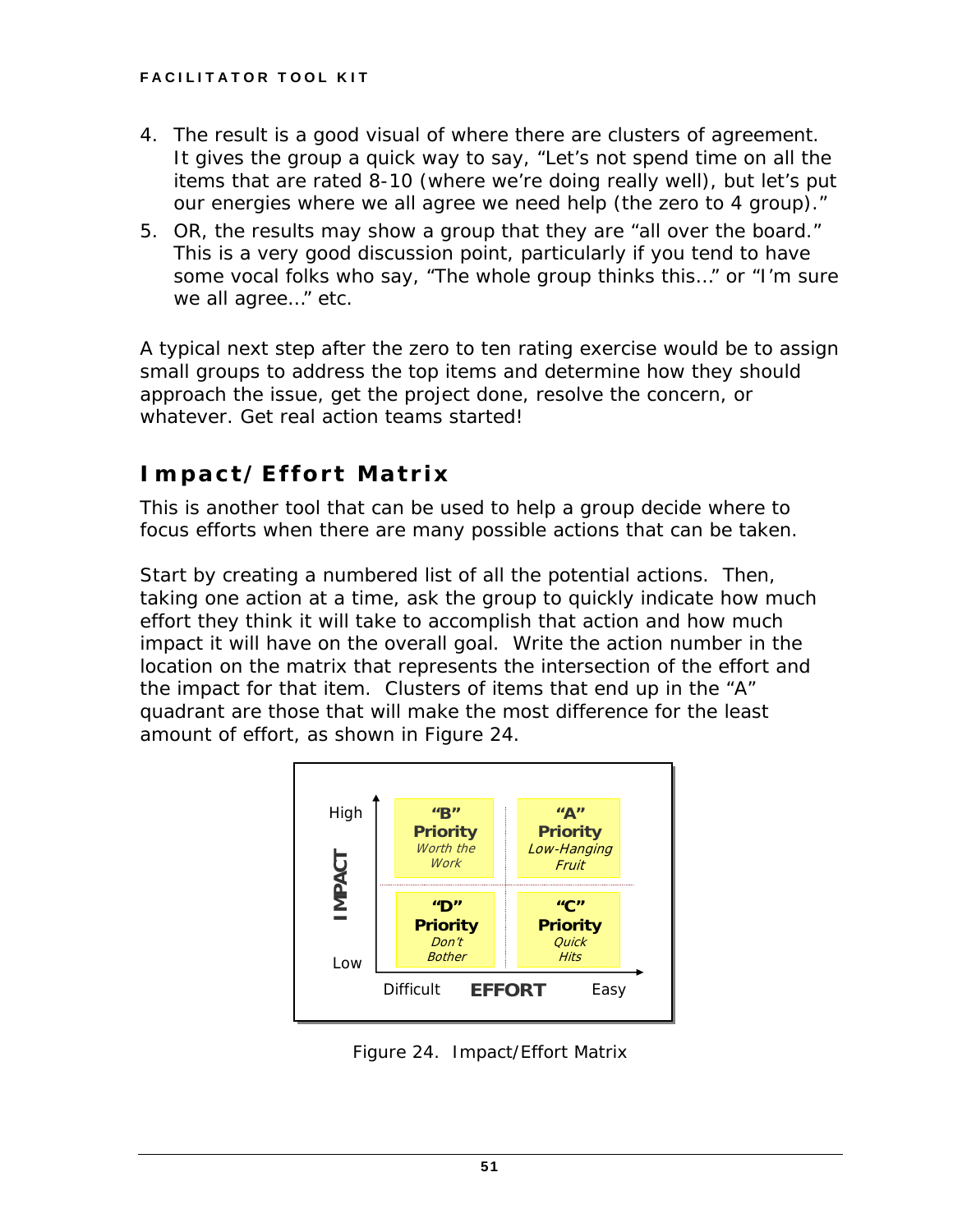4. The result is a good visual of where there are clusters of agreement. It gives the group a quick way to say, "Let's not spend time on all the items that are rated 8-10 (where we're doing really well), but let's put our energies where we all agree we need help (the zero to 4 group)."
5. OR, the results may show a group that they are "all over the board." This is a very good discussion point, particularly if you tend to have some vocal folks who say, "The whole group thinks this…" or "I'm sure we all agree…" etc.

A typical next step after the zero to ten rating exercise would be to assign small groups to address the top items and determine how they should approach the issue, get the project done, resolve the concern, or whatever. Get real action teams started!

## Impact/Effort Matrix

This is another tool that can be used to help a group decide where to focus efforts when there are many possible actions that can be taken.

Start by creating a numbered list of all the potential actions. Then, taking one action at a time, ask the group to quickly indicate how much effort they think it will take to accomplish that action and how much impact it will have on the overall goal. Write the action number in the location on the matrix that represents the intersection of the effort and the impact for that item. Clusters of items that end up in the "A" quadrant are those that will make the most difference for the least amount of effort, as shown in Figure 24.

| IMPACT | EFFORT: Difficult | EFFORT: Easy |
|---|---|---|
| High | **"B" Priority** *Worth the Work* | **"A" Priority** *Low-Hanging Fruit* |
| Low | **"D" Priority** *Don't Bother* | **"C" Priority** *Quick Hits* |

Figure 24. Impact/Effort Matrix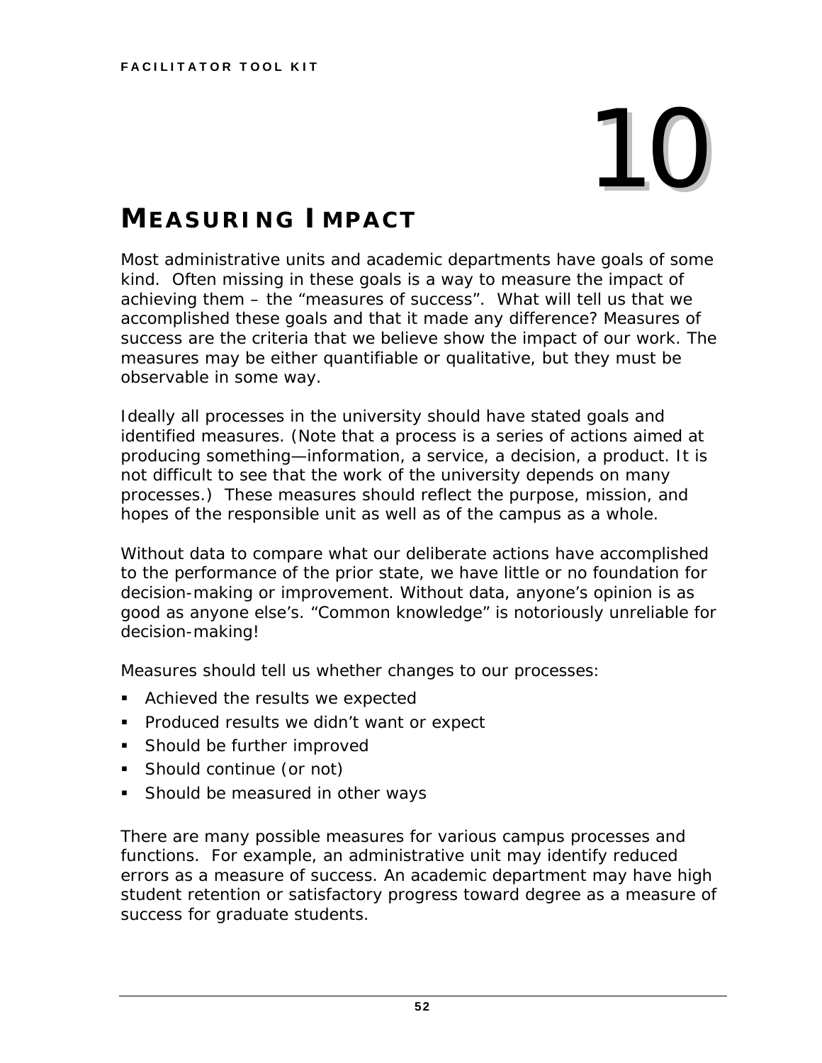# 10

## MEASURING IMPACT

Most administrative units and academic departments have goals of some kind. Often missing in these goals is a way to measure the impact of achieving them – the "measures of success". What will tell us that we accomplished these goals and that it made any difference? Measures of success are the criteria that we believe show the impact of our work. The measures may be either quantifiable or qualitative, but they must be observable in some way.

Ideally all processes in the university should have stated goals and identified measures. (Note that a process is a series of actions aimed at producing something—information, a service, a decision, a product. It is not difficult to see that the work of the university depends on many processes.) These measures should reflect the purpose, mission, and hopes of the responsible unit as well as of the campus as a whole.

Without data to compare what our deliberate actions have accomplished to the performance of the prior state, we have little or no foundation for decision-making or improvement. Without data, anyone's opinion is as good as anyone else's. "Common knowledge" is notoriously unreliable for decision-making!

Measures should tell us whether changes to our processes:

- Achieved the results we expected
- Produced results we didn't want or expect
- Should be further improved
- Should continue (or not)
- Should be measured in other ways

There are many possible measures for various campus processes and functions. For example, an administrative unit may identify reduced errors as a measure of success. An academic department may have high student retention or satisfactory progress toward degree as a measure of success for graduate students.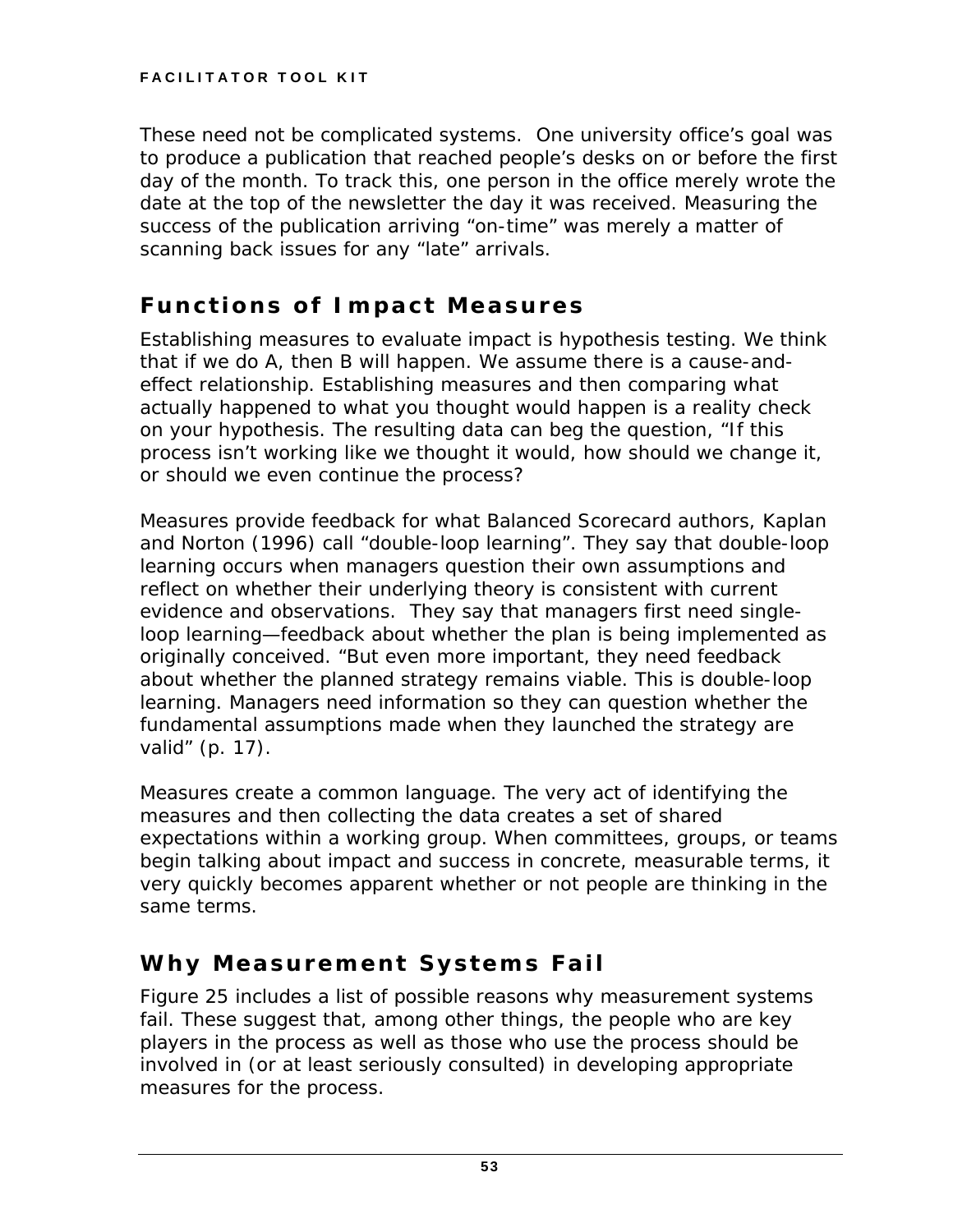These need not be complicated systems.  One university office's goal was to produce a publication that reached people's desks on or before the first day of the month. To track this, one person in the office merely wrote the date at the top of the newsletter the day it was received. Measuring the success of the publication arriving "on-time" was merely a matter of scanning back issues for any "late" arrivals.

## Functions of Impact Measures

Establishing measures to evaluate impact is hypothesis testing. We think that if we do A, then B will happen. We assume there is a cause-and-effect relationship. Establishing measures and then comparing what actually happened to what you thought would happen is a reality check on your hypothesis. The resulting data can beg the question, "If this process isn't working like we thought it would, how should we change it, or should we even continue the process?

Measures provide feedback for what Balanced Scorecard authors, Kaplan and Norton (1996) call "double-loop learning". They say that double-loop learning occurs when managers question their own assumptions and reflect on whether their underlying theory is consistent with current evidence and observations.  They say that managers first need single-loop learning—feedback about whether the plan is being implemented as originally conceived. "But even more important, they need feedback about whether the planned strategy remains viable. This is double-loop learning. Managers need information so they can question whether the fundamental assumptions made when they launched the strategy are valid" (p. 17).

Measures create a common language. The very act of identifying the measures and then collecting the data creates a set of shared expectations within a working group. When committees, groups, or teams begin talking about impact and success in concrete, measurable terms, it very quickly becomes apparent whether or not people are thinking in the same terms.

## Why Measurement Systems Fail

Figure 25 includes a list of possible reasons why measurement systems fail. These suggest that, among other things, the people who are key players in the process as well as those who use the process should be involved in (or at least seriously consulted) in developing appropriate measures for the process.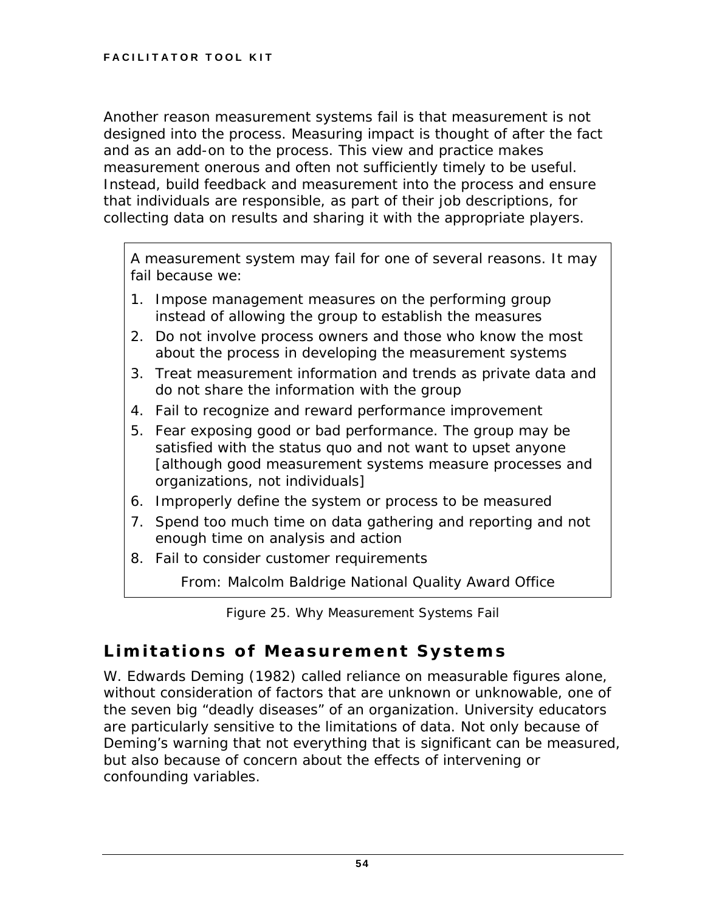Another reason measurement systems fail is that measurement is not designed into the process. Measuring impact is thought of after the fact and as an add-on to the process. This view and practice makes measurement onerous and often not sufficiently timely to be useful. Instead, build feedback and measurement into the process and ensure that individuals are responsible, as part of their job descriptions, for collecting data on results and sharing it with the appropriate players.

> A measurement system may fail for one of several reasons. It may fail because we:
>
> 1. Impose management measures on the performing group instead of allowing the group to establish the measures
> 2. Do not involve process owners and those who know the most about the process in developing the measurement systems
> 3. Treat measurement information and trends as private data and do not share the information with the group
> 4. Fail to recognize and reward performance improvement
> 5. Fear exposing good or bad performance. The group may be satisfied with the status quo and not want to upset anyone [although good measurement systems measure processes and organizations, not individuals]
> 6. Improperly define the system or process to be measured
> 7. Spend too much time on data gathering and reporting and not enough time on analysis and action
> 8. Fail to consider customer requirements
>
> From: Malcolm Baldrige National Quality Award Office

Figure 25. Why Measurement Systems Fail

## Limitations of Measurement Systems

W. Edwards Deming (1982) called reliance on measurable figures alone, without consideration of factors that are unknown or unknowable, one of the seven big “deadly diseases” of an organization. University educators are particularly sensitive to the limitations of data. Not only because of Deming’s warning that not everything that is significant can be measured, but also because of concern about the effects of intervening or confounding variables.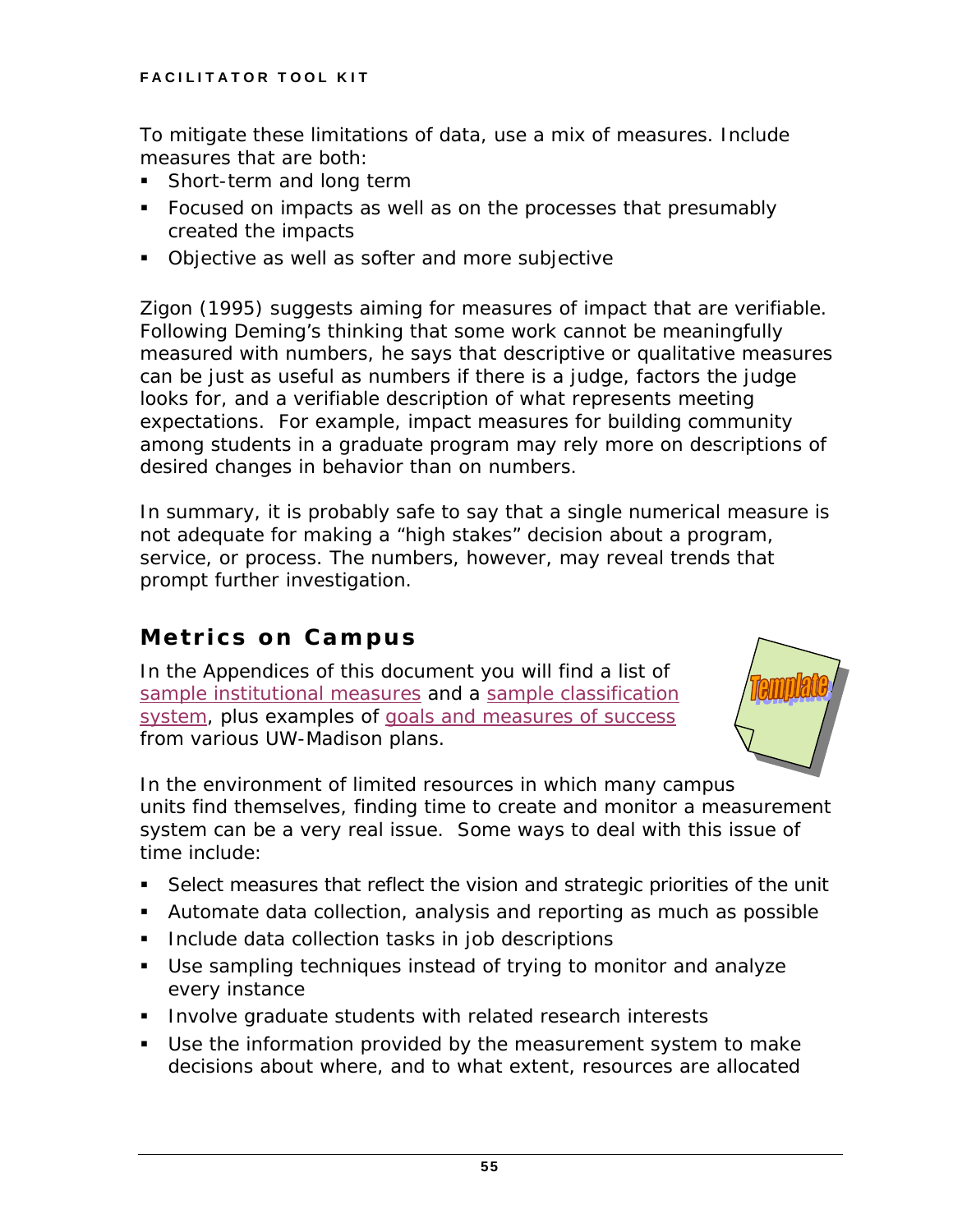To mitigate these limitations of data, use a mix of measures. Include measures that are both:

- Short-term and long term
- Focused on impacts as well as on the processes that presumably created the impacts
- Objective as well as softer and more subjective

Zigon (1995) suggests aiming for measures of impact that are verifiable. Following Deming's thinking that some work cannot be meaningfully measured with numbers, he says that descriptive or qualitative measures can be just as useful as numbers if there is a judge, factors the judge looks for, and a verifiable description of what represents meeting expectations. For example, impact measures for building community among students in a graduate program may rely more on descriptions of desired changes in behavior than on numbers.

In summary, it is probably safe to say that a single numerical measure is not adequate for making a "high stakes" decision about a program, service, or process. The numbers, however, may reveal trends that prompt further investigation.

## Metrics on Campus

In the Appendices of this document you will find a list of sample institutional measures and a sample classification system, plus examples of goals and measures of success from various UW-Madison plans.

In the environment of limited resources in which many campus units find themselves, finding time to create and monitor a measurement system can be a very real issue. Some ways to deal with this issue of time include:

- Select measures that reflect the vision and strategic priorities of the unit
- Automate data collection, analysis and reporting as much as possible
- Include data collection tasks in job descriptions
- Use sampling techniques instead of trying to monitor and analyze every instance
- Involve graduate students with related research interests
- Use the information provided by the measurement system to make decisions about where, and to what extent, resources are allocated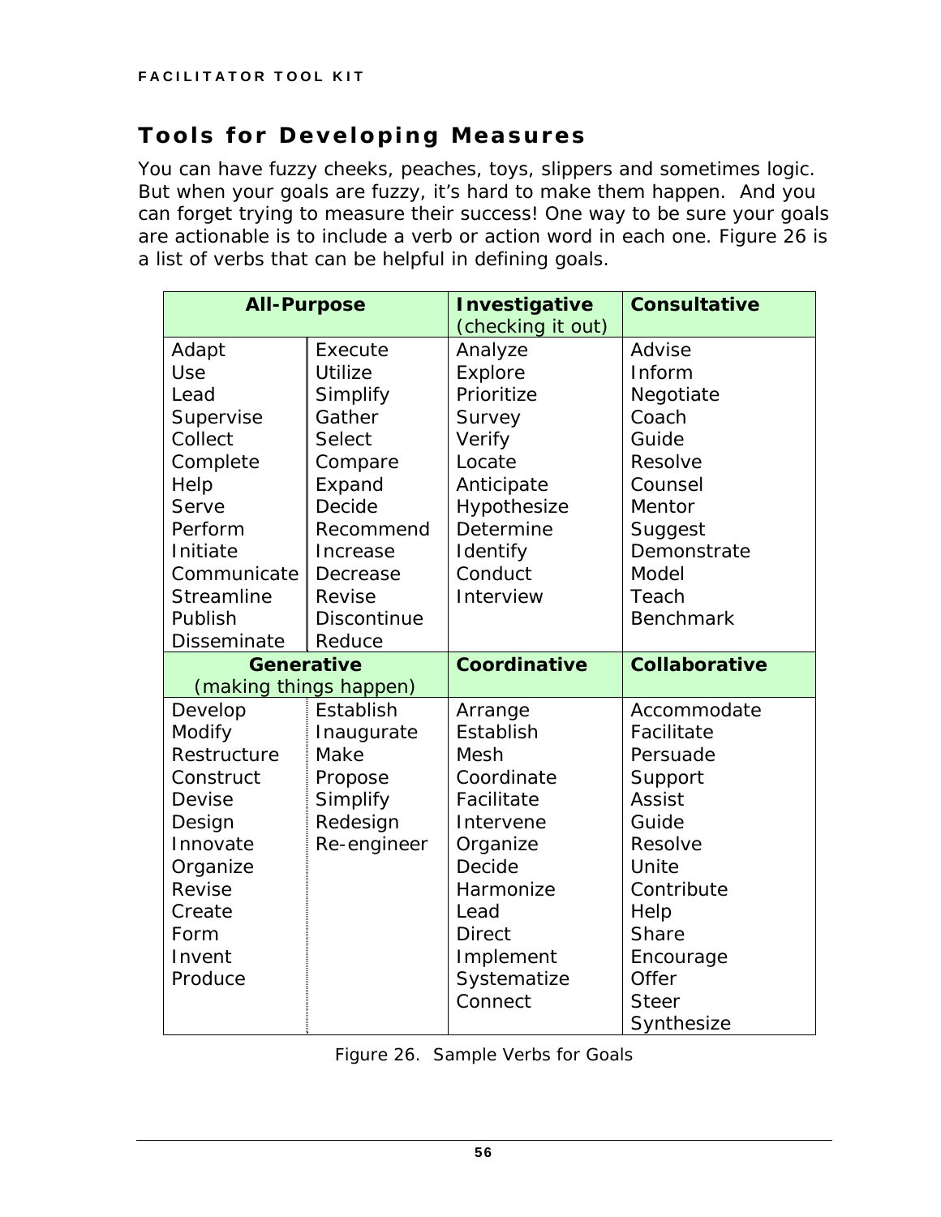## Tools for Developing Measures

You can have fuzzy cheeks, peaches, toys, slippers and sometimes logic. But when your goals are fuzzy, it's hard to make them happen. And you can forget trying to measure their success! One way to be sure your goals are actionable is to include a verb or action word in each one. Figure 26 is a list of verbs that can be helpful in defining goals.

| **All-Purpose** | | **Investigative** (checking it out) | **Consultative** |
|---|---|---|---|
| Adapt | Execute | Analyze | Advise |
| Use | Utilize | Explore | Inform |
| Lead | Simplify | Prioritize | Negotiate |
| Supervise | Gather | Survey | Coach |
| Collect | Select | Verify | Guide |
| Complete | Compare | Locate | Resolve |
| Help | Expand | Anticipate | Counsel |
| Serve | Decide | Hypothesize | Mentor |
| Perform | Recommend | Determine | Suggest |
| Initiate | Increase | Identify | Demonstrate |
| Communicate | Decrease | Conduct | Model |
| Streamline | Revise | Interview | Teach |
| Publish | Discontinue | | Benchmark |
| Disseminate | Reduce | | |
| **Generative** (making things happen) | | **Coordinative** | **Collaborative** |
| Develop | Establish | Arrange | Accommodate |
| Modify | Inaugurate | Establish | Facilitate |
| Restructure | Make | Mesh | Persuade |
| Construct | Propose | Coordinate | Support |
| Devise | Simplify | Facilitate | Assist |
| Design | Redesign | Intervene | Guide |
| Innovate | Re-engineer | Organize | Resolve |
| Organize | | Decide | Unite |
| Revise | | Harmonize | Contribute |
| Create | | Lead | Help |
| Form | | Direct | Share |
| Invent | | Implement | Encourage |
| Produce | | Systematize | Offer |
| | | Connect | Steer |
| | | | Synthesize |

Figure 26. Sample Verbs for Goals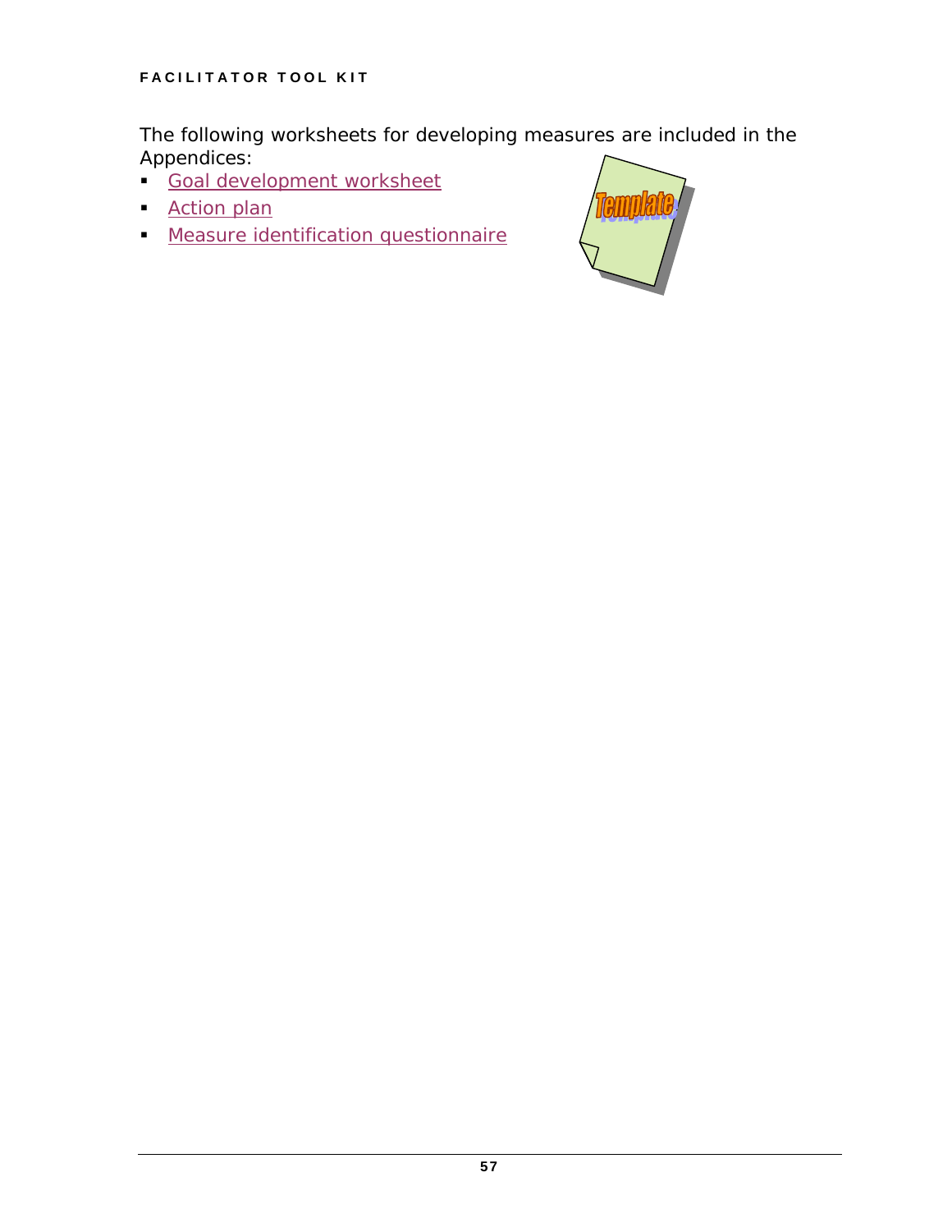The following worksheets for developing measures are included in the Appendices:

- Goal development worksheet
- Action plan
- Measure identification questionnaire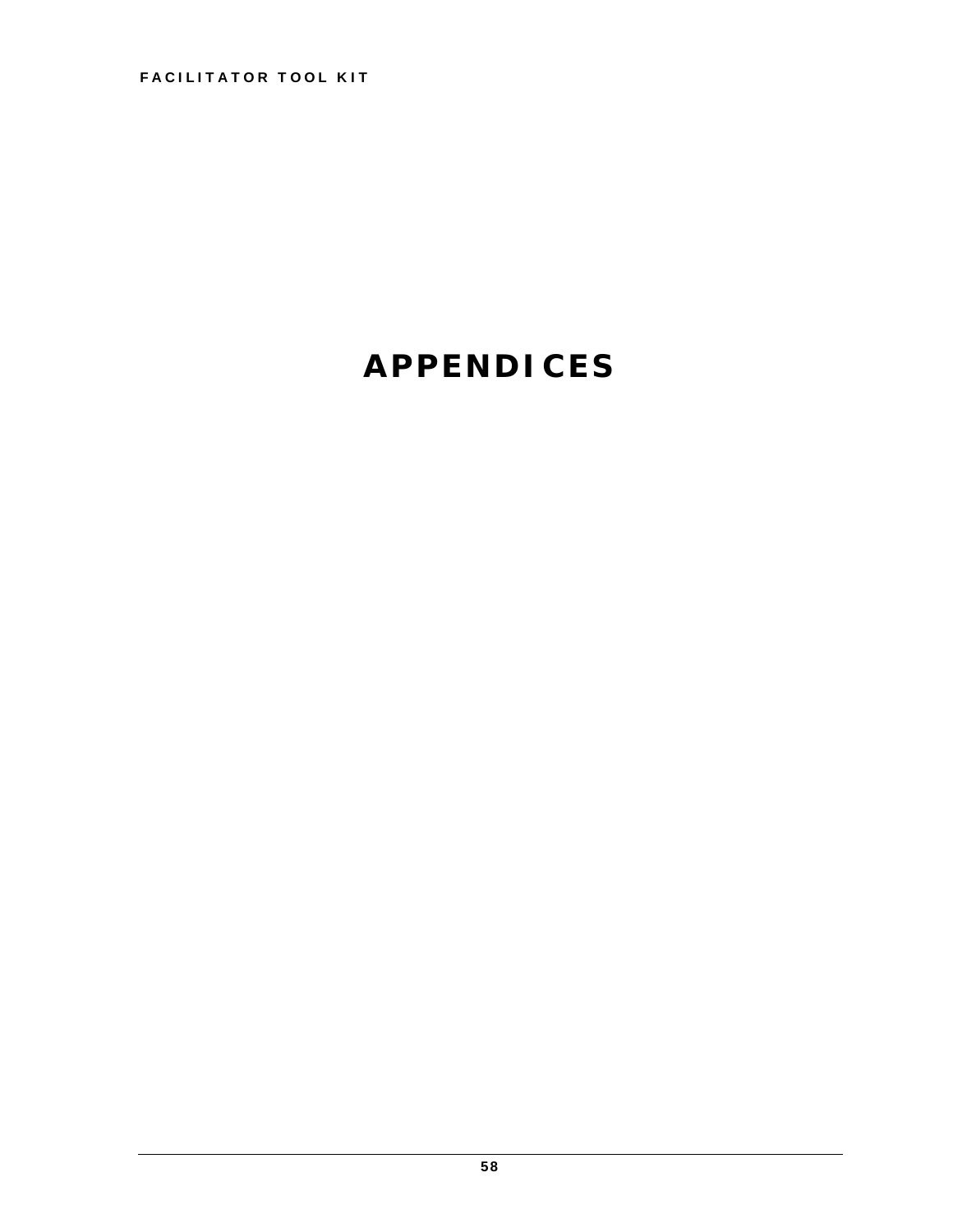# APPENDICES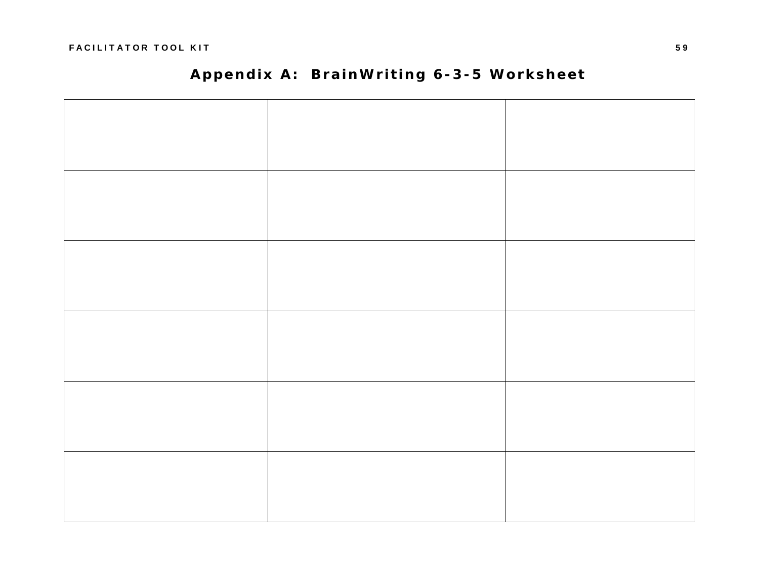# Appendix A: BrainWriting 6-3-5 Worksheet

| | | |
|---|---|---|
| | | |
| | | |
| | | |
| | | |
| | | |
| | | |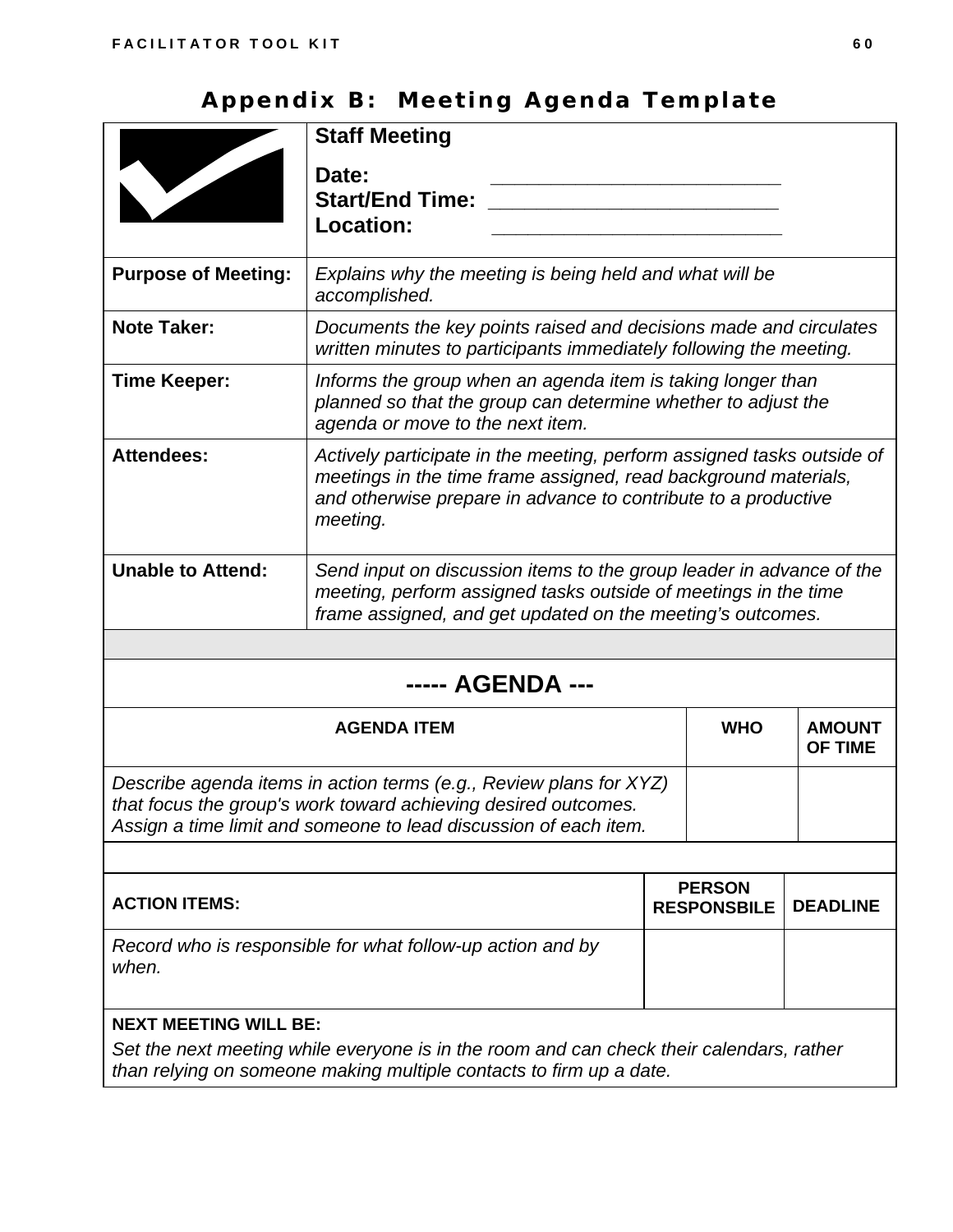# Appendix B: Meeting Agenda Template

| | **Staff Meeting**<br>**Date:** ________________________<br>**Start/End Time:** ________________________<br>**Location:** ________________________ |
|---|---|
| **Purpose of Meeting:** | *Explains why the meeting is being held and what will be accomplished.* |
| **Note Taker:** | *Documents the key points raised and decisions made and circulates written minutes to participants immediately following the meeting.* |
| **Time Keeper:** | *Informs the group when an agenda item is taking longer than planned so that the group can determine whether to adjust the agenda or move to the next item.* |
| **Attendees:** | *Actively participate in the meeting, perform assigned tasks outside of meetings in the time frame assigned, read background materials, and otherwise prepare in advance to contribute to a productive meeting.* |
| **Unable to Attend:** | *Send input on discussion items to the group leader in advance of the meeting, perform assigned tasks outside of meetings in the time frame assigned, and get updated on the meeting's outcomes.* |

## ----- AGENDA ---

| AGENDA ITEM | WHO | AMOUNT OF TIME |
|---|---|---|
| *Describe agenda items in action terms (e.g., Review plans for XYZ) that focus the group's work toward achieving desired outcomes. Assign a time limit and someone to lead discussion of each item.* | | |

| ACTION ITEMS: | PERSON RESPONSBILE | DEADLINE |
|---|---|---|
| *Record who is responsible for what follow-up action and by when.* | | |

**NEXT MEETING WILL BE:**

*Set the next meeting while everyone is in the room and can check their calendars, rather than relying on someone making multiple contacts to firm up a date.*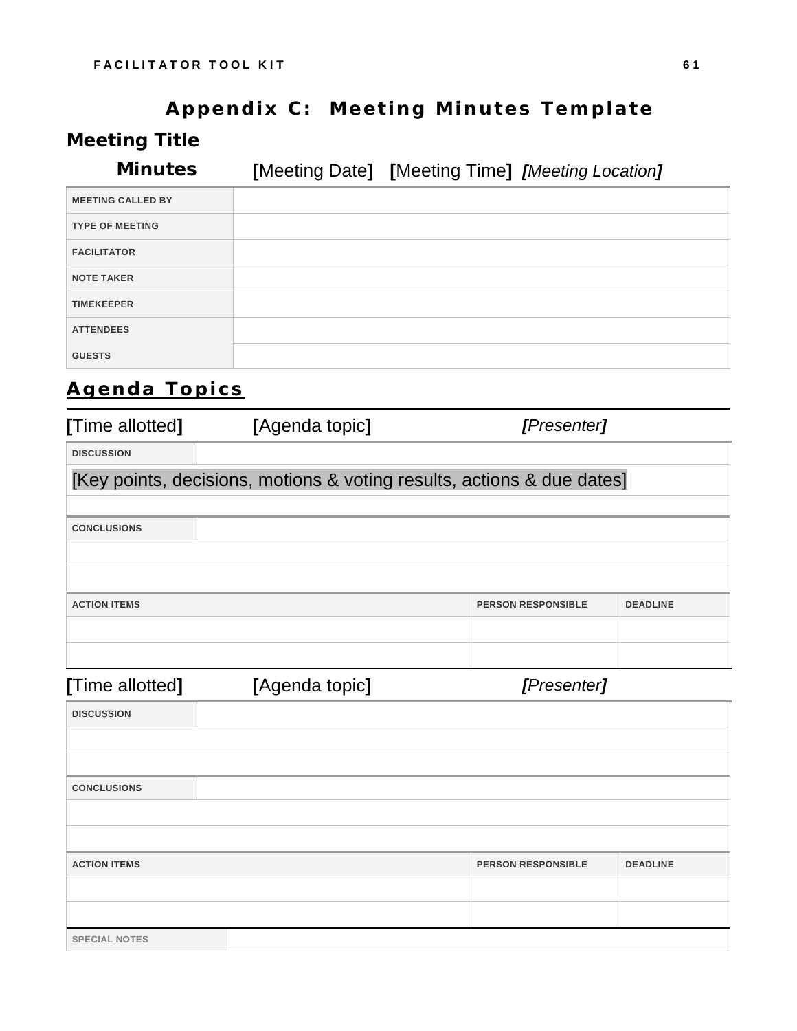# Appendix C: Meeting Minutes Template

## Meeting Title

**Minutes** **[**Meeting Date**]** **[**Meeting Time**]** ***[****Meeting Location****]***

| | |
|---|---|
| **MEETING CALLED BY** | |
| **TYPE OF MEETING** | |
| **FACILITATOR** | |
| **NOTE TAKER** | |
| **TIMEKEEPER** | |
| **ATTENDEES** | |
| **GUESTS** | |

## Agenda Topics

**[**Time allotted**]** **[**Agenda topic**]** ***[****Presenter****]***

| | |
|---|---|
| **DISCUSSION** | |
| [Key points, decisions, motions & voting results, actions & due dates] | |
| | |
| **CONCLUSIONS** | |
| | |
| | |

| ACTION ITEMS | PERSON RESPONSIBLE | DEADLINE |
|---|---|---|
| | | |
| | | |

**[**Time allotted**]** **[**Agenda topic**]** ***[****Presenter****]***

| | |
|---|---|
| **DISCUSSION** | |
| | |
| | |
| **CONCLUSIONS** | |
| | |
| | |

| ACTION ITEMS | PERSON RESPONSIBLE | DEADLINE |
|---|---|---|
| | | |
| | | |

| | |
|---|---|
| **SPECIAL NOTES** | |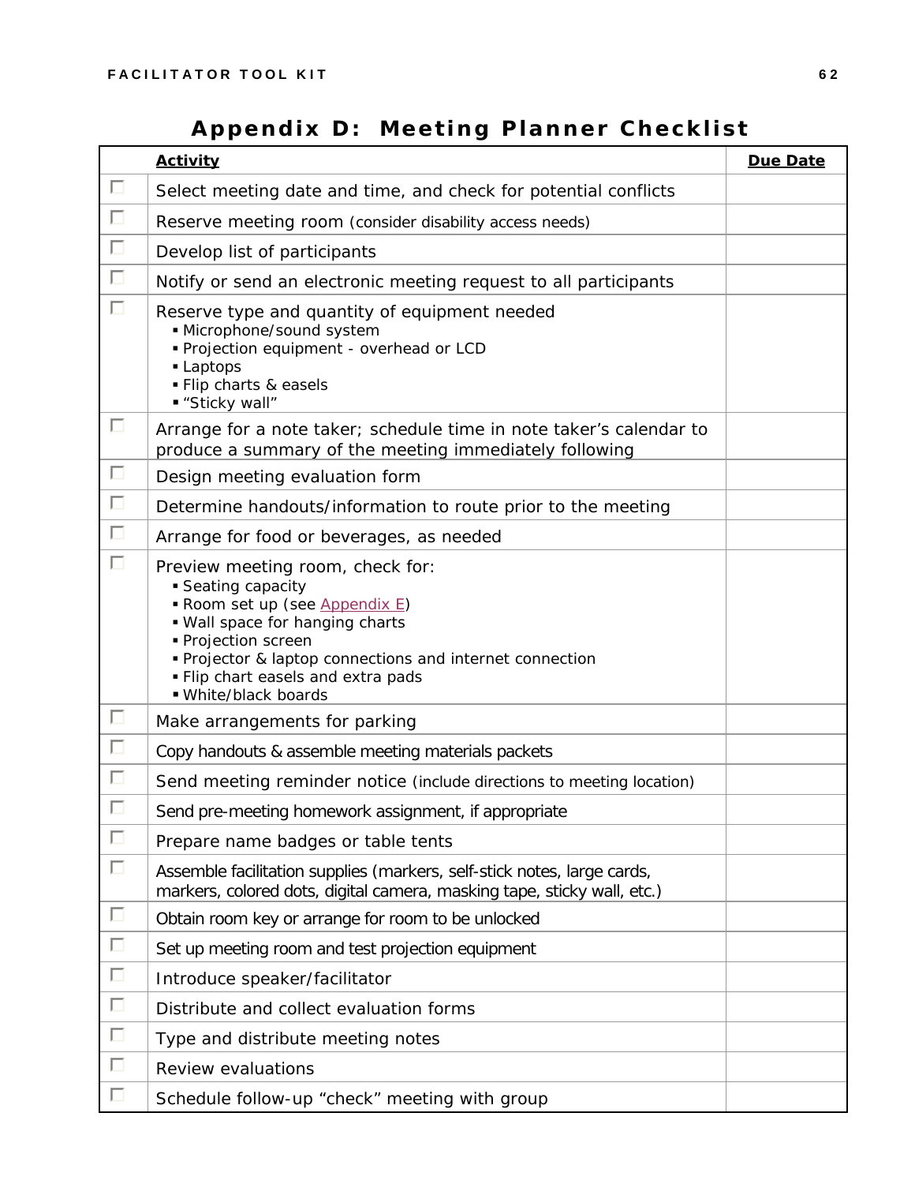# Appendix D: Meeting Planner Checklist

| | **Activity** | **Due Date** |
|---|---|---|
| ☐ | Select meeting date and time, and check for potential conflicts | |
| ☐ | Reserve meeting room (consider disability access needs) | |
| ☐ | Develop list of participants | |
| ☐ | Notify or send an electronic meeting request to all participants | |
| ☐ | Reserve type and quantity of equipment needed<br>▪ Microphone/sound system<br>▪ Projection equipment - overhead or LCD<br>▪ Laptops<br>▪ Flip charts & easels<br>▪ "Sticky wall" | |
| ☐ | Arrange for a note taker; schedule time in note taker's calendar to produce a summary of the meeting immediately following | |
| ☐ | Design meeting evaluation form | |
| ☐ | Determine handouts/information to route prior to the meeting | |
| ☐ | Arrange for food or beverages, as needed | |
| ☐ | Preview meeting room, check for:<br>▪ Seating capacity<br>▪ Room set up (see Appendix E)<br>▪ Wall space for hanging charts<br>▪ Projection screen<br>▪ Projector & laptop connections and internet connection<br>▪ Flip chart easels and extra pads<br>▪ White/black boards | |
| ☐ | Make arrangements for parking | |
| ☐ | Copy handouts & assemble meeting materials packets | |
| ☐ | Send meeting reminder notice (include directions to meeting location) | |
| ☐ | Send pre-meeting homework assignment, if appropriate | |
| ☐ | Prepare name badges or table tents | |
| ☐ | Assemble facilitation supplies (markers, self-stick notes, large cards, markers, colored dots, digital camera, masking tape, sticky wall, etc.) | |
| ☐ | Obtain room key or arrange for room to be unlocked | |
| ☐ | Set up meeting room and test projection equipment | |
| ☐ | Introduce speaker/facilitator | |
| ☐ | Distribute and collect evaluation forms | |
| ☐ | Type and distribute meeting notes | |
| ☐ | Review evaluations | |
| ☐ | Schedule follow-up "check" meeting with group | |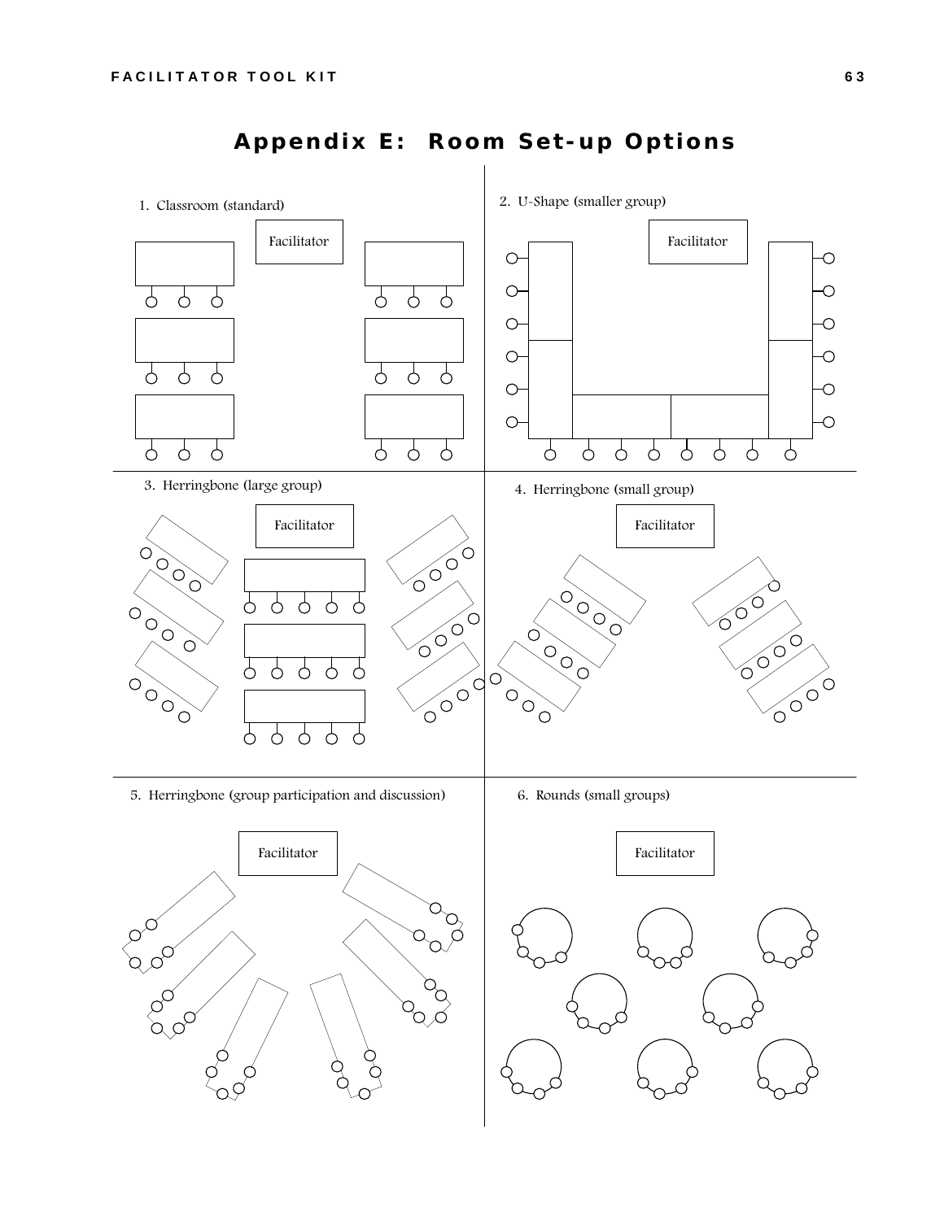# Appendix E: Room Set-up Options

1. Classroom (standard)

Facilitator

2. U-Shape (smaller group)

Facilitator

3. Herringbone (large group)

Facilitator

4. Herringbone (small group)

Facilitator

5. Herringbone (group participation and discussion)

Facilitator

6. Rounds (small groups)

Facilitator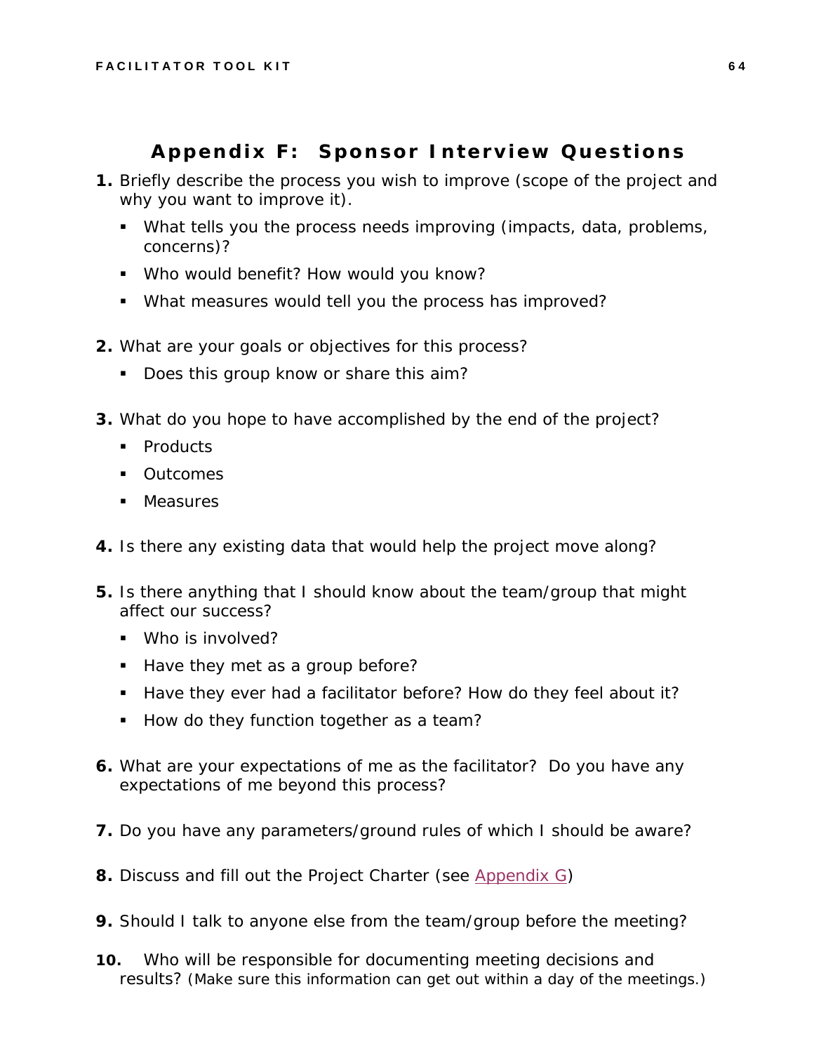# Appendix F: Sponsor Interview Questions

1. Briefly describe the process you wish to improve (scope of the project and why you want to improve it).
   - What tells you the process needs improving (impacts, data, problems, concerns)?
   - Who would benefit? How would you know?
   - What measures would tell you the process has improved?

2. What are your goals or objectives for this process?
   - Does this group know or share this aim?

3. What do you hope to have accomplished by the end of the project?
   - Products
   - Outcomes
   - Measures

4. Is there any existing data that would help the project move along?

5. Is there anything that I should know about the team/group that might affect our success?
   - Who is involved?
   - Have they met as a group before?
   - Have they ever had a facilitator before? How do they feel about it?
   - How do they function together as a team?

6. What are your expectations of me as the facilitator? Do you have any expectations of me beyond this process?

7. Do you have any parameters/ground rules of which I should be aware?

8. Discuss and fill out the Project Charter (see Appendix G)

9. Should I talk to anyone else from the team/group before the meeting?

10. Who will be responsible for documenting meeting decisions and results? (Make sure this information can get out within a day of the meetings.)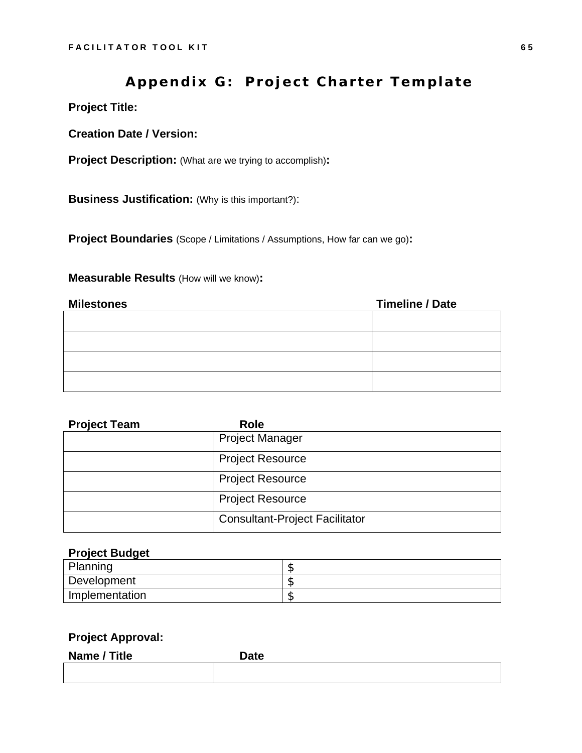# Appendix G: Project Charter Template

**Project Title:**

**Creation Date / Version:**

**Project Description:** (What are we trying to accomplish)**:**

**Business Justification:** (Why is this important?):

**Project Boundaries** (Scope / Limitations / Assumptions, How far can we go)**:**

**Measurable Results** (How will we know)**:**

| Milestones | Timeline / Date |
|---|---|
| | |
| | |
| | |
| | |

| Project Team | Role |
|---|---|
| | Project Manager |
| | Project Resource |
| | Project Resource |
| | Project Resource |
| | Consultant-Project Facilitator |

**Project Budget**

| | |
|---|---|
| Planning | $ |
| Development | $ |
| Implementation | $ |

**Project Approval:**

| Name / Title | Date |
|---|---|
| | |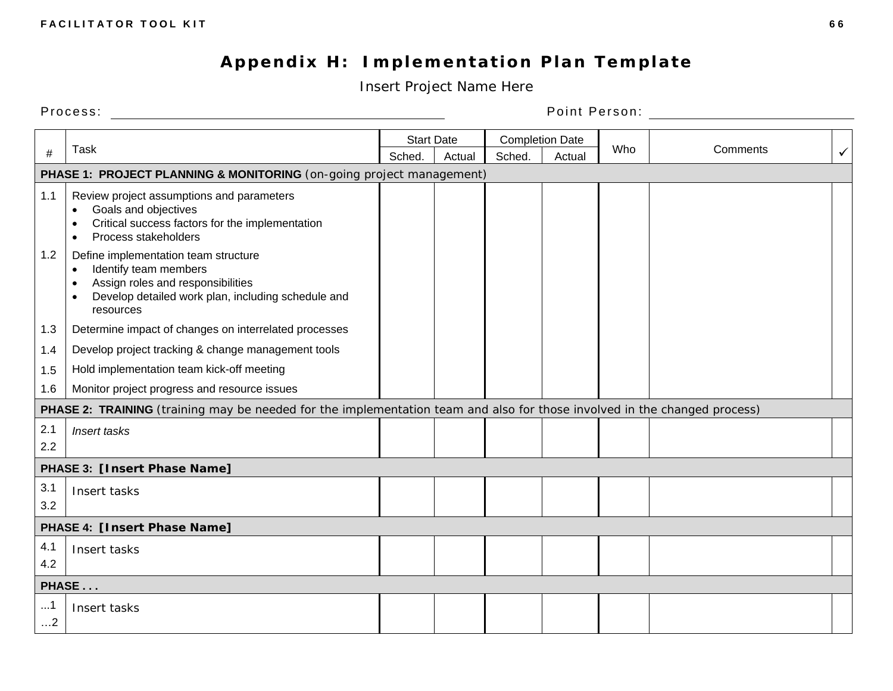# Appendix H: Implementation Plan Template

Insert Project Name Here

Process: ______________________________ Point Person: ______________________________

| # | Task | Start Date | | Completion Date | | Who | Comments | ✓ |
|---|---|---|---|---|---|---|---|---|
| | | Sched. | Actual | Sched. | Actual | | | |
| **PHASE 1: PROJECT PLANNING & MONITORING** (on-going project management) | | | | | | | | |
| 1.1 | Review project assumptions and parameters<br>• Goals and objectives<br>• Critical success factors for the implementation<br>• Process stakeholders | | | | | | | |
| 1.2 | Define implementation team structure<br>• Identify team members<br>• Assign roles and responsibilities<br>• Develop detailed work plan, including schedule and resources | | | | | | | |
| 1.3 | Determine impact of changes on interrelated processes | | | | | | | |
| 1.4 | Develop project tracking & change management tools | | | | | | | |
| 1.5 | Hold implementation team kick-off meeting | | | | | | | |
| 1.6 | Monitor project progress and resource issues | | | | | | | |
| **PHASE 2: TRAINING** (training may be needed for the implementation team and also for those involved in the changed process) | | | | | | | | |
| 2.1<br>2.2 | *Insert tasks* | | | | | | | |
| **PHASE 3: [Insert Phase Name]** | | | | | | | | |
| 3.1<br>3.2 | Insert tasks | | | | | | | |
| **PHASE 4: [Insert Phase Name]** | | | | | | | | |
| 4.1<br>4.2 | Insert tasks | | | | | | | |
| **PHASE . . .** | | | | | | | | |
| ...1<br>…2 | Insert tasks | | | | | | | |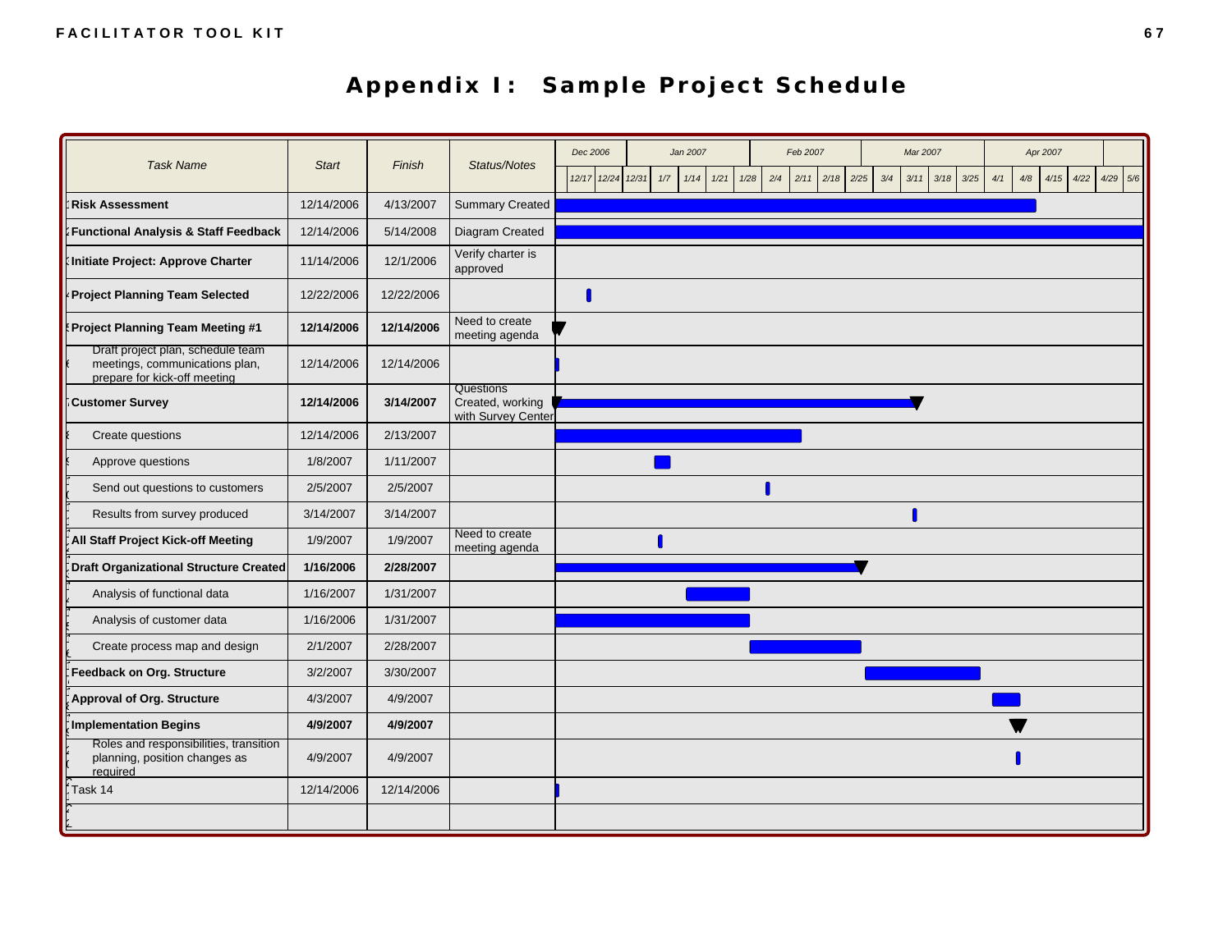# Appendix I: Sample Project Schedule

| Task Name | Start | Finish | Status/Notes |
|---|---|---|---|
| **Risk Assessment** | 12/14/2006 | 4/13/2007 | Summary Created |
| **Functional Analysis & Staff Feedback** | 12/14/2006 | 5/14/2008 | Diagram Created |
| **Initiate Project: Approve Charter** | 11/14/2006 | 12/1/2006 | Verify charter is approved |
| **Project Planning Team Selected** | 12/22/2006 | 12/22/2006 | |
| **Project Planning Team Meeting #1** | **12/14/2006** | **12/14/2006** | Need to create meeting agenda |
| Draft project plan, schedule team meetings, communications plan, prepare for kick-off meeting | 12/14/2006 | 12/14/2006 | |
| **Customer Survey** | **12/14/2006** | **3/14/2007** | Questions Created, working with Survey Center |
| Create questions | 12/14/2006 | 2/13/2007 | |
| Approve questions | 1/8/2007 | 1/11/2007 | |
| Send out questions to customers | 2/5/2007 | 2/5/2007 | |
| Results from survey produced | 3/14/2007 | 3/14/2007 | |
| **All Staff Project Kick-off Meeting** | 1/9/2007 | 1/9/2007 | Need to create meeting agenda |
| **Draft Organizational Structure Created** | **1/16/2006** | **2/28/2007** | |
| Analysis of functional data | 1/16/2007 | 1/31/2007 | |
| Analysis of customer data | 1/16/2006 | 1/31/2007 | |
| Create process map and design | 2/1/2007 | 2/28/2007 | |
| **Feedback on Org. Structure** | 3/2/2007 | 3/30/2007 | |
| **Approval of Org. Structure** | 4/3/2007 | 4/9/2007 | |
| **Implementation Begins** | **4/9/2007** | **4/9/2007** | |
| Roles and responsibilities, transition planning, position changes as required | 4/9/2007 | 4/9/2007 | |
| Task 14 | 12/14/2006 | 12/14/2006 | |
| | | | |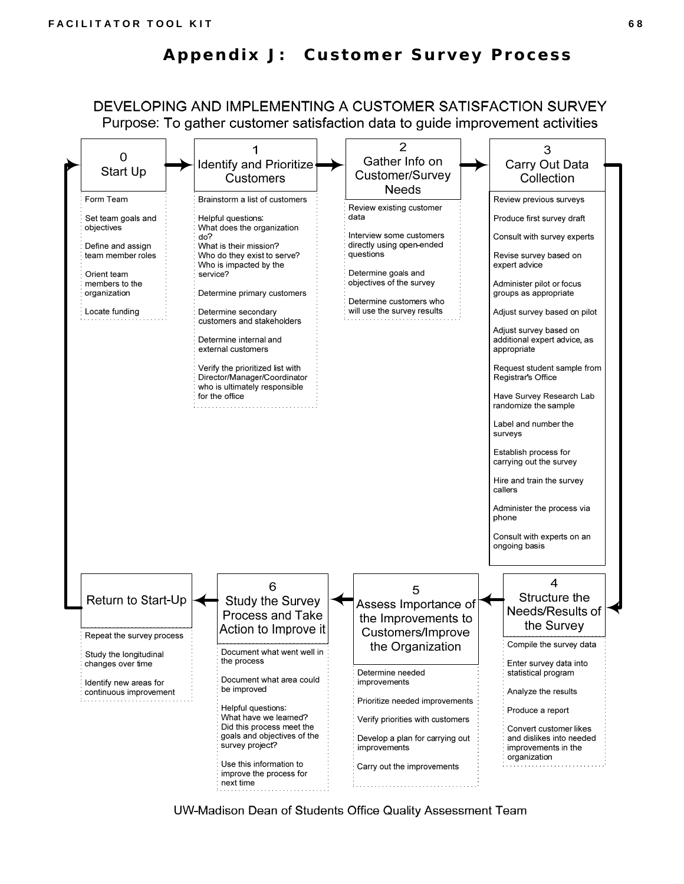# Appendix J: Customer Survey Process

## DEVELOPING AND IMPLEMENTING A CUSTOMER SATISFACTION SURVEY

Purpose: To gather customer satisfaction data to guide improvement activities

### 0 Start Up

- Form Team
- Set team goals and objectives
- Define and assign team member roles
- Orient team members to the organization
- Locate funding

### 1 Identify and Prioritize Customers

- Brainstorm a list of customers
- Helpful questions:
  What does the organization do?
  What is their mission?
  Who do they exist to serve?
  Who is impacted by the service?
- Determine primary customers
- Determine secondary customers and stakeholders
- Determine internal and external customers
- Verify the prioritized list with Director/Manager/Coordinator who is ultimately responsible for the office

### 2 Gather Info on Customer/Survey Needs

- Review existing customer data
- Interview some customers directly using open-ended questions
- Determine goals and objectives of the survey
- Determine customers who will use the survey results

### 3 Carry Out Data Collection

- Review previous surveys
- Produce first survey draft
- Consult with survey experts
- Revise survey based on expert advice
- Administer pilot or focus groups as appropriate
- Adjust survey based on pilot
- Adjust survey based on additional expert advice, as appropriate
- Request student sample from Registrar's Office
- Have Survey Research Lab randomize the sample
- Label and number the surveys
- Establish process for carrying out the survey
- Hire and train the survey callers
- Administer the process via phone
- Consult with experts on an ongoing basis

### 4 Structure the Needs/Results of the Survey

- Compile the survey data
- Enter survey data into statistical program
- Analyze the results
- Produce a report
- Convert customer likes and dislikes into needed improvements in the organization

### 5 Assess Importance of the Improvements to Customers/Improve the Organization

- Determine needed improvements
- Prioritize needed improvements
- Verify priorities with customers
- Develop a plan for carrying out improvements
- Carry out the improvements

### 6 Study the Survey Process and Take Action to Improve it

- Document what went well in the process
- Document what area could be improved
- Helpful questions:
  What have we learned?
  Did this process meet the goals and objectives of the survey project?
- Use this information to improve the process for next time

### Return to Start-Up

- Repeat the survey process
- Study the longitudinal changes over time
- Identify new areas for continuous improvement

UW-Madison Dean of Students Office Quality Assessment Team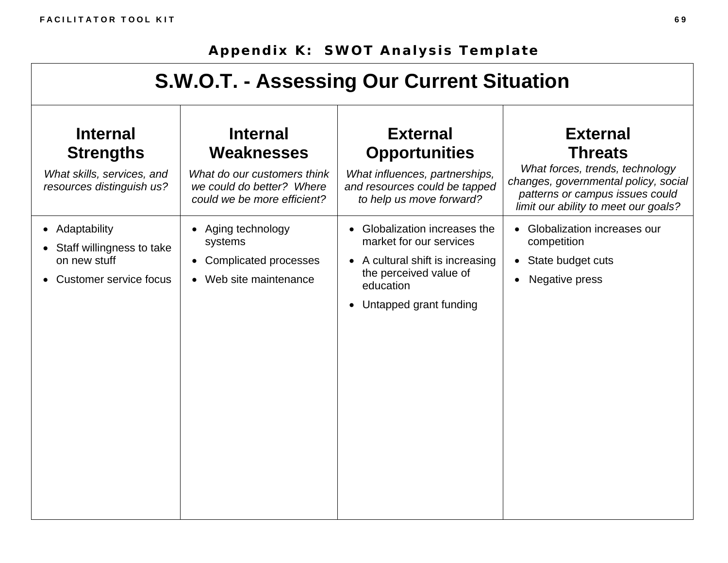## Appendix K: SWOT Analysis Template

| S.W.O.T. - Assessing Our Current Situation | | | |
|---|---|---|---|
| **Internal Strengths**<br>*What skills, services, and resources distinguish us?* | **Internal Weaknesses**<br>*What do our customers think we could do better? Where could we be more efficient?* | **External Opportunities**<br>*What influences, partnerships, and resources could be tapped to help us move forward?* | **External Threats**<br>*What forces, trends, technology changes, governmental policy, social patterns or campus issues could limit our ability to meet our goals?* |
| • Adaptability<br>• Staff willingness to take on new stuff<br>• Customer service focus | • Aging technology systems<br>• Complicated processes<br>• Web site maintenance | • Globalization increases the market for our services<br>• A cultural shift is increasing the perceived value of education<br>• Untapped grant funding | • Globalization increases our competition<br>• State budget cuts<br>• Negative press |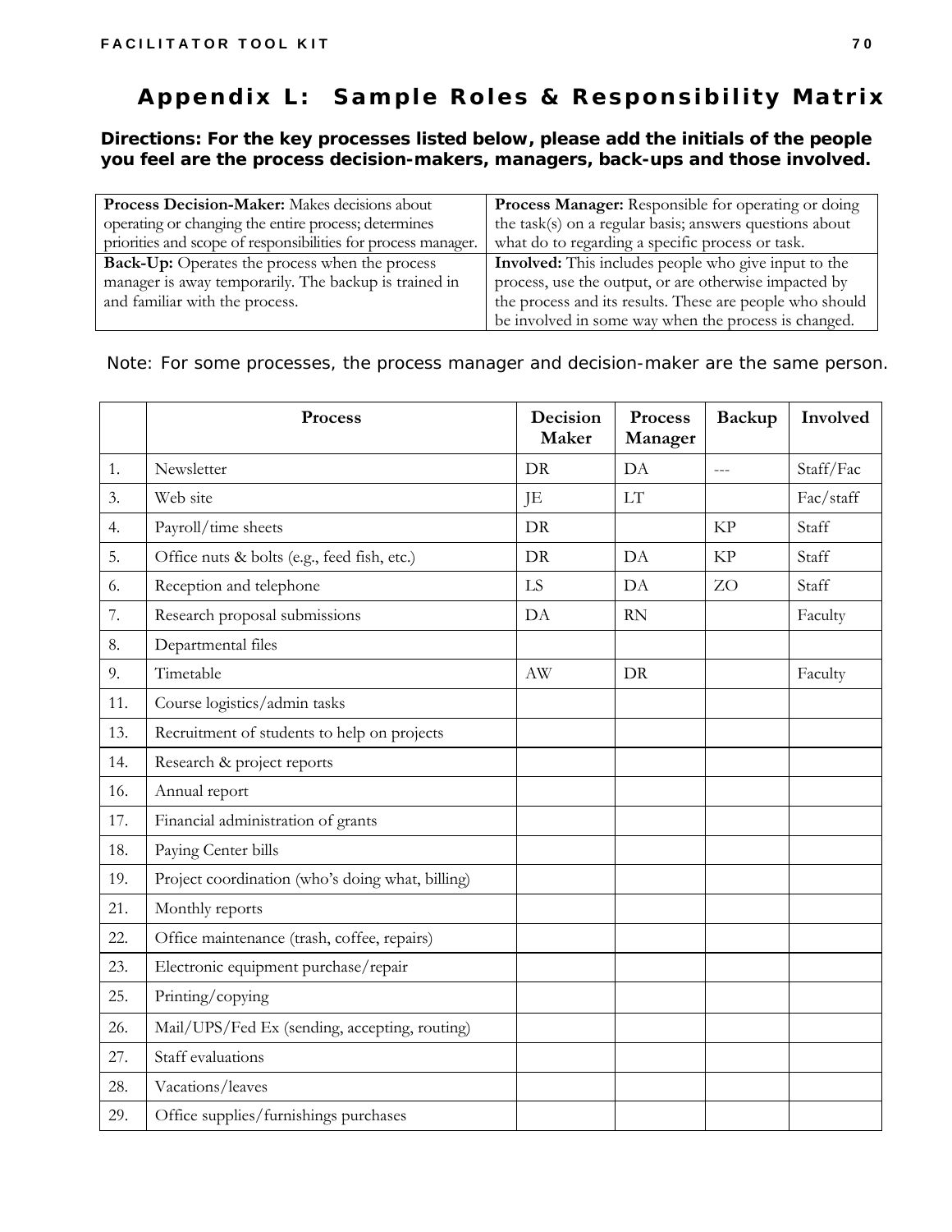# Appendix L: Sample Roles & Responsibility Matrix

**Directions: For the key processes listed below, please add the initials of the people you feel are the process decision-makers, managers, back-ups and those involved.**

| | |
|---|---|
| **Process Decision-Maker:** Makes decisions about operating or changing the entire process; determines priorities and scope of responsibilities for process manager. | **Process Manager:** Responsible for operating or doing the task(s) on a regular basis; answers questions about what do to regarding a specific process or task. |
| **Back-Up:** Operates the process when the process manager is away temporarily. The backup is trained in and familiar with the process. | **Involved:** This includes people who give input to the process, use the output, or are otherwise impacted by the process and its results. These are people who should be involved in some way when the process is changed. |

Note: For some processes, the process manager and decision-maker are the same person.

| | Process | Decision Maker | Process Manager | Backup | Involved |
|---|---|---|---|---|---|
| 1. | Newsletter | DR | DA | --- | Staff/Fac |
| 3. | Web site | JE | LT | | Fac/staff |
| 4. | Payroll/time sheets | DR | | KP | Staff |
| 5. | Office nuts & bolts (e.g., feed fish, etc.) | DR | DA | KP | Staff |
| 6. | Reception and telephone | LS | DA | ZO | Staff |
| 7. | Research proposal submissions | DA | RN | | Faculty |
| 8. | Departmental files | | | | |
| 9. | Timetable | AW | DR | | Faculty |
| 11. | Course logistics/admin tasks | | | | |
| 13. | Recruitment of students to help on projects | | | | |
| 14. | Research & project reports | | | | |
| 16. | Annual report | | | | |
| 17. | Financial administration of grants | | | | |
| 18. | Paying Center bills | | | | |
| 19. | Project coordination (who's doing what, billing) | | | | |
| 21. | Monthly reports | | | | |
| 22. | Office maintenance (trash, coffee, repairs) | | | | |
| 23. | Electronic equipment purchase/repair | | | | |
| 25. | Printing/copying | | | | |
| 26. | Mail/UPS/Fed Ex (sending, accepting, routing) | | | | |
| 27. | Staff evaluations | | | | |
| 28. | Vacations/leaves | | | | |
| 29. | Office supplies/furnishings purchases | | | | |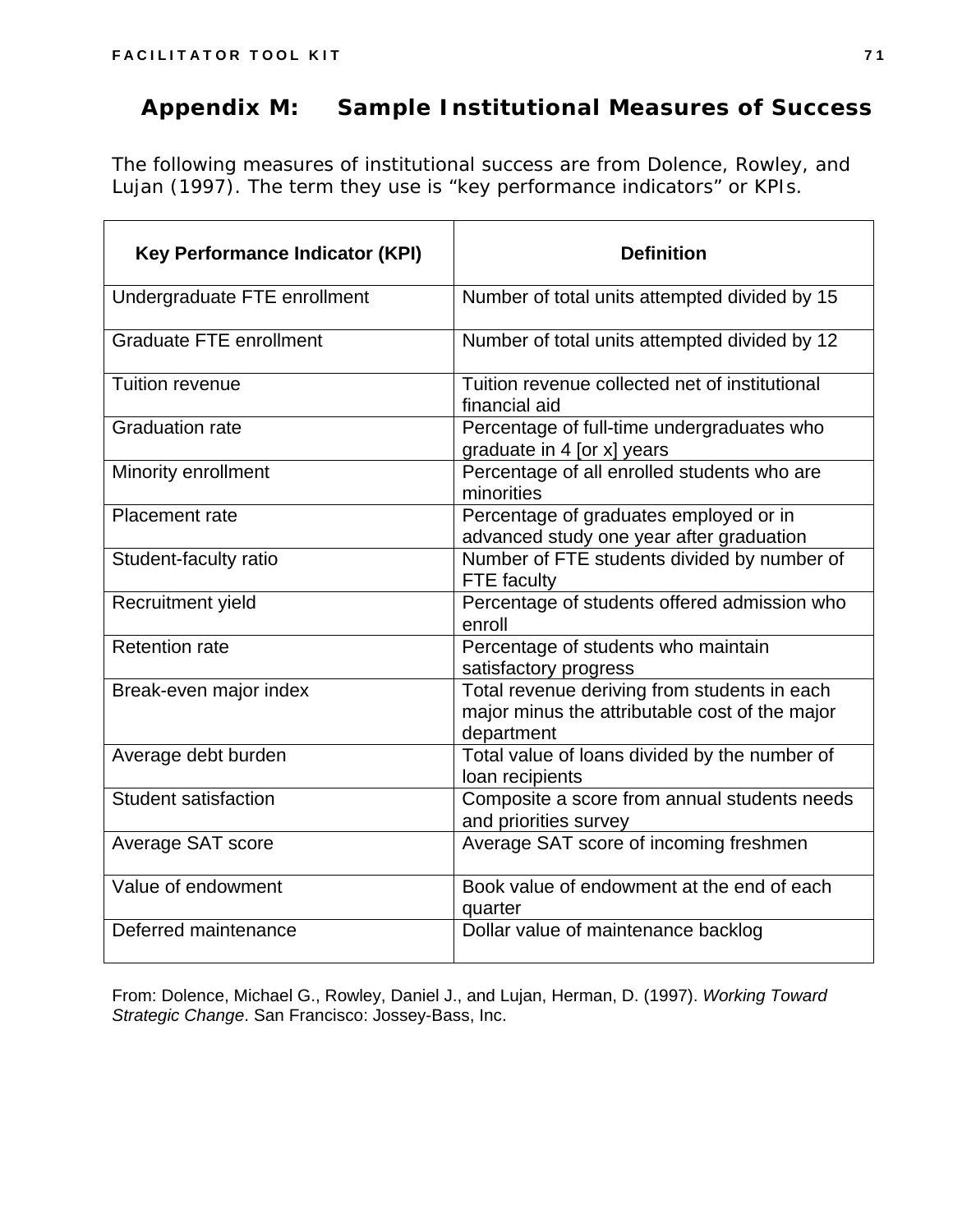## Appendix M: Sample Institutional Measures of Success

The following measures of institutional success are from Dolence, Rowley, and Lujan (1997). The term they use is “key performance indicators” or KPIs.

| Key Performance Indicator (KPI) | Definition |
|---|---|
| Undergraduate FTE enrollment | Number of total units attempted divided by 15 |
| Graduate FTE enrollment | Number of total units attempted divided by 12 |
| Tuition revenue | Tuition revenue collected net of institutional financial aid |
| Graduation rate | Percentage of full-time undergraduates who graduate in 4 [or x] years |
| Minority enrollment | Percentage of all enrolled students who are minorities |
| Placement rate | Percentage of graduates employed or in advanced study one year after graduation |
| Student-faculty ratio | Number of FTE students divided by number of FTE faculty |
| Recruitment yield | Percentage of students offered admission who enroll |
| Retention rate | Percentage of students who maintain satisfactory progress |
| Break-even major index | Total revenue deriving from students in each major minus the attributable cost of the major department |
| Average debt burden | Total value of loans divided by the number of loan recipients |
| Student satisfaction | Composite a score from annual students needs and priorities survey |
| Average SAT score | Average SAT score of incoming freshmen |
| Value of endowment | Book value of endowment at the end of each quarter |
| Deferred maintenance | Dollar value of maintenance backlog |

From: Dolence, Michael G., Rowley, Daniel J., and Lujan, Herman, D. (1997). *Working Toward Strategic Change*. San Francisco: Jossey-Bass, Inc.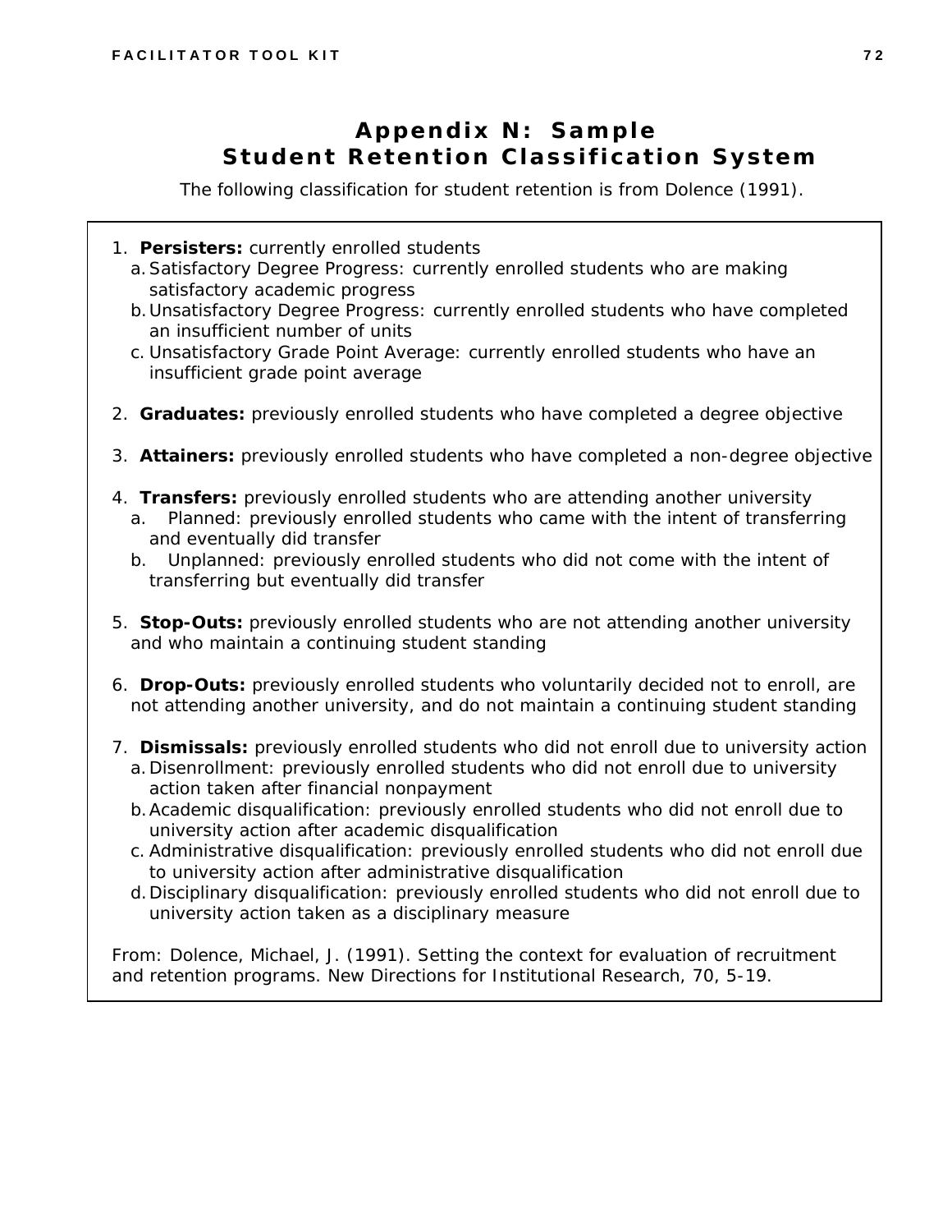# Appendix N: Sample Student Retention Classification System

The following classification for student retention is from Dolence (1991).

1. **Persisters:** currently enrolled students
   a. Satisfactory Degree Progress: currently enrolled students who are making satisfactory academic progress
   b. Unsatisfactory Degree Progress: currently enrolled students who have completed an insufficient number of units
   c. Unsatisfactory Grade Point Average: currently enrolled students who have an insufficient grade point average

2. **Graduates:** previously enrolled students who have completed a degree objective

3. **Attainers:** previously enrolled students who have completed a non-degree objective

4. **Transfers:** previously enrolled students who are attending another university
   a. Planned: previously enrolled students who came with the intent of transferring and eventually did transfer
   b. Unplanned: previously enrolled students who did not come with the intent of transferring but eventually did transfer

5. **Stop-Outs:** previously enrolled students who are not attending another university and who maintain a continuing student standing

6. **Drop-Outs:** previously enrolled students who voluntarily decided not to enroll, are not attending another university, and do not maintain a continuing student standing

7. **Dismissals:** previously enrolled students who did not enroll due to university action
   a. Disenrollment: previously enrolled students who did not enroll due to university action taken after financial nonpayment
   b. Academic disqualification: previously enrolled students who did not enroll due to university action after academic disqualification
   c. Administrative disqualification: previously enrolled students who did not enroll due to university action after administrative disqualification
   d. Disciplinary disqualification: previously enrolled students who did not enroll due to university action taken as a disciplinary measure

From: Dolence, Michael, J. (1991). Setting the context for evaluation of recruitment and retention programs. New Directions for Institutional Research, 70, 5-19.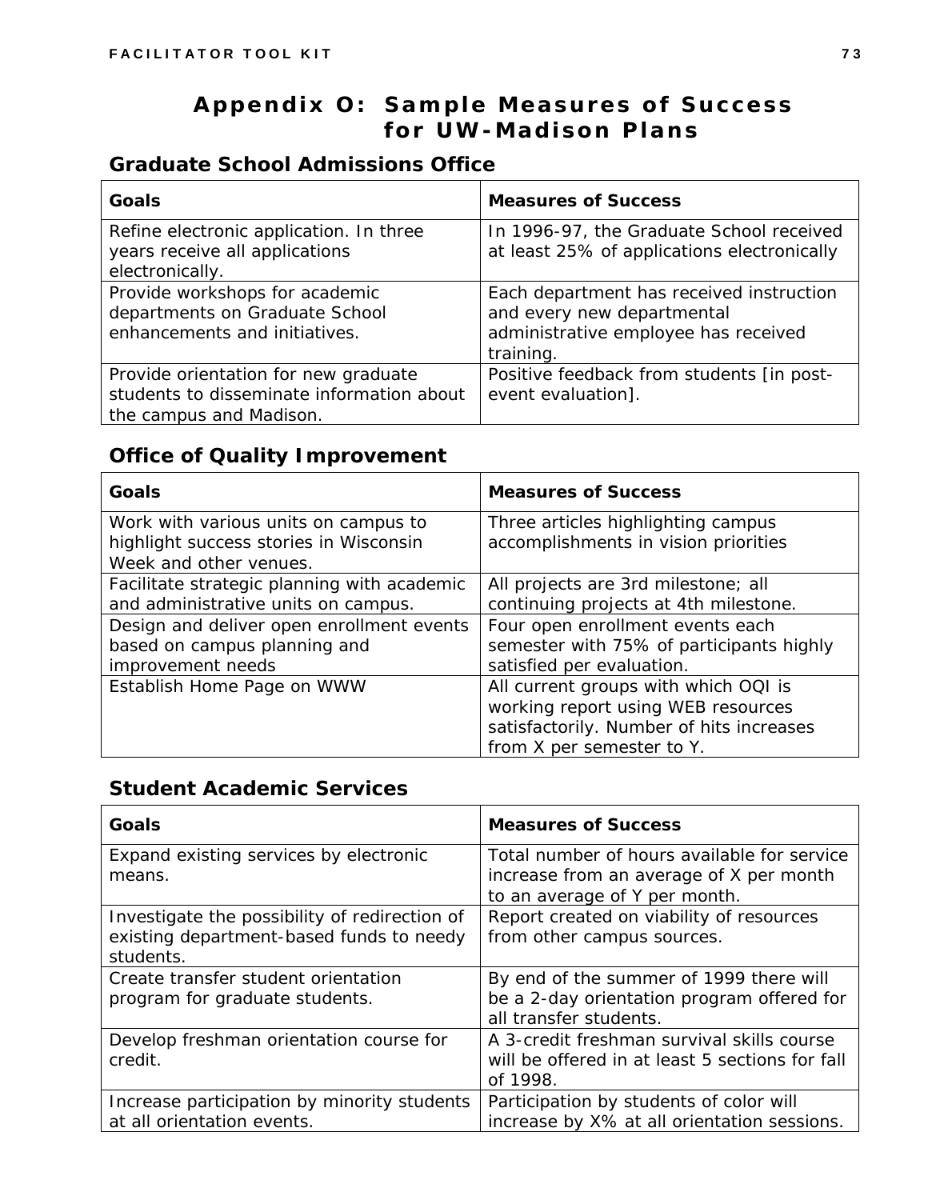# Appendix O: Sample Measures of Success for UW-Madison Plans

## Graduate School Admissions Office

| Goals | Measures of Success |
|---|---|
| Refine electronic application. In three years receive all applications electronically. | In 1996-97, the Graduate School received at least 25% of applications electronically |
| Provide workshops for academic departments on Graduate School enhancements and initiatives. | Each department has received instruction and every new departmental administrative employee has received training. |
| Provide orientation for new graduate students to disseminate information about the campus and Madison. | Positive feedback from students [in post-event evaluation]. |

## Office of Quality Improvement

| Goals | Measures of Success |
|---|---|
| Work with various units on campus to highlight success stories in Wisconsin Week and other venues. | Three articles highlighting campus accomplishments in vision priorities |
| Facilitate strategic planning with academic and administrative units on campus. | All projects are 3rd milestone; all continuing projects at 4th milestone. |
| Design and deliver open enrollment events based on campus planning and improvement needs | Four open enrollment events each semester with 75% of participants highly satisfied per evaluation. |
| Establish Home Page on WWW | All current groups with which OQI is working report using WEB resources satisfactorily. Number of hits increases from X per semester to Y. |

## Student Academic Services

| Goals | Measures of Success |
|---|---|
| Expand existing services by electronic means. | Total number of hours available for service increase from an average of X per month to an average of Y per month. |
| Investigate the possibility of redirection of existing department-based funds to needy students. | Report created on viability of resources from other campus sources. |
| Create transfer student orientation program for graduate students. | By end of the summer of 1999 there will be a 2-day orientation program offered for all transfer students. |
| Develop freshman orientation course for credit. | A 3-credit freshman survival skills course will be offered in at least 5 sections for fall of 1998. |
| Increase participation by minority students at all orientation events. | Participation by students of color will increase by X% at all orientation sessions. |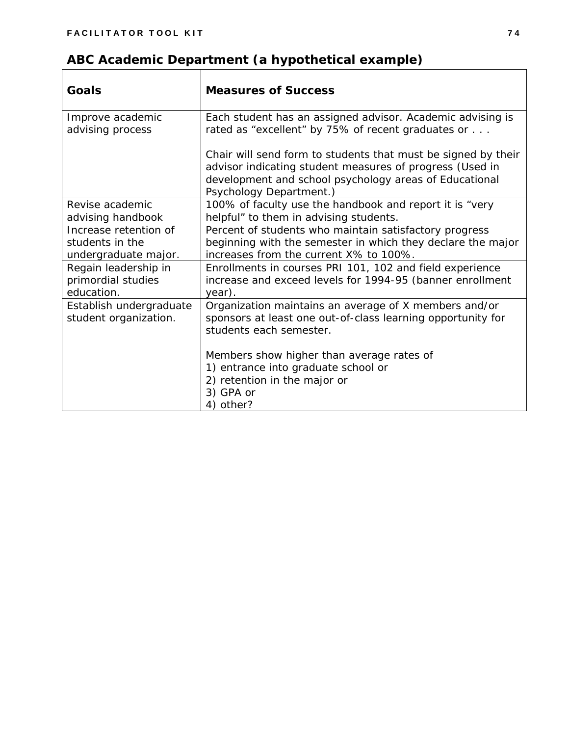## ABC Academic Department (a hypothetical example)

| Goals | Measures of Success |
|---|---|
| Improve academic advising process | Each student has an assigned advisor. Academic advising is rated as "excellent" by 75% of recent graduates or . . .<br><br>Chair will send form to students that must be signed by their advisor indicating student measures of progress (Used in development and school psychology areas of Educational Psychology Department.) |
| Revise academic advising handbook | 100% of faculty use the handbook and report it is "very helpful" to them in advising students. |
| Increase retention of students in the undergraduate major. | Percent of students who maintain satisfactory progress beginning with the semester in which they declare the major increases from the current X% to 100%. |
| Regain leadership in primordial studies education. | Enrollments in courses PRI 101, 102 and field experience increase and exceed levels for 1994-95 (banner enrollment year). |
| Establish undergraduate student organization. | Organization maintains an average of X members and/or sponsors at least one out-of-class learning opportunity for students each semester.<br><br>Members show higher than average rates of<br>1) entrance into graduate school or<br>2) retention in the major or<br>3) GPA or<br>4) other? |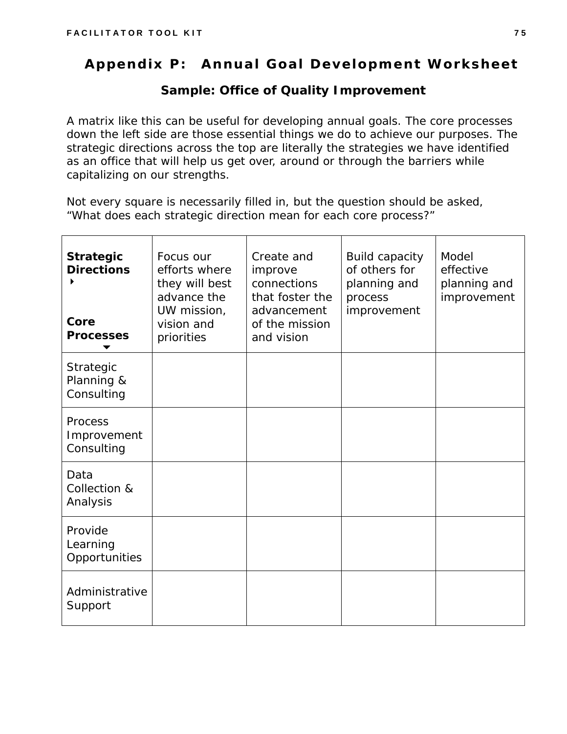# Appendix P: Annual Goal Development Worksheet

### Sample: Office of Quality Improvement

A matrix like this can be useful for developing annual goals. The core processes down the left side are those essential things we do to achieve our purposes. The strategic directions across the top are literally the strategies we have identified as an office that will help us get over, around or through the barriers while capitalizing on our strengths.

Not every square is necessarily filled in, but the question should be asked, "What does each strategic direction mean for each core process?"

| **Strategic Directions** ▸ <br><br> **Core Processes** ▾ | Focus our efforts where they will best advance the UW mission, vision and priorities | Create and improve connections that foster the advancement of the mission and vision | Build capacity of others for planning and process improvement | Model effective planning and improvement |
|---|---|---|---|---|
| Strategic Planning & Consulting | | | | |
| Process Improvement Consulting | | | | |
| Data Collection & Analysis | | | | |
| Provide Learning Opportunities | | | | |
| Administrative Support | | | | |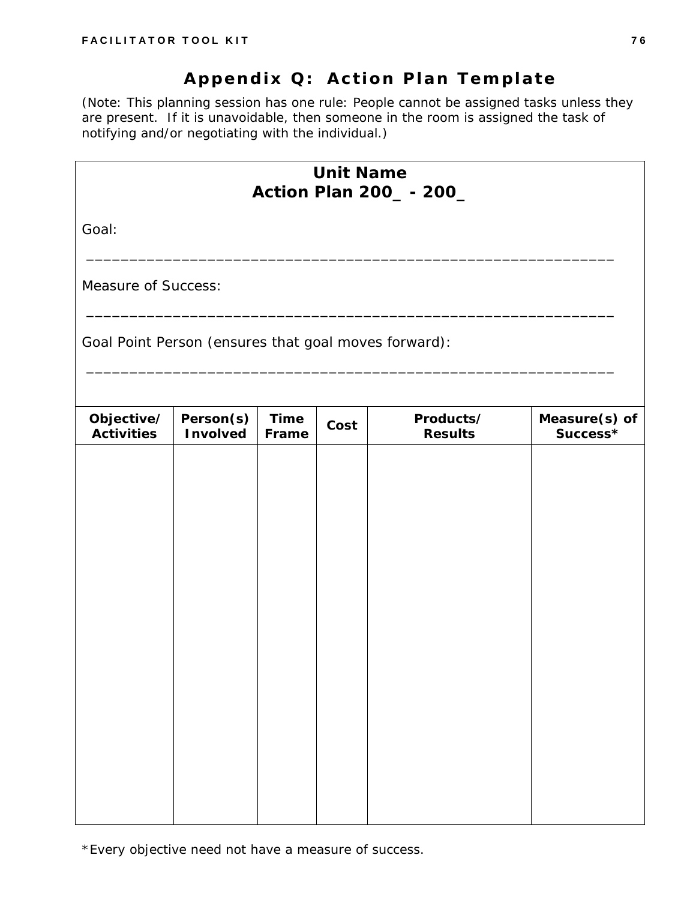# Appendix Q: Action Plan Template

(Note: This planning session has one rule: People cannot be assigned tasks unless they are present. If it is unavoidable, then someone in the room is assigned the task of notifying and/or negotiating with the individual.)

**Unit Name**
**Action Plan 200_ - 200_**

Goal:

______________________________________________________________

Measure of Success:

______________________________________________________________

Goal Point Person (ensures that goal moves forward):

______________________________________________________________

| Objective/ Activities | Person(s) Involved | Time Frame | Cost | Products/ Results | Measure(s) of Success* |
|---|---|---|---|---|---|
| | | | | | |

*Every objective need not have a measure of success.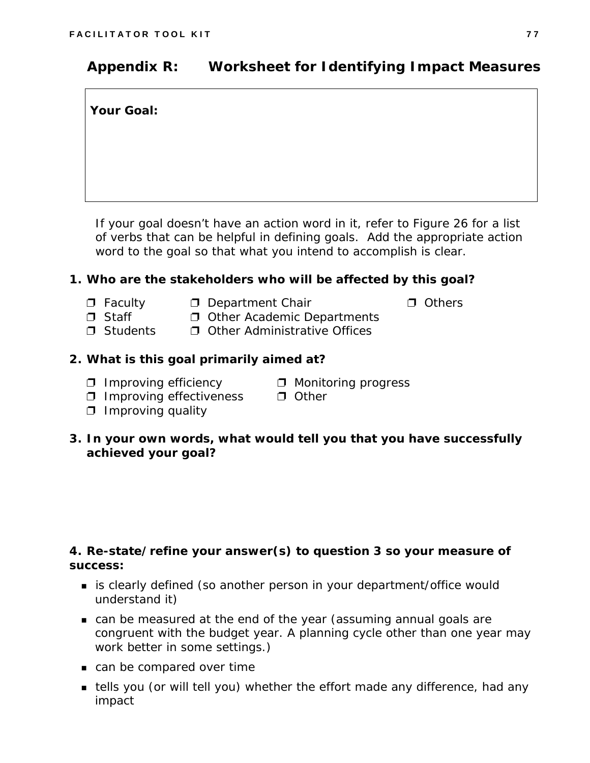## Appendix R: Worksheet for Identifying Impact Measures

**Your Goal:**

If your goal doesn't have an action word in it, refer to Figure 26 for a list of verbs that can be helpful in defining goals. Add the appropriate action word to the goal so that what you intend to accomplish is clear.

**1. Who are the stakeholders who will be affected by this goal?**

- ❒ Faculty
- ❒ Staff
- ❒ Students
- ❒ Department Chair
- ❒ Other Academic Departments
- ❒ Other Administrative Offices
- ❒ Others

**2. What is this goal primarily aimed at?**

- ❒ Improving efficiency
- ❒ Improving effectiveness
- ❒ Improving quality
- ❒ Monitoring progress
- ❒ Other

**3. In your own words, what would tell you that you have successfully achieved your goal?**

**4. Re-state/refine your answer(s) to question 3 so your measure of success:**

- is clearly defined (so another person in your department/office would understand it)
- can be measured at the end of the year (assuming annual goals are congruent with the budget year. A planning cycle other than one year may work better in some settings.)
- can be compared over time
- tells you (or will tell you) whether the effort made any difference, had any impact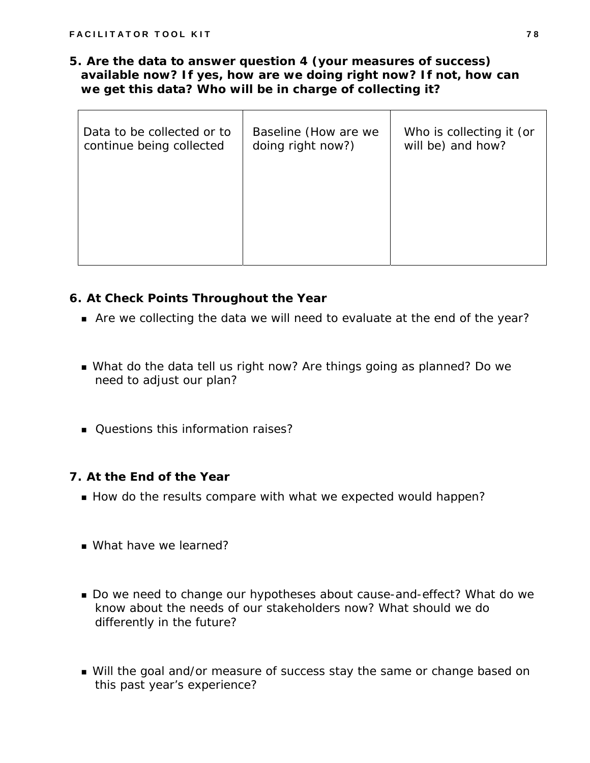**5. Are the data to answer question 4 (your measures of success) available now? If yes, how are we doing right now? If not, how can we get this data? Who will be in charge of collecting it?**

| Data to be collected or to continue being collected | Baseline (How are we doing right now?) | Who is collecting it (or will be) and how? |
|---|---|---|
| | | |

**6. At Check Points Throughout the Year**

- Are we collecting the data we will need to evaluate at the end of the year?
- What do the data tell us right now? Are things going as planned? Do we need to adjust our plan?
- Questions this information raises?

**7. At the End of the Year**

- How do the results compare with what we expected would happen?
- What have we learned?
- Do we need to change our hypotheses about cause-and-effect? What do we know about the needs of our stakeholders now? What should we do differently in the future?
- Will the goal and/or measure of success stay the same or change based on this past year's experience?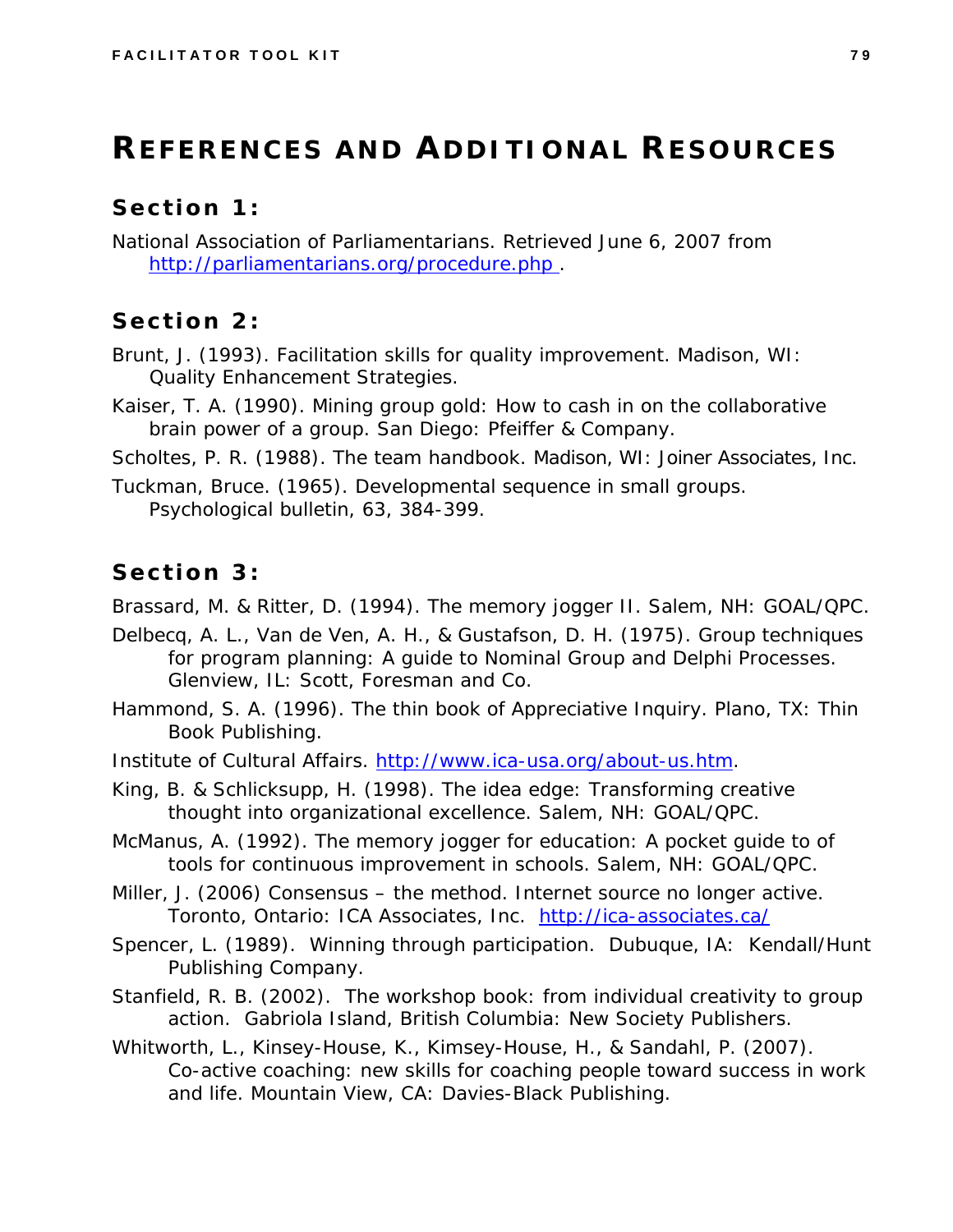# REFERENCES AND ADDITIONAL RESOURCES

## Section 1:

National Association of Parliamentarians. Retrieved June 6, 2007 from http://parliamentarians.org/procedure.php .

## Section 2:

Brunt, J. (1993). Facilitation skills for quality improvement. Madison, WI: Quality Enhancement Strategies.

Kaiser, T. A. (1990). Mining group gold: How to cash in on the collaborative brain power of a group. San Diego: Pfeiffer & Company.

Scholtes, P. R. (1988). The team handbook. Madison, WI: Joiner Associates, Inc.

Tuckman, Bruce. (1965). Developmental sequence in small groups. Psychological bulletin, 63, 384-399.

## Section 3:

Brassard, M. & Ritter, D. (1994). The memory jogger II. Salem, NH: GOAL/QPC.

Delbecq, A. L., Van de Ven, A. H., & Gustafson, D. H. (1975). Group techniques for program planning: A guide to Nominal Group and Delphi Processes. Glenview, IL: Scott, Foresman and Co.

Hammond, S. A. (1996). The thin book of Appreciative Inquiry. Plano, TX: Thin Book Publishing.

Institute of Cultural Affairs. http://www.ica-usa.org/about-us.htm.

King, B. & Schlicksupp, H. (1998). The idea edge: Transforming creative thought into organizational excellence. Salem, NH: GOAL/QPC.

McManus, A. (1992). The memory jogger for education: A pocket guide to of tools for continuous improvement in schools. Salem, NH: GOAL/QPC.

Miller, J. (2006) Consensus – the method. Internet source no longer active. Toronto, Ontario: ICA Associates, Inc. http://ica-associates.ca/

Spencer, L. (1989). Winning through participation. Dubuque, IA: Kendall/Hunt Publishing Company.

Stanfield, R. B. (2002). The workshop book: from individual creativity to group action. Gabriola Island, British Columbia: New Society Publishers.

Whitworth, L., Kinsey-House, K., Kimsey-House, H., & Sandahl, P. (2007). Co-active coaching: new skills for coaching people toward success in work and life. Mountain View, CA: Davies-Black Publishing.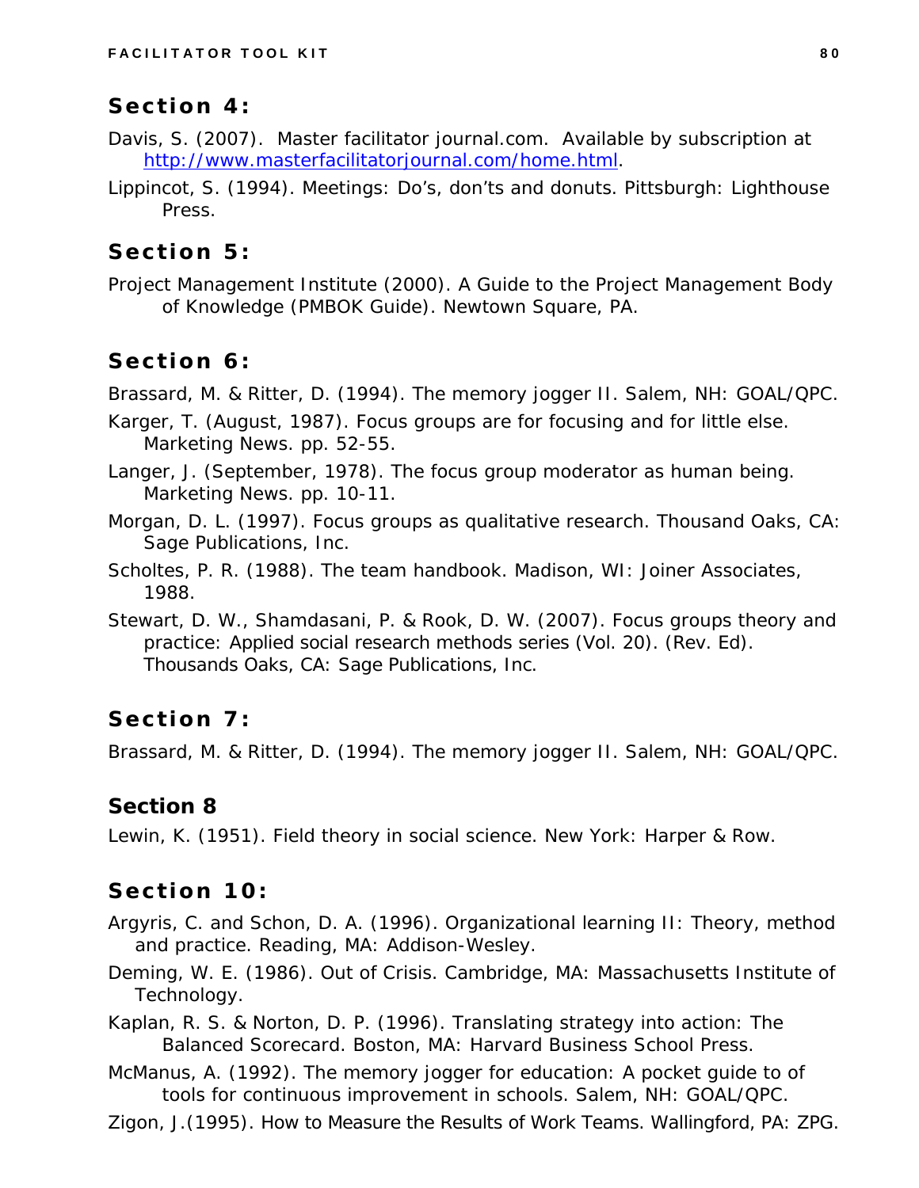## Section 4:

Davis, S. (2007). Master facilitator journal.com. Available by subscription at http://www.masterfacilitatorjournal.com/home.html.

Lippincot, S. (1994). Meetings: Do's, don'ts and donuts. Pittsburgh: Lighthouse Press.

## Section 5:

Project Management Institute (2000). A Guide to the Project Management Body of Knowledge (PMBOK Guide). Newtown Square, PA.

## Section 6:

Brassard, M. & Ritter, D. (1994). The memory jogger II. Salem, NH: GOAL/QPC.

Karger, T. (August, 1987). Focus groups are for focusing and for little else. Marketing News. pp. 52-55.

Langer, J. (September, 1978). The focus group moderator as human being. Marketing News. pp. 10-11.

Morgan, D. L. (1997). Focus groups as qualitative research. Thousand Oaks, CA: Sage Publications, Inc.

Scholtes, P. R. (1988). The team handbook. Madison, WI: Joiner Associates, 1988.

Stewart, D. W., Shamdasani, P. & Rook, D. W. (2007). Focus groups theory and practice: Applied social research methods series (Vol. 20). (Rev. Ed). Thousands Oaks, CA: Sage Publications, Inc.

## Section 7:

Brassard, M. & Ritter, D. (1994). The memory jogger II. Salem, NH: GOAL/QPC.

## Section 8

Lewin, K. (1951). Field theory in social science. New York: Harper & Row.

## Section 10:

Argyris, C. and Schon, D. A. (1996). Organizational learning II: Theory, method and practice. Reading, MA: Addison-Wesley.

Deming, W. E. (1986). Out of Crisis. Cambridge, MA: Massachusetts Institute of Technology.

Kaplan, R. S. & Norton, D. P. (1996). Translating strategy into action: The Balanced Scorecard. Boston, MA: Harvard Business School Press.

McManus, A. (1992). The memory jogger for education: A pocket guide to of tools for continuous improvement in schools. Salem, NH: GOAL/QPC.

Zigon, J.(1995). How to Measure the Results of Work Teams. Wallingford, PA: ZPG.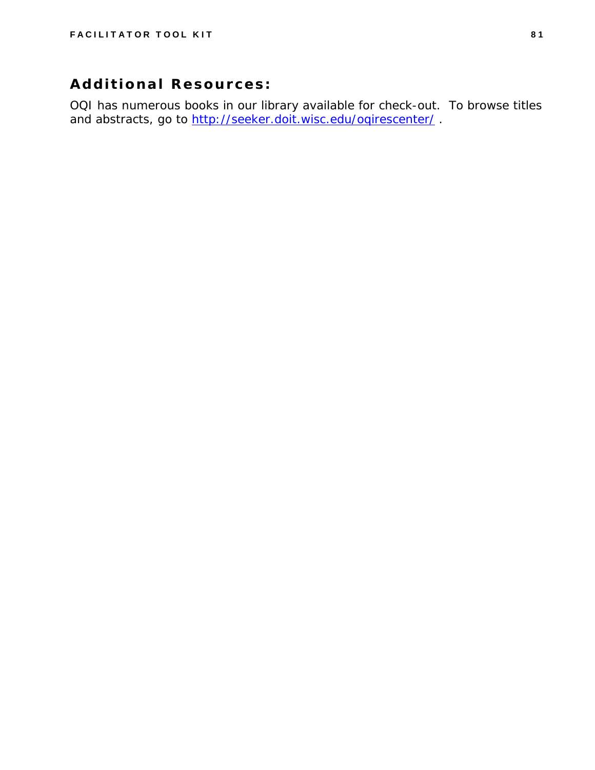## Additional Resources:

OQI has numerous books in our library available for check-out. To browse titles and abstracts, go to [http://seeker.doit.wisc.edu/oqirescenter/](http://seeker.doit.wisc.edu/oqirescenter/) .